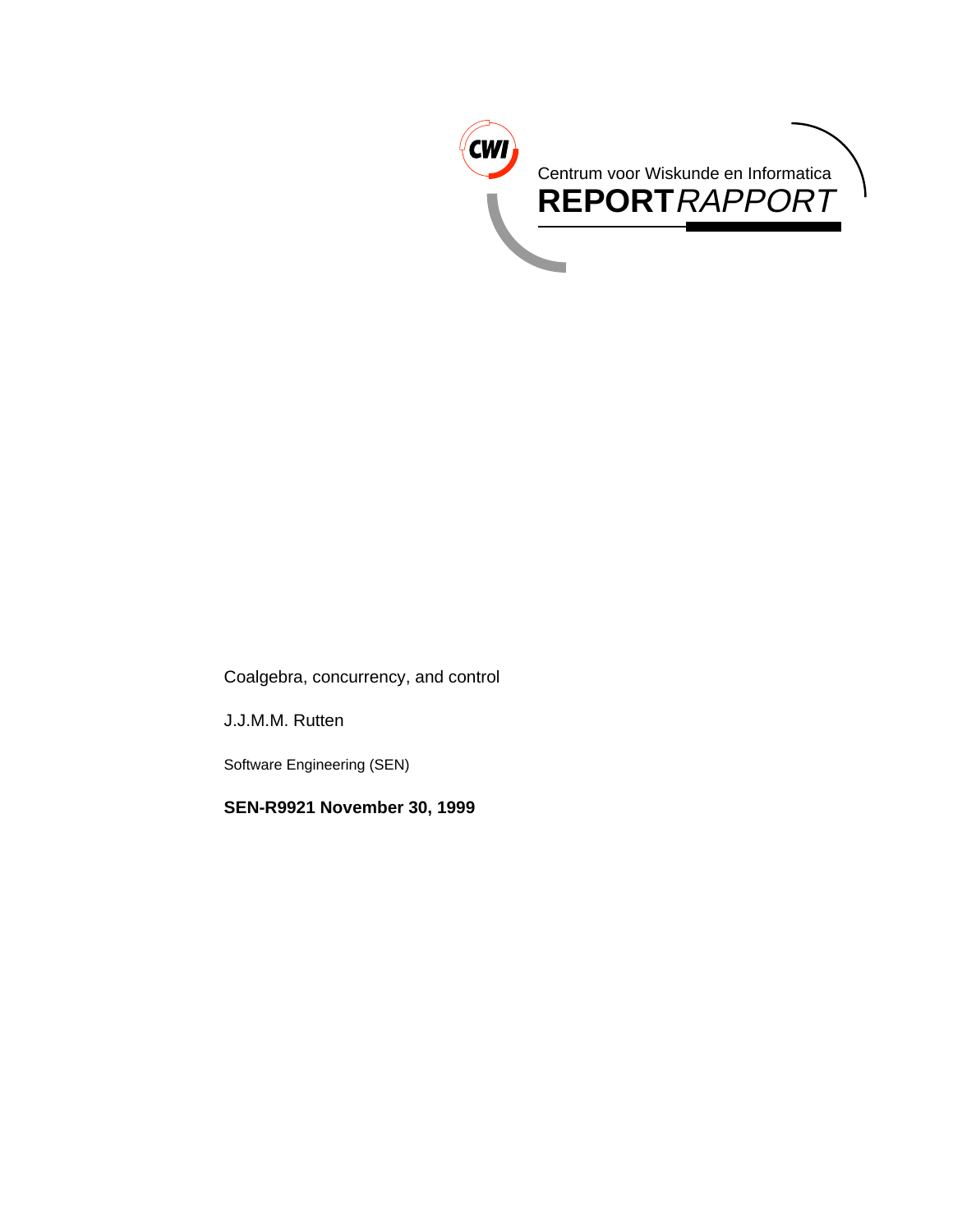Centrum voor Wiskunde en Informatica

**REPORT** *RAPPORT*

Coalgebra, concurrency, and control

J.J.M.M. Rutten

Software Engineering (SEN)

**SEN-R9921 November 30, 1999**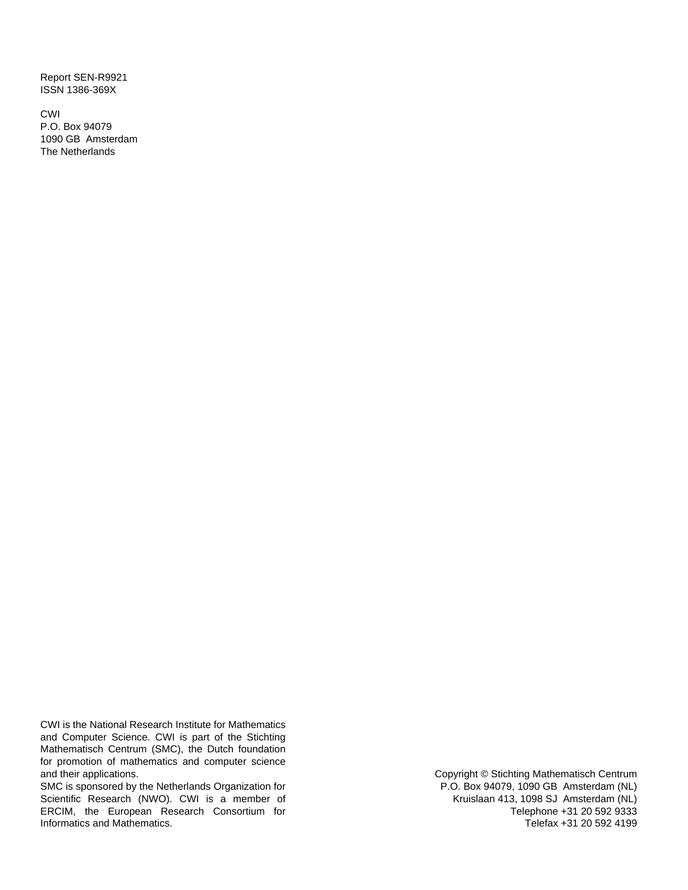Report SEN-R9921
ISSN 1386-369X

CWI
P.O. Box 94079
1090 GB Amsterdam
The Netherlands

CWI is the National Research Institute for Mathematics and Computer Science. CWI is part of the Stichting Mathematisch Centrum (SMC), the Dutch foundation for promotion of mathematics and computer science and their applications.
SMC is sponsored by the Netherlands Organization for Scientific Research (NWO). CWI is a member of ERCIM, the European Research Consortium for Informatics and Mathematics.

Copyright © Stichting Mathematisch Centrum
P.O. Box 94079, 1090 GB Amsterdam (NL)
Kruislaan 413, 1098 SJ Amsterdam (NL)
Telephone +31 20 592 9333
Telefax +31 20 592 4199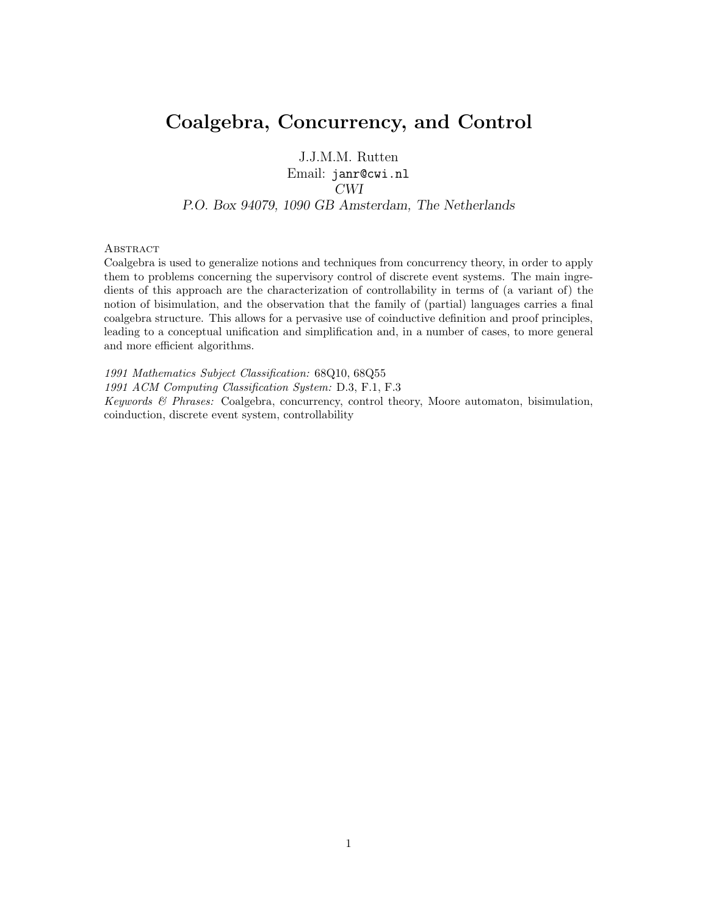# Coalgebra, Concurrency, and Control

J.J.M.M. Rutten
Email: `janr@cwi.nl`
*CWI*
*P.O. Box 94079, 1090 GB Amsterdam, The Netherlands*

Abstract

Coalgebra is used to generalize notions and techniques from concurrency theory, in order to apply them to problems concerning the supervisory control of discrete event systems. The main ingredients of this approach are the characterization of controllability in terms of (a variant of) the notion of bisimulation, and the observation that the family of (partial) languages carries a final coalgebra structure. This allows for a pervasive use of coinductive definition and proof principles, leading to a conceptual unification and simplification and, in a number of cases, to more general and more efficient algorithms.

*1991 Mathematics Subject Classification:* 68Q10, 68Q55
*1991 ACM Computing Classification System:* D.3, F.1, F.3
*Keywords & Phrases:* Coalgebra, concurrency, control theory, Moore automaton, bisimulation, coinduction, discrete event system, controllability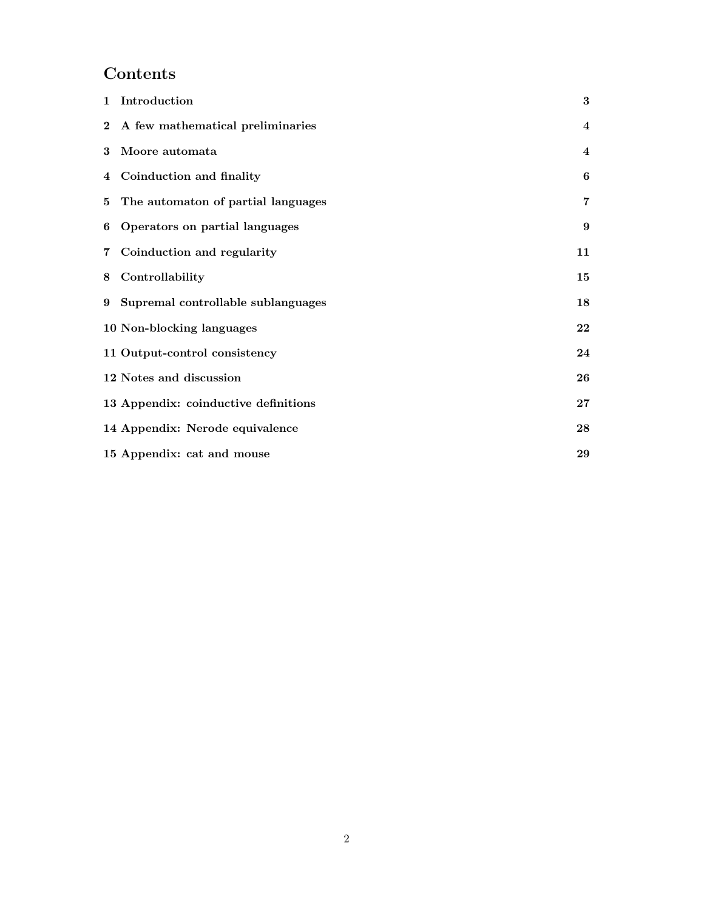# Contents

| | | |
|---|---|---|
| **1** | **Introduction** | **3** |
| **2** | **A few mathematical preliminaries** | **4** |
| **3** | **Moore automata** | **4** |
| **4** | **Coinduction and finality** | **6** |
| **5** | **The automaton of partial languages** | **7** |
| **6** | **Operators on partial languages** | **9** |
| **7** | **Coinduction and regularity** | **11** |
| **8** | **Controllability** | **15** |
| **9** | **Supremal controllable sublanguages** | **18** |
| **10** | **Non-blocking languages** | **22** |
| **11** | **Output-control consistency** | **24** |
| **12** | **Notes and discussion** | **26** |
| **13** | **Appendix: coinductive definitions** | **27** |
| **14** | **Appendix: Nerode equivalence** | **28** |
| **15** | **Appendix: cat and mouse** | **29** |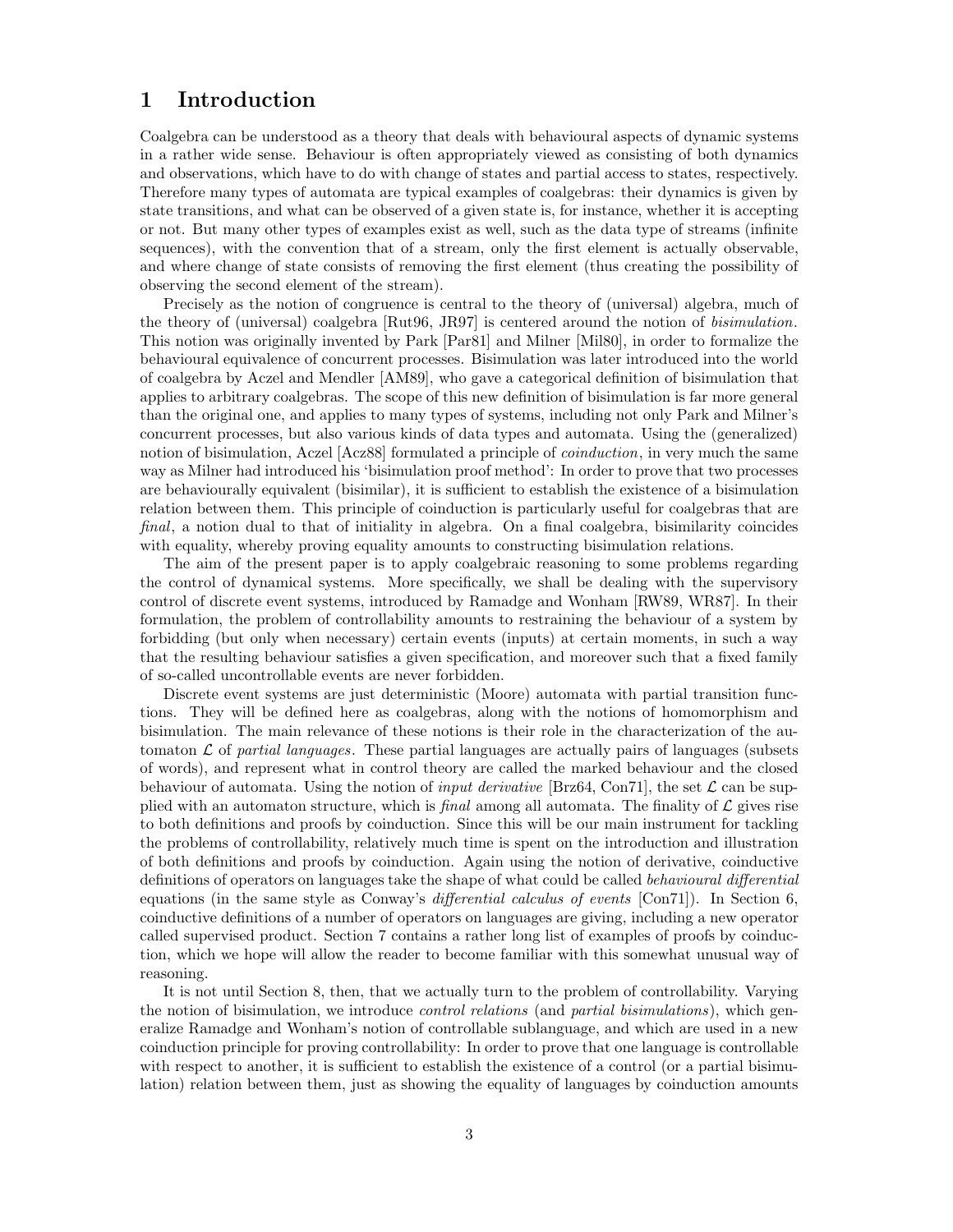# 1 Introduction

Coalgebra can be understood as a theory that deals with behavioural aspects of dynamic systems in a rather wide sense. Behaviour is often appropriately viewed as consisting of both dynamics and observations, which have to do with change of states and partial access to states, respectively. Therefore many types of automata are typical examples of coalgebras: their dynamics is given by state transitions, and what can be observed of a given state is, for instance, whether it is accepting or not. But many other types of examples exist as well, such as the data type of streams (infinite sequences), with the convention that of a stream, only the first element is actually observable, and where change of state consists of removing the first element (thus creating the possibility of observing the second element of the stream).

Precisely as the notion of congruence is central to the theory of (universal) algebra, much of the theory of (universal) coalgebra [Rut96, JR97] is centered around the notion of *bisimulation*. This notion was originally invented by Park [Par81] and Milner [Mil80], in order to formalize the behavioural equivalence of concurrent processes. Bisimulation was later introduced into the world of coalgebra by Aczel and Mendler [AM89], who gave a categorical definition of bisimulation that applies to arbitrary coalgebras. The scope of this new definition of bisimulation is far more general than the original one, and applies to many types of systems, including not only Park and Milner's concurrent processes, but also various kinds of data types and automata. Using the (generalized) notion of bisimulation, Aczel [Acz88] formulated a principle of *coinduction*, in very much the same way as Milner had introduced his 'bisimulation proof method': In order to prove that two processes are behaviourally equivalent (bisimilar), it is sufficient to establish the existence of a bisimulation relation between them. This principle of coinduction is particularly useful for coalgebras that are *final*, a notion dual to that of initiality in algebra. On a final coalgebra, bisimilarity coincides with equality, whereby proving equality amounts to constructing bisimulation relations.

The aim of the present paper is to apply coalgebraic reasoning to some problems regarding the control of dynamical systems. More specifically, we shall be dealing with the supervisory control of discrete event systems, introduced by Ramadge and Wonham [RW89, WR87]. In their formulation, the problem of controllability amounts to restraining the behaviour of a system by forbidding (but only when necessary) certain events (inputs) at certain moments, in such a way that the resulting behaviour satisfies a given specification, and moreover such that a fixed family of so-called uncontrollable events are never forbidden.

Discrete event systems are just deterministic (Moore) automata with partial transition functions. They will be defined here as coalgebras, along with the notions of homomorphism and bisimulation. The main relevance of these notions is their role in the characterization of the automaton $\mathcal{L}$ of *partial languages*. These partial languages are actually pairs of languages (subsets of words), and represent what in control theory are called the marked behaviour and the closed behaviour of automata. Using the notion of *input derivative* [Brz64, Con71], the set $\mathcal{L}$ can be supplied with an automaton structure, which is *final* among all automata. The finality of $\mathcal{L}$ gives rise to both definitions and proofs by coinduction. Since this will be our main instrument for tackling the problems of controllability, relatively much time is spent on the introduction and illustration of both definitions and proofs by coinduction. Again using the notion of derivative, coinductive definitions of operators on languages take the shape of what could be called *behavioural differential* equations (in the same style as Conway's *differential calculus of events* [Con71]). In Section 6, coinductive definitions of a number of operators on languages are giving, including a new operator called supervised product. Section 7 contains a rather long list of examples of proofs by coinduction, which we hope will allow the reader to become familiar with this somewhat unusual way of reasoning.

It is not until Section 8, then, that we actually turn to the problem of controllability. Varying the notion of bisimulation, we introduce *control relations* (and *partial bisimulations*), which generalize Ramadge and Wonham's notion of controllable sublanguage, and which are used in a new coinduction principle for proving controllability: In order to prove that one language is controllable with respect to another, it is sufficient to establish the existence of a control (or a partial bisimulation) relation between them, just as showing the equality of languages by coinduction amounts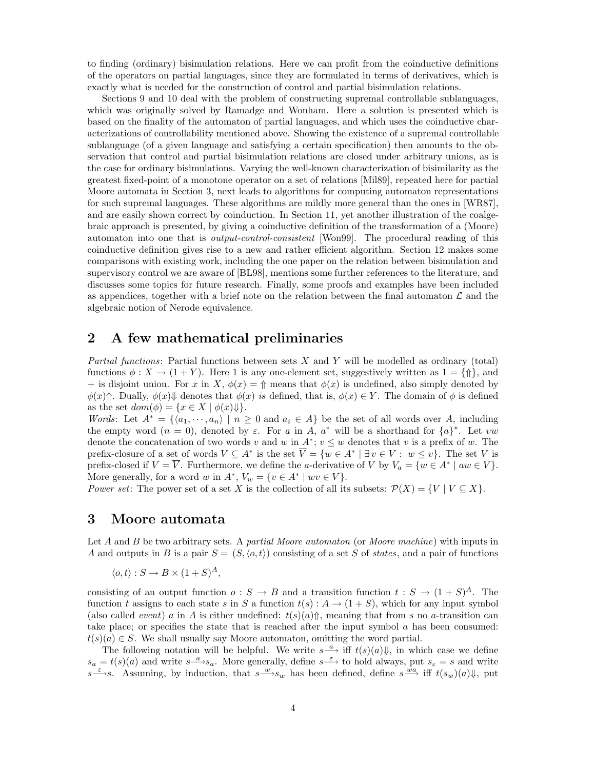to finding (ordinary) bisimulation relations. Here we can profit from the coinductive definitions of the operators on partial languages, since they are formulated in terms of derivatives, which is exactly what is needed for the construction of control and partial bisimulation relations.

Sections 9 and 10 deal with the problem of constructing supremal controllable sublanguages, which was originally solved by Ramadge and Wonham. Here a solution is presented which is based on the finality of the automaton of partial languages, and which uses the coinductive characterizations of controllability mentioned above. Showing the existence of a supremal controllable sublanguage (of a given language and satisfying a certain specification) then amounts to the observation that control and partial bisimulation relations are closed under arbitrary unions, as is the case for ordinary bisimulations. Varying the well-known characterization of bisimilarity as the greatest fixed-point of a monotone operator on a set of relations [Mil89], repeated here for partial Moore automata in Section 3, next leads to algorithms for computing automaton representations for such supremal languages. These algorithms are mildly more general than the ones in [WR87], and are easily shown correct by coinduction. In Section 11, yet another illustration of the coalgebraic approach is presented, by giving a coinductive definition of the transformation of a (Moore) automaton into one that is *output-control-consistent* [Won99]. The procedural reading of this coinductive definition gives rise to a new and rather efficient algorithm. Section 12 makes some comparisons with existing work, including the one paper on the relation between bisimulation and supervisory control we are aware of [BL98], mentions some further references to the literature, and discusses some topics for future research. Finally, some proofs and examples have been included as appendices, together with a brief note on the relation between the final automaton $\mathcal{L}$ and the algebraic notion of Nerode equivalence.

## 2 A few mathematical preliminaries

*Partial functions*: Partial functions between sets $X$ and $Y$ will be modelled as ordinary (total) functions $\phi : X \to (1 + Y)$. Here 1 is any one-element set, suggestively written as $1 = \{\Uparrow\}$, and $+$ is disjoint union. For $x$ in $X$, $\phi(x) = \Uparrow$ means that $\phi(x)$ is undefined, also simply denoted by $\phi(x)\Uparrow$. Dually, $\phi(x)\Downarrow$ denotes that $\phi(x)$ *is* defined, that is, $\phi(x) \in Y$. The domain of $\phi$ is defined as the set $dom(\phi) = \{x \in X \mid \phi(x)\Downarrow\}$.
*Words*: Let $A^* = \{\langle a_1, \cdots, a_n\rangle \mid n \geq 0 \text{ and } a_i \in A\}$ be the set of all words over $A$, including the empty word ($n = 0$), denoted by $\varepsilon$. For $a$ in $A$, $a^*$ will be a shorthand for $\{a\}^*$. Let $vw$ denote the concatenation of two words $v$ and $w$ in $A^*$; $v \leq w$ denotes that $v$ is a prefix of $w$. The prefix-closure of a set of words $V \subseteq A^*$ is the set $\overline{V} = \{w \in A^* \mid \exists\, v \in V : \; w \leq v\}$. The set $V$ is prefix-closed if $V = \overline{V}$. Furthermore, we define the $a$-derivative of $V$ by $V_a = \{w \in A^* \mid aw \in V\}$. More generally, for a word $w$ in $A^*$, $V_w = \{v \in A^* \mid wv \in V\}$.
*Power set*: The power set of a set $X$ is the collection of all its subsets: $\mathcal{P}(X) = \{V \mid V \subseteq X\}$.

## 3 Moore automata

Let $A$ and $B$ be two arbitrary sets. A *partial Moore automaton* (or *Moore machine*) with inputs in $A$ and outputs in $B$ is a pair $S = (S, \langle o, t\rangle)$ consisting of a set $S$ of *states*, and a pair of functions

$$\langle o, t\rangle : S \to B \times (1 + S)^A,$$

consisting of an output function $o : S \to B$ and a transition function $t : S \to (1 + S)^A$. The function $t$ assigns to each state $s$ in $S$ a function $t(s) : A \to (1 + S)$, which for any input symbol (also called *event*) $a$ in $A$ is either undefined: $t(s)(a)\Uparrow$, meaning that from $s$ no $a$-transition can take place; or specifies the state that is reached after the input symbol $a$ has been consumed: $t(s)(a) \in S$. We shall usually say Moore automaton, omitting the word partial.

The following notation will be helpful. We write $s\xrightarrow{a}$ iff $t(s)(a)\Downarrow$, in which case we define $s_a = t(s)(a)$ and write $s\xrightarrow{a}s_a$. More generally, define $s\xrightarrow{\varepsilon}$ to hold always, put $s_\varepsilon = s$ and write $s\xrightarrow{\varepsilon}s$. Assuming, by induction, that $s\xrightarrow{w}s_w$ has been defined, define $s\xrightarrow{wa}$ iff $t(s_w)(a)\Downarrow$, put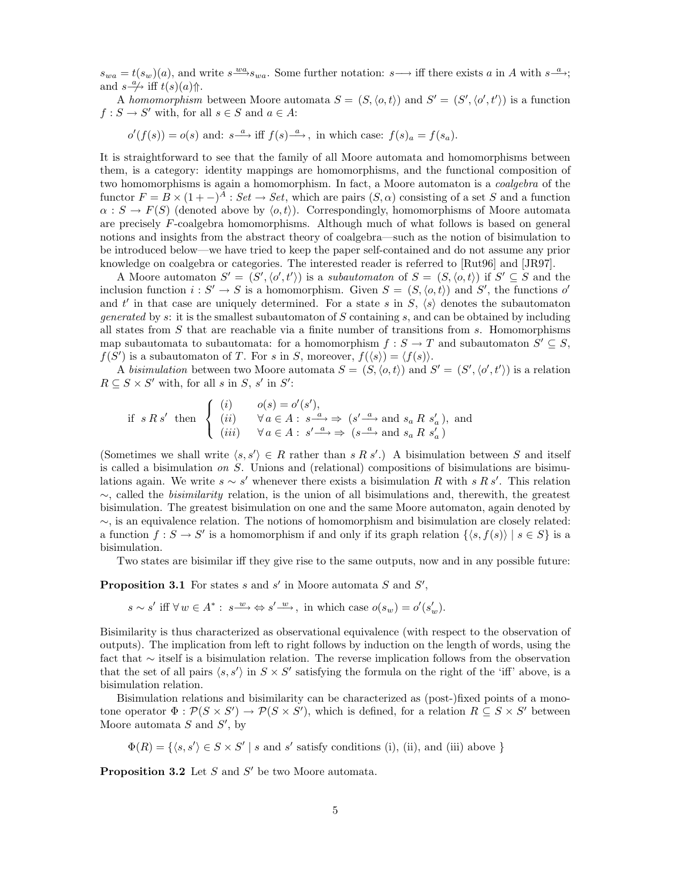$s_{wa} = t(s_w)(a)$, and write $s \xrightarrow{wa} s_{wa}$. Some further notation: $s \longrightarrow$ iff there exists $a$ in $A$ with $s \xrightarrow{a}$; and $s \not\xrightarrow{a}$ iff $t(s)(a) \Uparrow$.

A *homomorphism* between Moore automata $S = (S, \langle o, t \rangle)$ and $S' = (S', \langle o', t' \rangle)$ is a function $f : S \to S'$ with, for all $s \in S$ and $a \in A$:

$$o'(f(s)) = o(s) \text{ and: } s \xrightarrow{a} \text{ iff } f(s) \xrightarrow{a}, \text{ in which case: } f(s)_a = f(s_a).$$

It is straightforward to see that the family of all Moore automata and homomorphisms between them, is a category: identity mappings are homomorphisms, and the functional composition of two homomorphisms is again a homomorphism. In fact, a Moore automaton is a *coalgebra* of the functor $F = B \times (1 + -)^A : Set \to Set$, which are pairs $(S, \alpha)$ consisting of a set $S$ and a function $\alpha : S \to F(S)$ (denoted above by $\langle o, t \rangle$). Correspondingly, homomorphisms of Moore automata are precisely $F$-coalgebra homomorphisms. Although much of what follows is based on general notions and insights from the abstract theory of coalgebra—such as the notion of bisimulation to be introduced below—we have tried to keep the paper self-contained and do not assume any prior knowledge on coalgebra or categories. The interested reader is referred to [Rut96] and [JR97].

A Moore automaton $S' = (S', \langle o', t' \rangle)$ is a *subautomaton* of $S = (S, \langle o, t \rangle)$ if $S' \subseteq S$ and the inclusion function $i : S' \to S$ is a homomorphism. Given $S = (S, \langle o, t \rangle)$ and $S'$, the functions $o'$ and $t'$ in that case are uniquely determined. For a state $s$ in $S$, $\langle s \rangle$ denotes the subautomaton *generated* by $s$: it is the smallest subautomaton of $S$ containing $s$, and can be obtained by including all states from $S$ that are reachable via a finite number of transitions from $s$. Homomorphisms map subautomata to subautomata: for a homomorphism $f : S \to T$ and subautomaton $S' \subseteq S$, $f(S')$ is a subautomaton of $T$. For $s$ in $S$, moreover, $f(\langle s \rangle) = \langle f(s) \rangle$.

A *bisimulation* between two Moore automata $S = (S, \langle o, t \rangle)$ and $S' = (S', \langle o', t' \rangle)$ is a relation $R \subseteq S \times S'$ with, for all $s$ in $S$, $s'$ in $S'$:

$$\text{if } \; s \, R \, s' \; \text{ then } \; \begin{cases} (i) & o(s) = o'(s'), \\ (ii) & \forall \, a \in A : \; s \xrightarrow{a} \Rightarrow \; (s' \xrightarrow{a} \text{ and } s_a \; R \; s'_a \,), \text{ and} \\ (iii) & \forall \, a \in A : \; s' \xrightarrow{a} \Rightarrow \; (s \xrightarrow{a} \text{ and } s_a \; R \; s'_a \,) \end{cases}$$

(Sometimes we shall write $\langle s, s' \rangle \in R$ rather than $s \, R \, s'$.) A bisimulation between $S$ and itself is called a bisimulation *on* $S$. Unions and (relational) compositions of bisimulations are bisimulations again. We write $s \sim s'$ whenever there exists a bisimulation $R$ with $s \, R \, s'$. This relation $\sim$, called the *bisimilarity* relation, is the union of all bisimulations and, therewith, the greatest bisimulation. The greatest bisimulation on one and the same Moore automaton, again denoted by $\sim$, is an equivalence relation. The notions of homomorphism and bisimulation are closely related: a function $f : S \to S'$ is a homomorphism if and only if its graph relation $\{\langle s, f(s) \rangle \mid s \in S\}$ is a bisimulation.

Two states are bisimilar iff they give rise to the same outputs, now and in any possible future:

**Proposition 3.1** For states $s$ and $s'$ in Moore automata $S$ and $S'$,

$$s \sim s' \text{ iff } \forall \, w \in A^* : \; s \xrightarrow{w} \Leftrightarrow s' \xrightarrow{w}, \text{ in which case } o(s_w) = o'(s'_w).$$

Bisimilarity is thus characterized as observational equivalence (with respect to the observation of outputs). The implication from left to right follows by induction on the length of words, using the fact that $\sim$ itself is a bisimulation relation. The reverse implication follows from the observation that the set of all pairs $\langle s, s' \rangle$ in $S \times S'$ satisfying the formula on the right of the 'iff' above, is a bisimulation relation.

Bisimulation relations and bisimilarity can be characterized as (post-)fixed points of a monotone operator $\Phi : \mathcal{P}(S \times S') \to \mathcal{P}(S \times S')$, which is defined, for a relation $R \subseteq S \times S'$ between Moore automata $S$ and $S'$, by

$$\Phi(R) = \{\langle s, s' \rangle \in S \times S' \mid s \text{ and } s' \text{ satisfy conditions (i), (ii), and (iii) above } \}$$

**Proposition 3.2** Let $S$ and $S'$ be two Moore automata.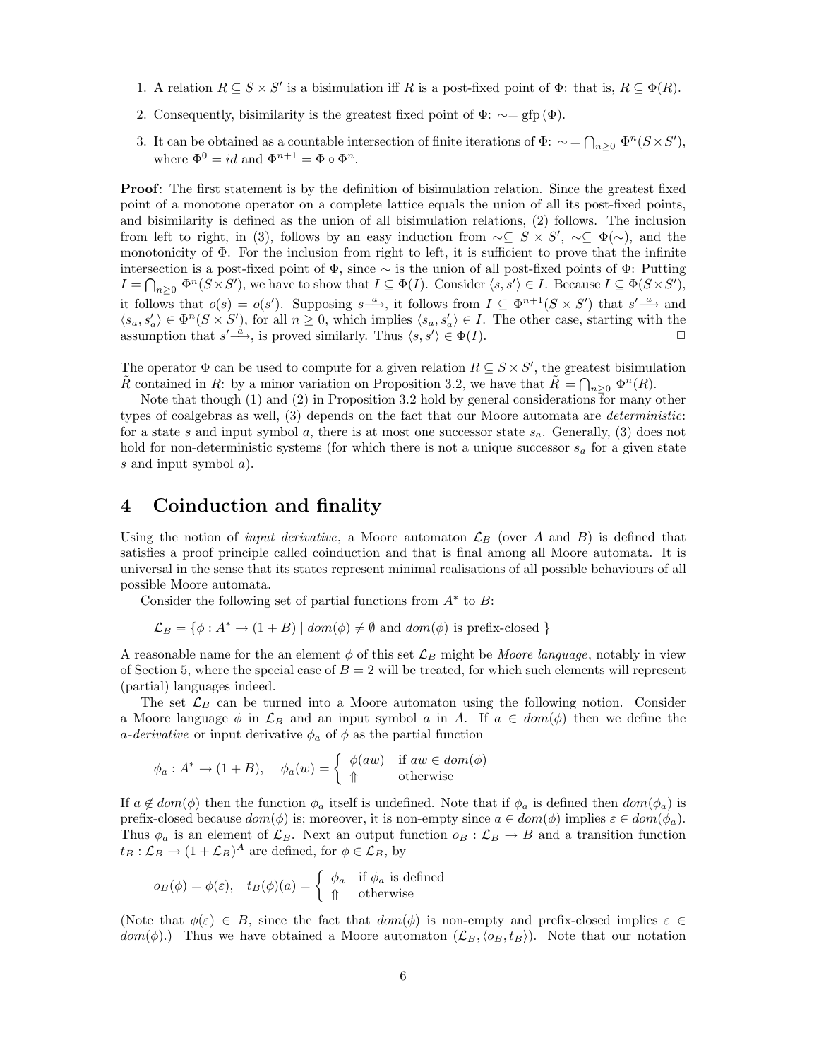1. A relation $R \subseteq S \times S'$ is a bisimulation iff $R$ is a post-fixed point of $\Phi$: that is, $R \subseteq \Phi(R)$.

2. Consequently, bisimilarity is the greatest fixed point of $\Phi$: $\sim = \text{gfp}(\Phi)$.

3. It can be obtained as a countable intersection of finite iterations of $\Phi$: $\sim = \bigcap_{n \geq 0} \Phi^n(S \times S')$, where $\Phi^0 = id$ and $\Phi^{n+1} = \Phi \circ \Phi^n$.

**Proof**: The first statement is by the definition of bisimulation relation. Since the greatest fixed point of a monotone operator on a complete lattice equals the union of all its post-fixed points, and bisimilarity is defined as the union of all bisimulation relations, (2) follows. The inclusion from left to right, in (3), follows by an easy induction from $\sim \subseteq S \times S'$, $\sim \subseteq \Phi(\sim)$, and the monotonicity of $\Phi$. For the inclusion from right to left, it is sufficient to prove that the infinite intersection is a post-fixed point of $\Phi$, since $\sim$ is the union of all post-fixed points of $\Phi$: Putting $I = \bigcap_{n \geq 0} \Phi^n(S \times S')$, we have to show that $I \subseteq \Phi(I)$. Consider $\langle s, s' \rangle \in I$. Because $I \subseteq \Phi(S \times S')$, it follows that $o(s) = o(s')$. Supposing $s \xrightarrow{a}$, it follows from $I \subseteq \Phi^{n+1}(S \times S')$ that $s' \xrightarrow{a}$ and $\langle s_a, s'_a \rangle \in \Phi^n(S \times S')$, for all $n \geq 0$, which implies $\langle s_a, s'_a \rangle \in I$. The other case, starting with the assumption that $s' \xrightarrow{a}$, is proved similarly. Thus $\langle s, s' \rangle \in \Phi(I)$. □

The operator $\Phi$ can be used to compute for a given relation $R \subseteq S \times S'$, the greatest bisimulation $\tilde{R}$ contained in $R$: by a minor variation on Proposition 3.2, we have that $\tilde{R} = \bigcap_{n \geq 0} \Phi^n(R)$.

Note that though (1) and (2) in Proposition 3.2 hold by general considerations for many other types of coalgebras as well, (3) depends on the fact that our Moore automata are *deterministic*: for a state $s$ and input symbol $a$, there is at most one successor state $s_a$. Generally, (3) does not hold for non-deterministic systems (for which there is not a unique successor $s_a$ for a given state $s$ and input symbol $a$).

# 4 Coinduction and finality

Using the notion of *input derivative*, a Moore automaton $\mathcal{L}_B$ (over $A$ and $B$) is defined that satisfies a proof principle called coinduction and that is final among all Moore automata. It is universal in the sense that its states represent minimal realisations of all possible behaviours of all possible Moore automata.

Consider the following set of partial functions from $A^*$ to $B$:

$$\mathcal{L}_B = \{\phi : A^* \to (1 + B) \mid dom(\phi) \neq \emptyset \text{ and } dom(\phi) \text{ is prefix-closed } \}$$

A reasonable name for the an element $\phi$ of this set $\mathcal{L}_B$ might be *Moore language*, notably in view of Section 5, where the special case of $B = 2$ will be treated, for which such elements will represent (partial) languages indeed.

The set $\mathcal{L}_B$ can be turned into a Moore automaton using the following notion. Consider a Moore language $\phi$ in $\mathcal{L}_B$ and an input symbol $a$ in $A$. If $a \in dom(\phi)$ then we define the *a-derivative* or input derivative $\phi_a$ of $\phi$ as the partial function

$$\phi_a : A^* \to (1 + B), \quad \phi_a(w) = \begin{cases} \phi(aw) & \text{if } aw \in dom(\phi) \\ \Uparrow & \text{otherwise} \end{cases}$$

If $a \notin dom(\phi)$ then the function $\phi_a$ itself is undefined. Note that if $\phi_a$ is defined then $dom(\phi_a)$ is prefix-closed because $dom(\phi)$ is; moreover, it is non-empty since $a \in dom(\phi)$ implies $\varepsilon \in dom(\phi_a)$. Thus $\phi_a$ is an element of $\mathcal{L}_B$. Next an output function $o_B : \mathcal{L}_B \to B$ and a transition function $t_B : \mathcal{L}_B \to (1 + \mathcal{L}_B)^A$ are defined, for $\phi \in \mathcal{L}_B$, by

$$o_B(\phi) = \phi(\varepsilon), \quad t_B(\phi)(a) = \begin{cases} \phi_a & \text{if } \phi_a \text{ is defined} \\ \Uparrow & \text{otherwise} \end{cases}$$

(Note that $\phi(\varepsilon) \in B$, since the fact that $dom(\phi)$ is non-empty and prefix-closed implies $\varepsilon \in dom(\phi)$.) Thus we have obtained a Moore automaton $(\mathcal{L}_B, \langle o_B, t_B \rangle)$. Note that our notation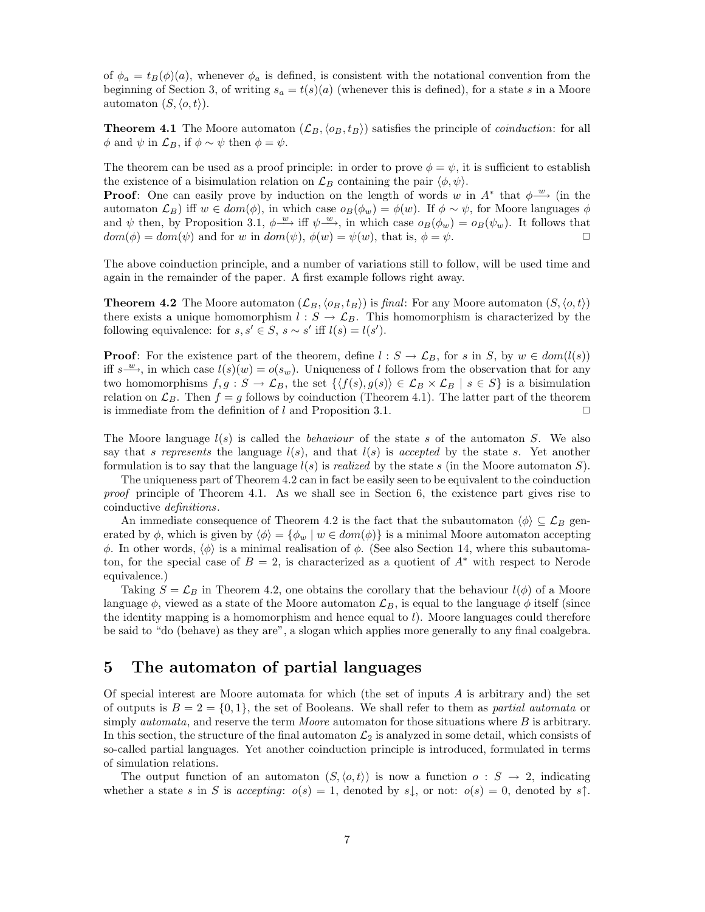of $\phi_a = t_B(\phi)(a)$, whenever $\phi_a$ is defined, is consistent with the notational convention from the beginning of Section 3, of writing $s_a = t(s)(a)$ (whenever this is defined), for a state $s$ in a Moore automaton $(S, \langle o, t \rangle)$.

**Theorem 4.1** The Moore automaton $(\mathcal{L}_B, \langle o_B, t_B \rangle)$ satisfies the principle of *coinduction*: for all $\phi$ and $\psi$ in $\mathcal{L}_B$, if $\phi \sim \psi$ then $\phi = \psi$.

The theorem can be used as a proof principle: in order to prove $\phi = \psi$, it is sufficient to establish the existence of a bisimulation relation on $\mathcal{L}_B$ containing the pair $\langle \phi, \psi \rangle$.
**Proof**: One can easily prove by induction on the length of words $w$ in $A^*$ that $\phi \xrightarrow{w}$ (in the automaton $\mathcal{L}_B$) iff $w \in dom(\phi)$, in which case $o_B(\phi_w) = \phi(w)$. If $\phi \sim \psi$, for Moore languages $\phi$ and $\psi$ then, by Proposition 3.1, $\phi \xrightarrow{w}$ iff $\psi \xrightarrow{w}$, in which case $o_B(\phi_w) = o_B(\psi_w)$. It follows that $dom(\phi) = dom(\psi)$ and for $w$ in $dom(\psi)$, $\phi(w) = \psi(w)$, that is, $\phi = \psi$. □

The above coinduction principle, and a number of variations still to follow, will be used time and again in the remainder of the paper. A first example follows right away.

**Theorem 4.2** The Moore automaton $(\mathcal{L}_B, \langle o_B, t_B \rangle)$ is *final*: For any Moore automaton $(S, \langle o, t \rangle)$ there exists a unique homomorphism $l : S \to \mathcal{L}_B$. This homomorphism is characterized by the following equivalence: for $s, s' \in S$, $s \sim s'$ iff $l(s) = l(s')$.

**Proof**: For the existence part of the theorem, define $l : S \to \mathcal{L}_B$, for $s$ in $S$, by $w \in dom(l(s))$ iff $s \xrightarrow{w}$, in which case $l(s)(w) = o(s_w)$. Uniqueness of $l$ follows from the observation that for any two homomorphisms $f, g : S \to \mathcal{L}_B$, the set $\{\langle f(s), g(s) \rangle \in \mathcal{L}_B \times \mathcal{L}_B \mid s \in S\}$ is a bisimulation relation on $\mathcal{L}_B$. Then $f = g$ follows by coinduction (Theorem 4.1). The latter part of the theorem is immediate from the definition of $l$ and Proposition 3.1. □

The Moore language $l(s)$ is called the *behaviour* of the state $s$ of the automaton $S$. We also say that $s$ *represents* the language $l(s)$, and that $l(s)$ is *accepted* by the state $s$. Yet another formulation is to say that the language $l(s)$ is *realized* by the state $s$ (in the Moore automaton $S$).

The uniqueness part of Theorem 4.2 can in fact be easily seen to be equivalent to the coinduction *proof* principle of Theorem 4.1. As we shall see in Section 6, the existence part gives rise to coinductive *definitions*.

An immediate consequence of Theorem 4.2 is the fact that the subautomaton $\langle \phi \rangle \subseteq \mathcal{L}_B$ generated by $\phi$, which is given by $\langle \phi \rangle = \{\phi_w \mid w \in dom(\phi)\}$ is a minimal Moore automaton accepting $\phi$. In other words, $\langle \phi \rangle$ is a minimal realisation of $\phi$. (See also Section 14, where this subautomaton, for the special case of $B = 2$, is characterized as a quotient of $A^*$ with respect to Nerode equivalence.)

Taking $S = \mathcal{L}_B$ in Theorem 4.2, one obtains the corollary that the behaviour $l(\phi)$ of a Moore language $\phi$, viewed as a state of the Moore automaton $\mathcal{L}_B$, is equal to the language $\phi$ itself (since the identity mapping is a homomorphism and hence equal to $l$). Moore languages could therefore be said to "do (behave) as they are", a slogan which applies more generally to any final coalgebra.

## 5 The automaton of partial languages

Of special interest are Moore automata for which (the set of inputs $A$ is arbitrary and) the set of outputs is $B = 2 = \{0, 1\}$, the set of Booleans. We shall refer to them as *partial automata* or simply *automata*, and reserve the term *Moore* automaton for those situations where $B$ is arbitrary. In this section, the structure of the final automaton $\mathcal{L}_2$ is analyzed in some detail, which consists of so-called partial languages. Yet another coinduction principle is introduced, formulated in terms of simulation relations.

The output function of an automaton $(S, \langle o, t \rangle)$ is now a function $o : S \to 2$, indicating whether a state $s$ in $S$ is *accepting*: $o(s) = 1$, denoted by $s\downarrow$, or not: $o(s) = 0$, denoted by $s\uparrow$.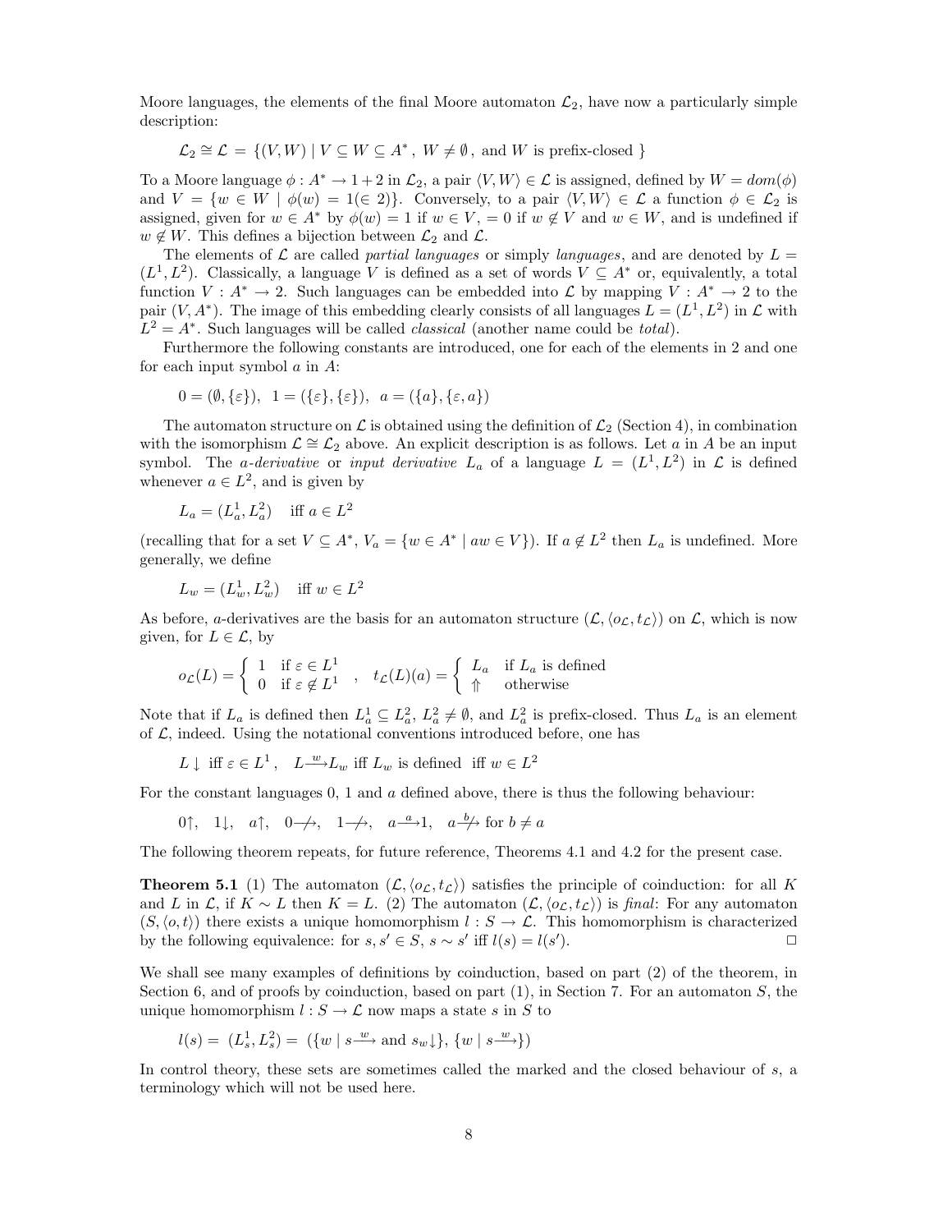Moore languages, the elements of the final Moore automaton $\mathcal{L}_2$, have now a particularly simple description:

$$\mathcal{L}_2 \cong \mathcal{L} = \{(V, W) \mid V \subseteq W \subseteq A^*,\ W \neq \emptyset, \text{ and } W \text{ is prefix-closed }\}$$

To a Moore language $\phi : A^* \to 1 + 2$ in $\mathcal{L}_2$, a pair $\langle V, W\rangle \in \mathcal{L}$ is assigned, defined by $W = dom(\phi)$ and $V = \{w \in W \mid \phi(w) = 1 (\in 2)\}$. Conversely, to a pair $\langle V, W\rangle \in \mathcal{L}$ a function $\phi \in \mathcal{L}_2$ is assigned, given for $w \in A^*$ by $\phi(w) = 1$ if $w \in V$, $= 0$ if $w \notin V$ and $w \in W$, and is undefined if $w \notin W$. This defines a bijection between $\mathcal{L}_2$ and $\mathcal{L}$.

The elements of $\mathcal{L}$ are called *partial languages* or simply *languages*, and are denoted by $L = (L^1, L^2)$. Classically, a language $V$ is defined as a set of words $V \subseteq A^*$ or, equivalently, a total function $V : A^* \to 2$. Such languages can be embedded into $\mathcal{L}$ by mapping $V : A^* \to 2$ to the pair $(V, A^*)$. The image of this embedding clearly consists of all languages $L = (L^1, L^2)$ in $\mathcal{L}$ with $L^2 = A^*$. Such languages will be called *classical* (another name could be *total*).

Furthermore the following constants are introduced, one for each of the elements in 2 and one for each input symbol $a$ in $A$:

$$0 = (\emptyset, \{\varepsilon\}),\ \ 1 = (\{\varepsilon\}, \{\varepsilon\}),\ \ a = (\{a\}, \{\varepsilon, a\})$$

The automaton structure on $\mathcal{L}$ is obtained using the definition of $\mathcal{L}_2$ (Section 4), in combination with the isomorphism $\mathcal{L} \cong \mathcal{L}_2$ above. An explicit description is as follows. Let $a$ in $A$ be an input symbol. The *a-derivative* or *input derivative* $L_a$ of a language $L = (L^1, L^2)$ in $\mathcal{L}$ is defined whenever $a \in L^2$, and is given by

$$L_a = (L^1_a, L^2_a) \quad \text{iff } a \in L^2$$

(recalling that for a set $V \subseteq A^*$, $V_a = \{w \in A^* \mid aw \in V\}$). If $a \notin L^2$ then $L_a$ is undefined. More generally, we define

$$L_w = (L^1_w, L^2_w) \quad \text{iff } w \in L^2$$

As before, $a$-derivatives are the basis for an automaton structure $(\mathcal{L}, \langle o_\mathcal{L}, t_\mathcal{L}\rangle)$ on $\mathcal{L}$, which is now given, for $L \in \mathcal{L}$, by

$$o_\mathcal{L}(L) = \begin{cases} 1 & \text{if } \varepsilon \in L^1 \\ 0 & \text{if } \varepsilon \notin L^1 \end{cases} \quad , \quad t_\mathcal{L}(L)(a) = \begin{cases} L_a & \text{if } L_a \text{ is defined} \\ \Uparrow & \text{otherwise} \end{cases}$$

Note that if $L_a$ is defined then $L^1_a \subseteq L^2_a$, $L^2_a \neq \emptyset$, and $L^2_a$ is prefix-closed. Thus $L_a$ is an element of $\mathcal{L}$, indeed. Using the notational conventions introduced before, one has

$$L\downarrow \ \text{iff } \varepsilon \in L^1, \quad L \xrightarrow{w} L_w \text{ iff } L_w \text{ is defined } \text{ iff } w \in L^2$$

For the constant languages 0, 1 and $a$ defined above, there is thus the following behaviour:

$$0\uparrow,\ \ 1\downarrow,\ \ a\uparrow,\ \ 0 \not\rightarrow,\ \ 1 \not\rightarrow,\ \ a \xrightarrow{a} 1,\ \ a \not\xrightarrow{b} \text{ for } b \neq a$$

The following theorem repeats, for future reference, Theorems 4.1 and 4.2 for the present case.

**Theorem 5.1** (1) The automaton $(\mathcal{L}, \langle o_\mathcal{L}, t_\mathcal{L}\rangle)$ satisfies the principle of coinduction: for all $K$ and $L$ in $\mathcal{L}$, if $K \sim L$ then $K = L$. (2) The automaton $(\mathcal{L}, \langle o_\mathcal{L}, t_\mathcal{L}\rangle)$ is *final*: For any automaton $(S, \langle o, t\rangle)$ there exists a unique homomorphism $l : S \to \mathcal{L}$. This homomorphism is characterized by the following equivalence: for $s, s' \in S$, $s \sim s'$ iff $l(s) = l(s')$. □

We shall see many examples of definitions by coinduction, based on part (2) of the theorem, in Section 6, and of proofs by coinduction, based on part (1), in Section 7. For an automaton $S$, the unique homomorphism $l : S \to \mathcal{L}$ now maps a state $s$ in $S$ to

$$l(s) = (L^1_s, L^2_s) = (\{w \mid s \xrightarrow{w} \text{ and } s_w\downarrow\}, \{w \mid s \xrightarrow{w}\})$$

In control theory, these sets are sometimes called the marked and the closed behaviour of $s$, a terminology which will not be used here.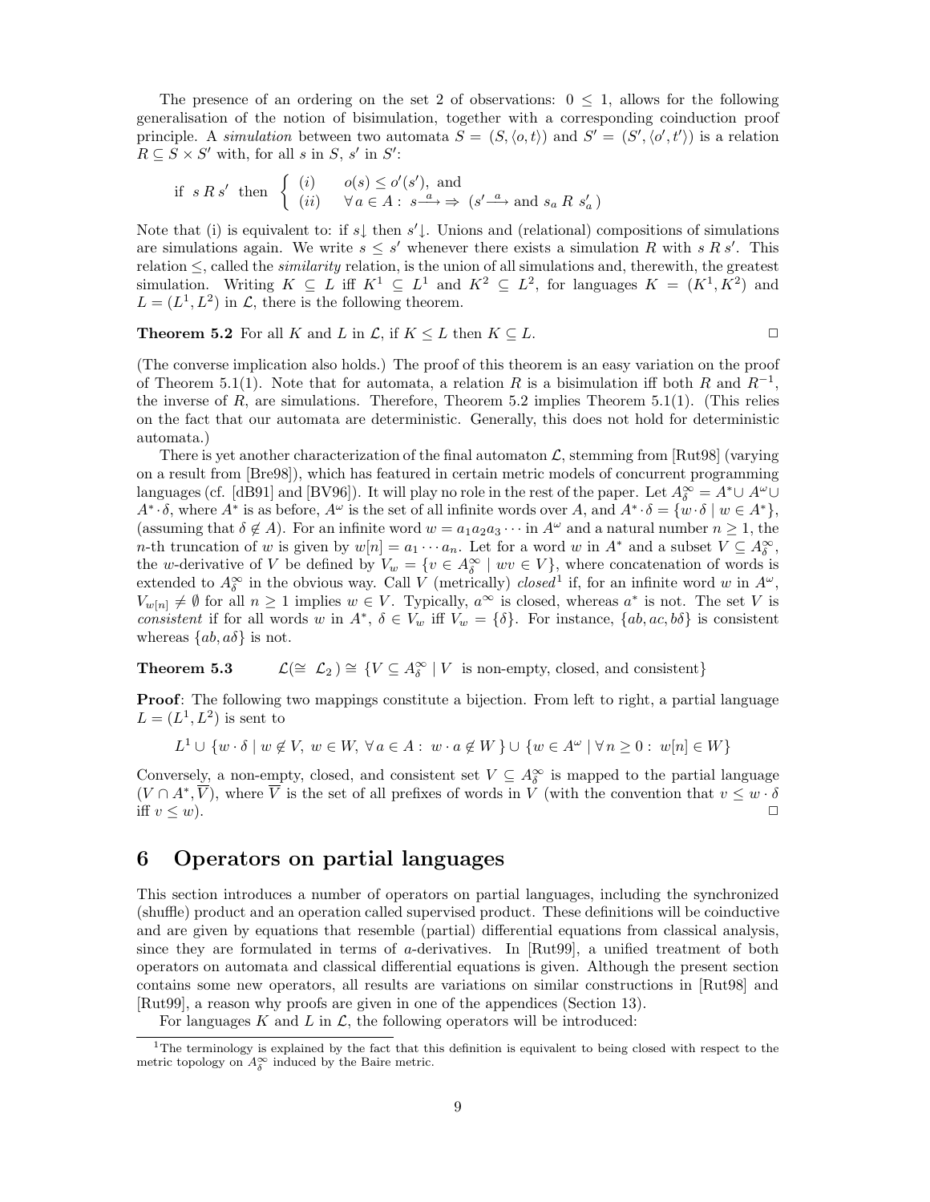The presence of an ordering on the set 2 of observations: $0 \leq 1$, allows for the following generalisation of the notion of bisimulation, together with a corresponding coinduction proof principle. A *simulation* between two automata $S = (S, \langle o, t \rangle)$ and $S' = (S', \langle o', t' \rangle)$ is a relation $R \subseteq S \times S'$ with, for all $s$ in $S$, $s'$ in $S'$:

$$\text{if } \; s \, R \, s' \; \text{ then } \; \left\{ \begin{array}{ll} (i) & o(s) \leq o'(s'), \text{ and} \\ (ii) & \forall \, a \in A : \; s \xrightarrow{a} \Rightarrow \; (s' \xrightarrow{a} \text{ and } s_a \; R \; s'_a \,) \end{array} \right.$$

Note that (i) is equivalent to: if $s\!\downarrow$ then $s'\!\downarrow$. Unions and (relational) compositions of simulations are simulations again. We write $s \leq s'$ whenever there exists a simulation $R$ with $s \, R \, s'$. This relation $\leq$, called the *similarity* relation, is the union of all simulations and, therewith, the greatest simulation. Writing $K \subseteq L$ iff $K^1 \subseteq L^1$ and $K^2 \subseteq L^2$, for languages $K = (K^1, K^2)$ and $L = (L^1, L^2)$ in $\mathcal{L}$, there is the following theorem.

**Theorem 5.2** For all $K$ and $L$ in $\mathcal{L}$, if $K \leq L$ then $K \subseteq L$. $\Box$

(The converse implication also holds.) The proof of this theorem is an easy variation on the proof of Theorem 5.1(1). Note that for automata, a relation $R$ is a bisimulation iff both $R$ and $R^{-1}$, the inverse of $R$, are simulations. Therefore, Theorem 5.2 implies Theorem 5.1(1). (This relies on the fact that our automata are deterministic. Generally, this does not hold for deterministic automata.)

There is yet another characterization of the final automaton $\mathcal{L}$, stemming from [Rut98] (varying on a result from [Bre98]), which has featured in certain metric models of concurrent programming languages (cf. [dB91] and [BV96]). It will play no role in the rest of the paper. Let $A^\infty_\delta = A^* \cup A^\omega \cup A^* \cdot \delta$, where $A^*$ is as before, $A^\omega$ is the set of all infinite words over $A$, and $A^* \cdot \delta = \{ w \cdot \delta \mid w \in A^* \}$, (assuming that $\delta \notin A$). For an infinite word $w = a_1 a_2 a_3 \cdots$ in $A^\omega$ and a natural number $n \geq 1$, the $n$-th truncation of $w$ is given by $w[n] = a_1 \cdots a_n$. Let for a word $w$ in $A^*$ and a subset $V \subseteq A^\infty_\delta$, the $w$-derivative of $V$ be defined by $V_w = \{ v \in A^\infty_\delta \mid wv \in V \}$, where concatenation of words is extended to $A^\infty_\delta$ in the obvious way. Call $V$ (metrically) *closed*[1] if, for an infinite word $w$ in $A^\omega$, $V_{w[n]} \neq \emptyset$ for all $n \geq 1$ implies $w \in V$. Typically, $a^\infty$ is closed, whereas $a^*$ is not. The set $V$ is *consistent* if for all words $w$ in $A^*$, $\delta \in V_w$ iff $V_w = \{\delta\}$. For instance, $\{ab, ac, b\delta\}$ is consistent whereas $\{ab, a\delta\}$ is not.

**Theorem 5.3** $\quad \mathcal{L} (\cong \; \mathcal{L}_2\,) \cong \{ V \subseteq A^\infty_\delta \mid V \; \text{ is non-empty, closed, and consistent} \}$

**Proof**: The following two mappings constitute a bijection. From left to right, a partial language $L = (L^1, L^2)$ is sent to

$$L^1 \cup \{ w \cdot \delta \mid w \notin V, \; w \in W, \; \forall \, a \in A : \; w \cdot a \notin W \,\} \cup \{ w \in A^\omega \mid \forall \, n \geq 0 : \; w[n] \in W \}$$

Conversely, a non-empty, closed, and consistent set $V \subseteq A^\infty_\delta$ is mapped to the partial language $(V \cap A^*, \overline{V})$, where $\overline{V}$ is the set of all prefixes of words in $V$ (with the convention that $v \leq w \cdot \delta$ iff $v \leq w$). $\Box$

## 6 Operators on partial languages

This section introduces a number of operators on partial languages, including the synchronized (shuffle) product and an operation called supervised product. These definitions will be coinductive and are given by equations that resemble (partial) differential equations from classical analysis, since they are formulated in terms of $a$-derivatives. In [Rut99], a unified treatment of both operators on automata and classical differential equations is given. Although the present section contains some new operators, all results are variations on similar constructions in [Rut98] and [Rut99], a reason why proofs are given in one of the appendices (Section 13).

For languages $K$ and $L$ in $\mathcal{L}$, the following operators will be introduced:

[1] The terminology is explained by the fact that this definition is equivalent to being closed with respect to the metric topology on $A^\infty_\delta$ induced by the Baire metric.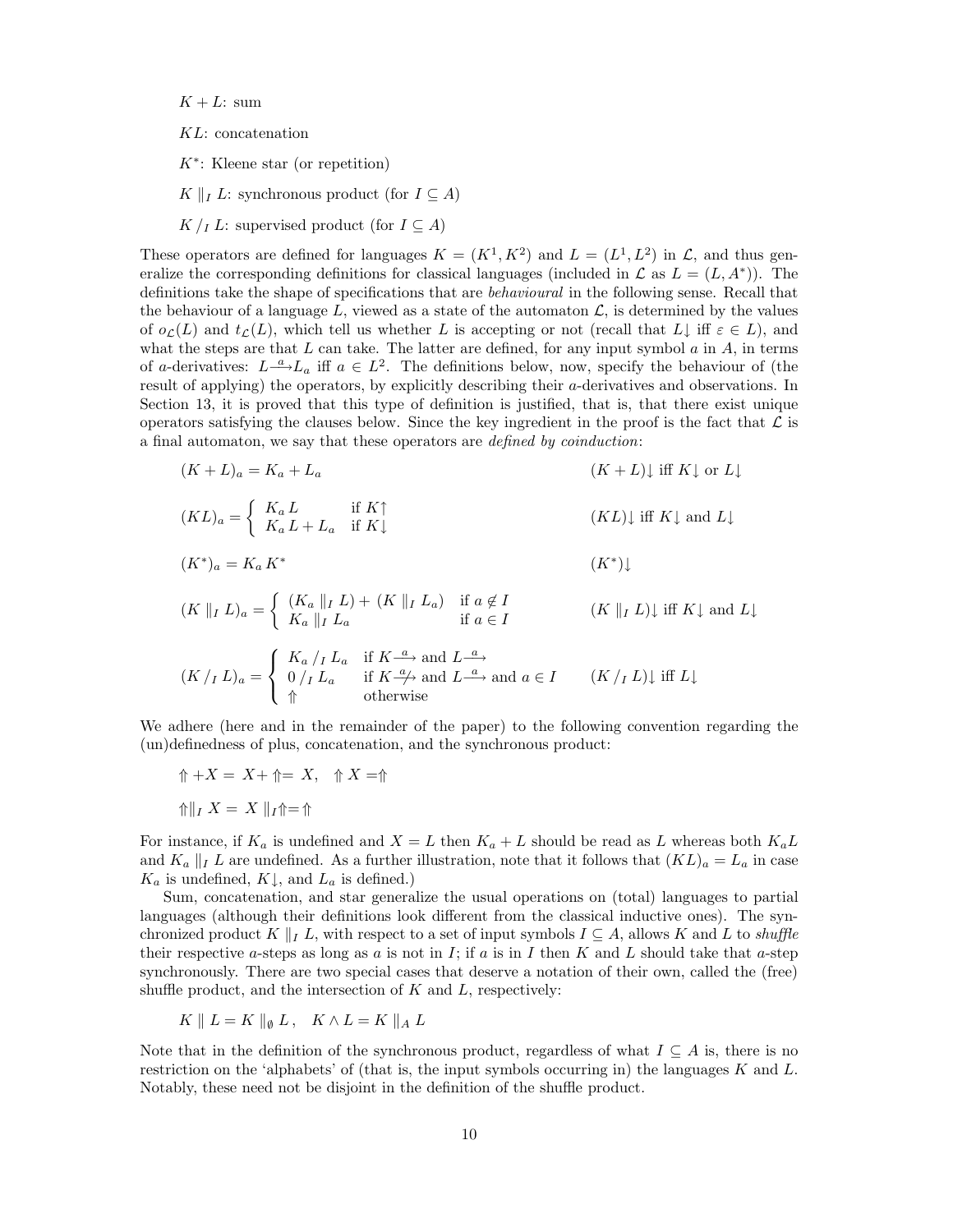$K + L$: sum

$KL$: concatenation

$K^*$: Kleene star (or repetition)

$K \parallel_I L$: synchronous product (for $I \subseteq A$)

$K \,/_I\, L$: supervised product (for $I \subseteq A$)

These operators are defined for languages $K = (K^1, K^2)$ and $L = (L^1, L^2)$ in $\mathcal{L}$, and thus generalize the corresponding definitions for classical languages (included in $\mathcal{L}$ as $L = (L, A^*)$). The definitions take the shape of specifications that are *behavioural* in the following sense. Recall that the behaviour of a language $L$, viewed as a state of the automaton $\mathcal{L}$, is determined by the values of $o_{\mathcal{L}}(L)$ and $t_{\mathcal{L}}(L)$, which tell us whether $L$ is accepting or not (recall that $L\!\downarrow$ iff $\varepsilon \in L$), and what the steps are that $L$ can take. The latter are defined, for any input symbol $a$ in $A$, in terms of $a$-derivatives: $L \xrightarrow{a} L_a$ iff $a \in L^2$. The definitions below, now, specify the behaviour of (the result of applying) the operators, by explicitly describing their $a$-derivatives and observations. In Section 13, it is proved that this type of definition is justified, that is, that there exist unique operators satisfying the clauses below. Since the key ingredient in the proof is the fact that $\mathcal{L}$ is a final automaton, we say that these operators are *defined by coinduction*:

$$(K + L)_a = K_a + L_a \qquad\qquad (K + L)\!\downarrow \text{ iff } K\!\downarrow \text{ or } L\!\downarrow$$

$$(KL)_a = \begin{cases} K_a\, L & \text{if } K\!\uparrow \\ K_a\, L + L_a & \text{if } K\!\downarrow \end{cases} \qquad\qquad (KL)\!\downarrow \text{ iff } K\!\downarrow \text{ and } L\!\downarrow$$

$$(K^*)_a = K_a\, K^* \qquad\qquad (K^*)\!\downarrow$$

$$(K \parallel_I L)_a = \begin{cases} (K_a \parallel_I L) + (K \parallel_I L_a) & \text{if } a \notin I \\ K_a \parallel_I L_a & \text{if } a \in I \end{cases} \qquad\qquad (K \parallel_I L)\!\downarrow \text{ iff } K\!\downarrow \text{ and } L\!\downarrow$$

$$(K \,/_I\, L)_a = \begin{cases} K_a \,/_I\, L_a & \text{if } K \xrightarrow{a} \text{ and } L \xrightarrow{a} \\ 0 \,/_I\, L_a & \text{if } K \not\xrightarrow{a} \text{ and } L \xrightarrow{a} \text{ and } a \in I \\ \Uparrow & \text{otherwise} \end{cases} \qquad\qquad (K \,/_I\, L)\!\downarrow \text{ iff } L\!\downarrow$$

We adhere (here and in the remainder of the paper) to the following convention regarding the (un)definedness of plus, concatenation, and the synchronous product:

$$\Uparrow + X \;=\; X + \Uparrow = \; X, \quad \Uparrow X = \Uparrow$$

$$\Uparrow \parallel_I X \;=\; X \parallel_I \Uparrow = \Uparrow$$

For instance, if $K_a$ is undefined and $X = L$ then $K_a + L$ should be read as $L$ whereas both $K_a L$ and $K_a \parallel_I L$ are undefined. As a further illustration, note that it follows that $(KL)_a = L_a$ in case $K_a$ is undefined, $K\!\downarrow$, and $L_a$ is defined.)

Sum, concatenation, and star generalize the usual operations on (total) languages to partial languages (although their definitions look different from the classical inductive ones). The synchronized product $K \parallel_I L$, with respect to a set of input symbols $I \subseteq A$, allows $K$ and $L$ to *shuffle* their respective $a$-steps as long as $a$ is not in $I$; if $a$ is in $I$ then $K$ and $L$ should take that $a$-step synchronously. There are two special cases that deserve a notation of their own, called the (free) shuffle product, and the intersection of $K$ and $L$, respectively:

$$K \parallel L = K \parallel_\emptyset L\,, \quad K \wedge L = K \parallel_A L$$

Note that in the definition of the synchronous product, regardless of what $I \subseteq A$ is, there is no restriction on the 'alphabets' of (that is, the input symbols occurring in) the languages $K$ and $L$. Notably, these need not be disjoint in the definition of the shuffle product.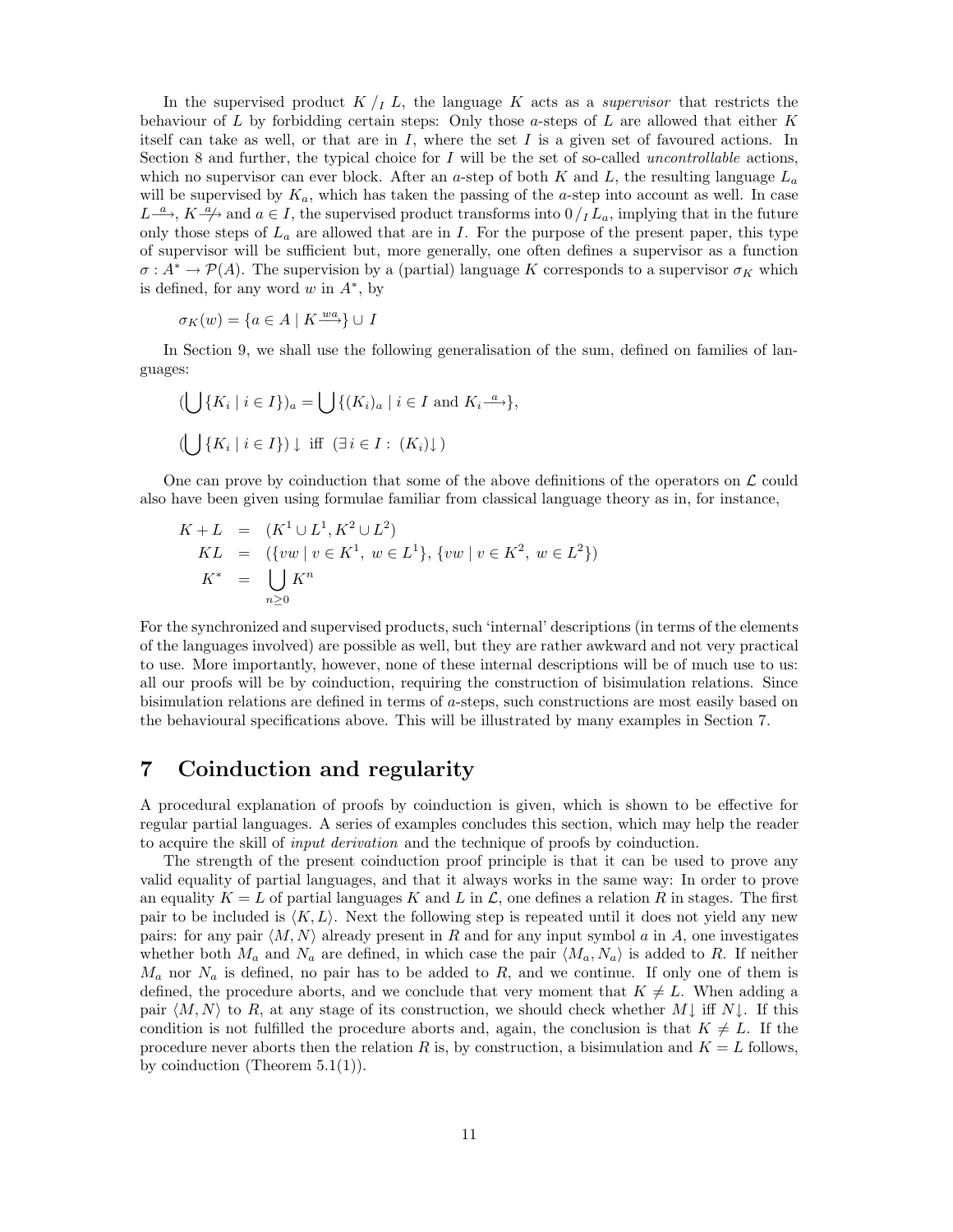In the supervised product $K /_I L$, the language $K$ acts as a *supervisor* that restricts the behaviour of $L$ by forbidding certain steps: Only those $a$-steps of $L$ are allowed that either $K$ itself can take as well, or that are in $I$, where the set $I$ is a given set of favoured actions. In Section 8 and further, the typical choice for $I$ will be the set of so-called *uncontrollable* actions, which no supervisor can ever block. After an $a$-step of both $K$ and $L$, the resulting language $L_a$ will be supervised by $K_a$, which has taken the passing of the $a$-step into account as well. In case $L \xrightarrow{a}$, $K \not\xrightarrow{a}$ and $a \in I$, the supervised product transforms into $0 /_I L_a$, implying that in the future only those steps of $L_a$ are allowed that are in $I$. For the purpose of the present paper, this type of supervisor will be sufficient but, more generally, one often defines a supervisor as a function $\sigma : A^* \to \mathcal{P}(A)$. The supervision by a (partial) language $K$ corresponds to a supervisor $\sigma_K$ which is defined, for any word $w$ in $A^*$, by

$$\sigma_K(w) = \{a \in A \mid K \xrightarrow{wa}\} \cup I$$

In Section 9, we shall use the following generalisation of the sum, defined on families of languages:

$$(\bigcup\{K_i \mid i \in I\})_a = \bigcup\{(K_i)_a \mid i \in I \text{ and } K_i \xrightarrow{a}\},$$

$$(\bigcup\{K_i \mid i \in I\}) \downarrow \text{ iff } (\exists i \in I : \ (K_i)\downarrow)$$

One can prove by coinduction that some of the above definitions of the operators on $\mathcal{L}$ could also have been given using formulae familiar from classical language theory as in, for instance,

$$
\begin{aligned}
K + L &= (K^1 \cup L^1, K^2 \cup L^2) \\
KL &= (\{vw \mid v \in K^1,\ w \in L^1\}, \{vw \mid v \in K^2,\ w \in L^2\}) \\
K^* &= \bigcup_{n \geq 0} K^n
\end{aligned}
$$

For the synchronized and supervised products, such 'internal' descriptions (in terms of the elements of the languages involved) are possible as well, but they are rather awkward and not very practical to use. More importantly, however, none of these internal descriptions will be of much use to us: all our proofs will be by coinduction, requiring the construction of bisimulation relations. Since bisimulation relations are defined in terms of $a$-steps, such constructions are most easily based on the behavioural specifications above. This will be illustrated by many examples in Section 7.

# 7 Coinduction and regularity

A procedural explanation of proofs by coinduction is given, which is shown to be effective for regular partial languages. A series of examples concludes this section, which may help the reader to acquire the skill of *input derivation* and the technique of proofs by coinduction.

The strength of the present coinduction proof principle is that it can be used to prove any valid equality of partial languages, and that it always works in the same way: In order to prove an equality $K = L$ of partial languages $K$ and $L$ in $\mathcal{L}$, one defines a relation $R$ in stages. The first pair to be included is $\langle K, L\rangle$. Next the following step is repeated until it does not yield any new pairs: for any pair $\langle M, N\rangle$ already present in $R$ and for any input symbol $a$ in $A$, one investigates whether both $M_a$ and $N_a$ are defined, in which case the pair $\langle M_a, N_a\rangle$ is added to $R$. If neither $M_a$ nor $N_a$ is defined, no pair has to be added to $R$, and we continue. If only one of them is defined, the procedure aborts, and we conclude that very moment that $K \neq L$. When adding a pair $\langle M, N\rangle$ to $R$, at any stage of its construction, we should check whether $M\downarrow$ iff $N\downarrow$. If this condition is not fulfilled the procedure aborts and, again, the conclusion is that $K \neq L$. If the procedure never aborts then the relation $R$ is, by construction, a bisimulation and $K = L$ follows, by coinduction (Theorem 5.1(1)).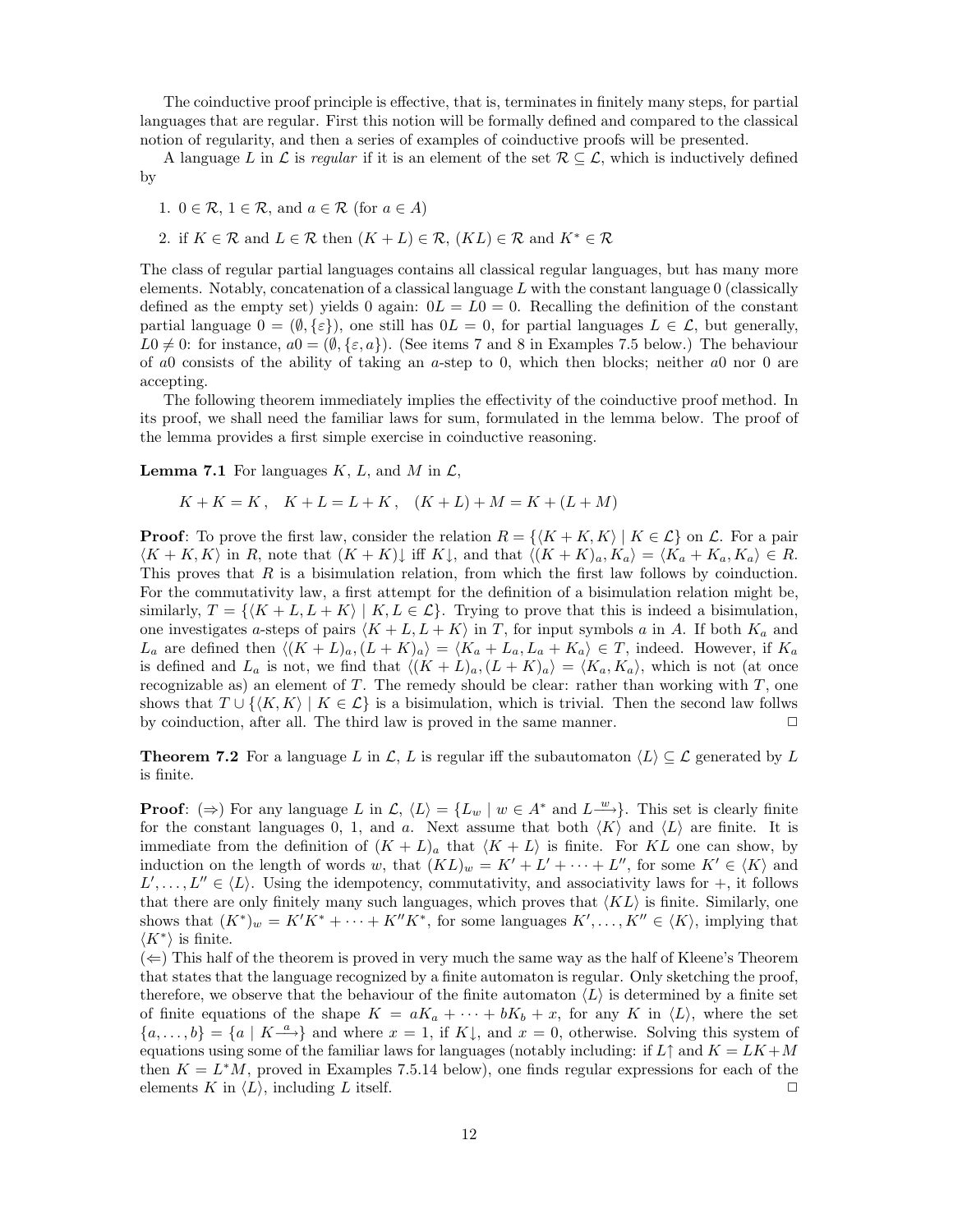The coinductive proof principle is effective, that is, terminates in finitely many steps, for partial languages that are regular. First this notion will be formally defined and compared to the classical notion of regularity, and then a series of examples of coinductive proofs will be presented.

A language $L$ in $\mathcal{L}$ is *regular* if it is an element of the set $\mathcal{R} \subseteq \mathcal{L}$, which is inductively defined by

1. $0 \in \mathcal{R}$, $1 \in \mathcal{R}$, and $a \in \mathcal{R}$ (for $a \in A$)
2. if $K \in \mathcal{R}$ and $L \in \mathcal{R}$ then $(K + L) \in \mathcal{R}$, $(KL) \in \mathcal{R}$ and $K^* \in \mathcal{R}$

The class of regular partial languages contains all classical regular languages, but has many more elements. Notably, concatenation of a classical language $L$ with the constant language 0 (classically defined as the empty set) yields 0 again: $0L = L0 = 0$. Recalling the definition of the constant partial language $0 = (\emptyset, \{\varepsilon\})$, one still has $0L = 0$, for partial languages $L \in \mathcal{L}$, but generally, $L0 \neq 0$: for instance, $a0 = (\emptyset, \{\varepsilon, a\})$. (See items 7 and 8 in Examples 7.5 below.) The behaviour of $a0$ consists of the ability of taking an $a$-step to 0, which then blocks; neither $a0$ nor 0 are accepting.

The following theorem immediately implies the effectivity of the coinductive proof method. In its proof, we shall need the familiar laws for sum, formulated in the lemma below. The proof of the lemma provides a first simple exercise in coinductive reasoning.

**Lemma 7.1** For languages $K$, $L$, and $M$ in $\mathcal{L}$,

$$K + K = K\,, \quad K + L = L + K\,, \quad (K + L) + M = K + (L + M)$$

**Proof**: To prove the first law, consider the relation $R = \{\langle K + K, K\rangle \mid K \in \mathcal{L}\}$ on $\mathcal{L}$. For a pair $\langle K + K, K\rangle$ in $R$, note that $(K + K)\downarrow$ iff $K\downarrow$, and that $\langle (K + K)_a, K_a\rangle = \langle K_a + K_a, K_a\rangle \in R$. This proves that $R$ is a bisimulation relation, from which the first law follows by coinduction. For the commutativity law, a first attempt for the definition of a bisimulation relation might be, similarly, $T = \{\langle K + L, L + K\rangle \mid K, L \in \mathcal{L}\}$. Trying to prove that this is indeed a bisimulation, one investigates $a$-steps of pairs $\langle K + L, L + K\rangle$ in $T$, for input symbols $a$ in $A$. If both $K_a$ and $L_a$ are defined then $\langle (K + L)_a, (L + K)_a\rangle = \langle K_a + L_a, L_a + K_a\rangle \in T$, indeed. However, if $K_a$ is defined and $L_a$ is not, we find that $\langle (K + L)_a, (L + K)_a\rangle = \langle K_a, K_a\rangle$, which is not (at once recognizable as) an element of $T$. The remedy should be clear: rather than working with $T$, one shows that $T \cup \{\langle K, K\rangle \mid K \in \mathcal{L}\}$ is a bisimulation, which is trivial. Then the second law follws by coinduction, after all. The third law is proved in the same manner. □

**Theorem 7.2** For a language $L$ in $\mathcal{L}$, $L$ is regular iff the subautomaton $\langle L\rangle \subseteq \mathcal{L}$ generated by $L$ is finite.

**Proof**: ($\Rightarrow$) For any language $L$ in $\mathcal{L}$, $\langle L\rangle = \{L_w \mid w \in A^* \text{ and } L\xrightarrow{w}\}$. This set is clearly finite for the constant languages 0, 1, and $a$. Next assume that both $\langle K\rangle$ and $\langle L\rangle$ are finite. It is immediate from the definition of $(K + L)_a$ that $\langle K + L\rangle$ is finite. For $KL$ one can show, by induction on the length of words $w$, that $(KL)_w = K' + L' + \cdots + L''$, for some $K' \in \langle K\rangle$ and $L', \ldots, L'' \in \langle L\rangle$. Using the idempotency, commutativity, and associativity laws for $+$, it follows that there are only finitely many such languages, which proves that $\langle KL\rangle$ is finite. Similarly, one shows that $(K^*)_w = K'K^* + \cdots + K''K^*$, for some languages $K', \ldots, K'' \in \langle K\rangle$, implying that $\langle K^*\rangle$ is finite.

($\Leftarrow$) This half of the theorem is proved in very much the same way as the half of Kleene's Theorem that states that the language recognized by a finite automaton is regular. Only sketching the proof, therefore, we observe that the behaviour of the finite automaton $\langle L\rangle$ is determined by a finite set of finite equations of the shape $K = aK_a + \cdots + bK_b + x$, for any $K$ in $\langle L\rangle$, where the set $\{a, \ldots, b\} = \{a \mid K\xrightarrow{a}\}$ and where $x = 1$, if $K\downarrow$, and $x = 0$, otherwise. Solving this system of equations using some of the familiar laws for languages (notably including: if $L\uparrow$ and $K = LK + M$ then $K = L^*M$, proved in Examples 7.5.14 below), one finds regular expressions for each of the elements $K$ in $\langle L\rangle$, including $L$ itself. □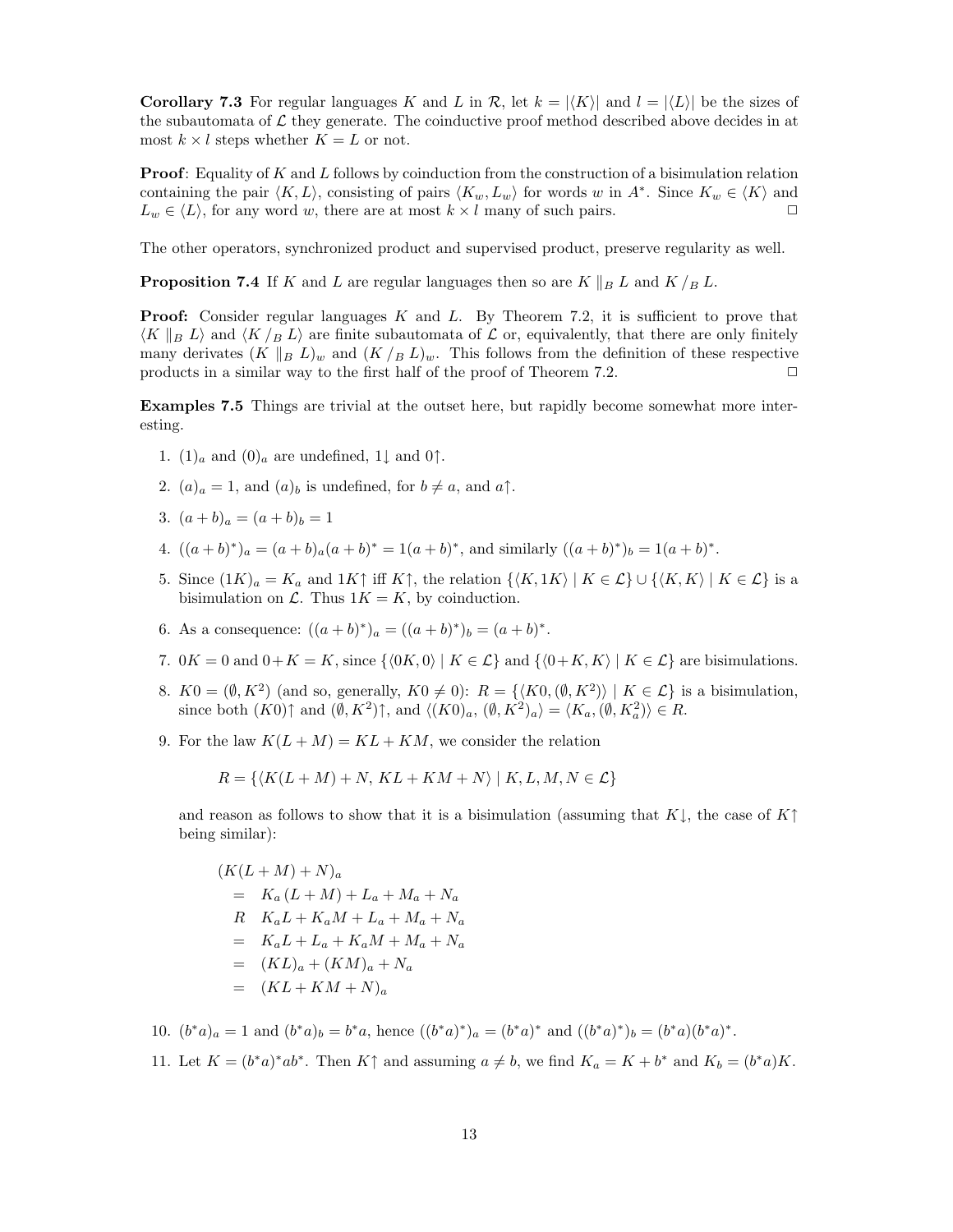**Corollary 7.3** For regular languages $K$ and $L$ in $\mathcal{R}$, let $k = |\langle K\rangle|$ and $l = |\langle L\rangle|$ be the sizes of the subautomata of $\mathcal{L}$ they generate. The coinductive proof method described above decides in at most $k \times l$ steps whether $K = L$ or not.

**Proof**: Equality of $K$ and $L$ follows by coinduction from the construction of a bisimulation relation containing the pair $\langle K, L\rangle$, consisting of pairs $\langle K_w, L_w\rangle$ for words $w$ in $A^*$. Since $K_w \in \langle K\rangle$ and $L_w \in \langle L\rangle$, for any word $w$, there are at most $k \times l$ many of such pairs. □

The other operators, synchronized product and supervised product, preserve regularity as well.

**Proposition 7.4** If $K$ and $L$ are regular languages then so are $K \parallel_B L$ and $K \,/_B\, L$.

**Proof:** Consider regular languages $K$ and $L$. By Theorem 7.2, it is sufficient to prove that $\langle K \parallel_B L\rangle$ and $\langle K \,/_B\, L\rangle$ are finite subautomata of $\mathcal{L}$ or, equivalently, that there are only finitely many derivates $(K \parallel_B L)_w$ and $(K \,/_B\, L)_w$. This follows from the definition of these respective products in a similar way to the first half of the proof of Theorem 7.2. □

**Examples 7.5** Things are trivial at the outset here, but rapidly become somewhat more interesting.

1. $(1)_a$ and $(0)_a$ are undefined, $1\!\downarrow$ and $0\!\uparrow$.
2. $(a)_a = 1$, and $(a)_b$ is undefined, for $b \neq a$, and $a\!\uparrow$.
3. $(a + b)_a = (a + b)_b = 1$
4. $((a + b)^*)_a = (a + b)_a(a + b)^* = 1(a + b)^*$, and similarly $((a + b)^*)_b = 1(a + b)^*$.
5. Since $(1K)_a = K_a$ and $1K\!\uparrow$ iff $K\!\uparrow$, the relation $\{\langle K, 1K\rangle \mid K \in \mathcal{L}\} \cup \{\langle K, K\rangle \mid K \in \mathcal{L}\}$ is a bisimulation on $\mathcal{L}$. Thus $1K = K$, by coinduction.
6. As a consequence: $((a + b)^*)_a = ((a + b)^*)_b = (a + b)^*$.
7. $0K = 0$ and $0+K = K$, since $\{\langle 0K, 0\rangle \mid K \in \mathcal{L}\}$ and $\{\langle 0+K, K\rangle \mid K \in \mathcal{L}\}$ are bisimulations.
8. $K0 = (\emptyset, K^2)$ (and so, generally, $K0 \neq 0$): $R = \{\langle K0, (\emptyset, K^2)\rangle \mid K \in \mathcal{L}\}$ is a bisimulation, since both $(K0)\!\uparrow$ and $(\emptyset, K^2)\!\uparrow$, and $\langle (K0)_a, (\emptyset, K^2)_a\rangle = \langle K_a, (\emptyset, K_a^2)\rangle \in R$.
9. For the law $K(L + M) = KL + KM$, we consider the relation

   $$R = \{\langle K(L + M) + N,\ KL + KM + N\rangle \mid K, L, M, N \in \mathcal{L}\}$$

   and reason as follows to show that it is a bisimulation (assuming that $K\!\downarrow$, the case of $K\!\uparrow$ being similar):

   $$\begin{aligned}
   &(K(L + M) + N)_a \\
   &\quad = \ K_a\,(L + M) + L_a + M_a + N_a \\
   &\quad R \ \ K_aL + K_aM + L_a + M_a + N_a \\
   &\quad = \ K_aL + L_a + K_aM + M_a + N_a \\
   &\quad = \ (KL)_a + (KM)_a + N_a \\
   &\quad = \ (KL + KM + N)_a
   \end{aligned}$$

10. $(b^*a)_a = 1$ and $(b^*a)_b = b^*a$, hence $((b^*a)^*)_a = (b^*a)^*$ and $((b^*a)^*)_b = (b^*a)(b^*a)^*$.
11. Let $K = (b^*a)^*ab^*$. Then $K\!\uparrow$ and assuming $a \neq b$, we find $K_a = K + b^*$ and $K_b = (b^*a)K$.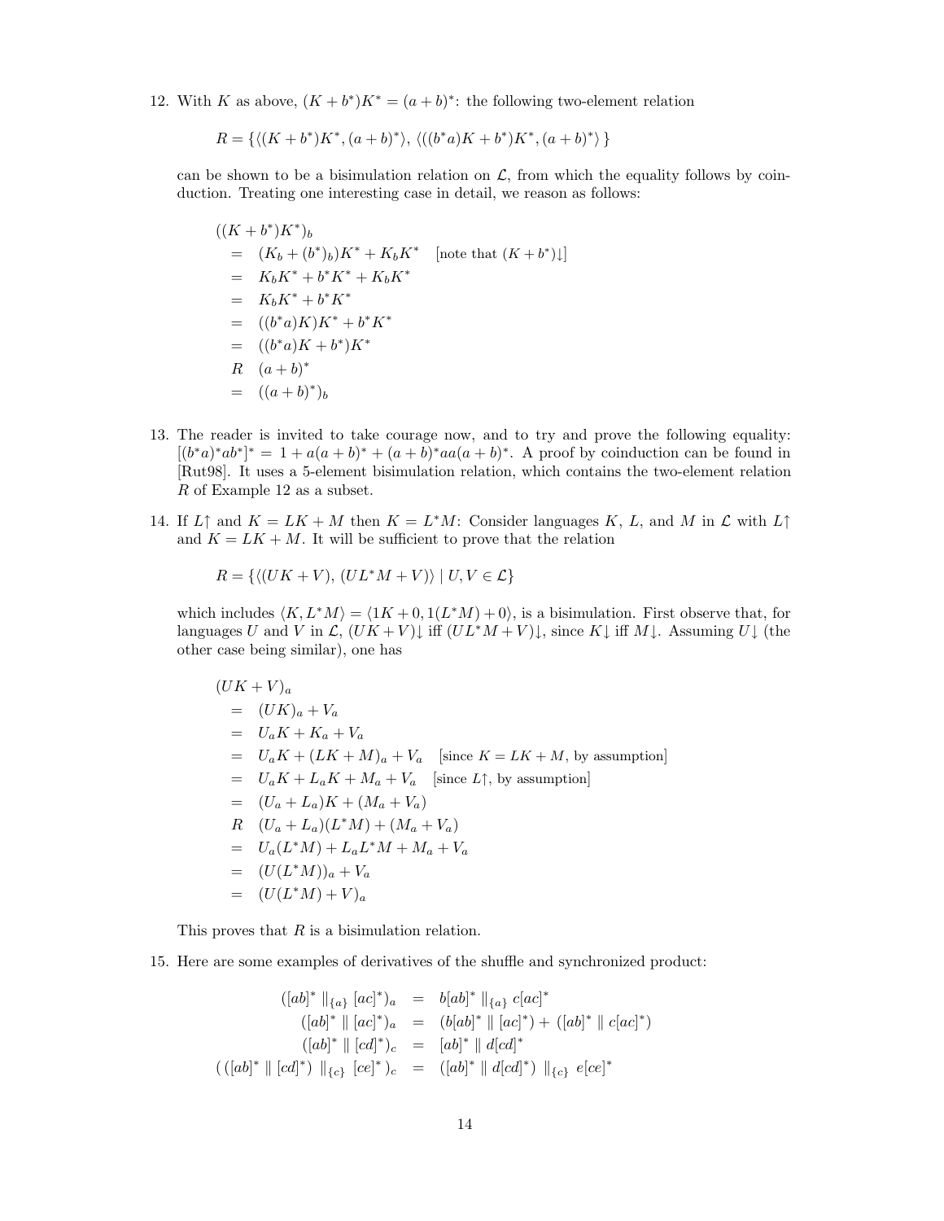12. With $K$ as above, $(K + b^*)K^* = (a+b)^*$: the following two-element relation

$$R = \{\langle (K+b^*)K^*, (a+b)^* \rangle,\ \langle ((b^*a)K + b^*)K^*, (a+b)^* \rangle\}$$

can be shown to be a bisimulation relation on $\mathcal{L}$, from which the equality follows by coinduction. Treating one interesting case in detail, we reason as follows:

$$
\begin{aligned}
&((K+b^*)K^*)_b \\
&\quad= (K_b + (b^*)_b)K^* + K_bK^* \quad [\text{note that } (K+b^*)\downarrow] \\
&\quad= K_bK^* + b^*K^* + K_bK^* \\
&\quad= K_bK^* + b^*K^* \\
&\quad= ((b^*a)K)K^* + b^*K^* \\
&\quad= ((b^*a)K + b^*)K^* \\
&\quad\ R\ \ (a+b)^* \\
&\quad= ((a+b)^*)_b
\end{aligned}
$$

13. The reader is invited to take courage now, and to try and prove the following equality: $[(b^*a)^*ab^*]^* = 1 + a(a+b)^* + (a+b)^*aa(a+b)^*$. A proof by coinduction can be found in [Rut98]. It uses a 5-element bisimulation relation, which contains the two-element relation $R$ of Example 12 as a subset.

14. If $L\uparrow$ and $K = LK + M$ then $K = L^*M$: Consider languages $K$, $L$, and $M$ in $\mathcal{L}$ with $L\uparrow$ and $K = LK + M$. It will be sufficient to prove that the relation

$$R = \{\langle (UK+V),\ (UL^*M + V)\rangle \mid U, V \in \mathcal{L}\}$$

which includes $\langle K, L^*M \rangle = \langle 1K + 0, 1(L^*M) + 0 \rangle$, is a bisimulation. First observe that, for languages $U$ and $V$ in $\mathcal{L}$, $(UK+V)\downarrow$ iff $(UL^*M+V)\downarrow$, since $K\downarrow$ iff $M\downarrow$. Assuming $U\downarrow$ (the other case being similar), one has

$$
\begin{aligned}
&(UK+V)_a \\
&\quad= (UK)_a + V_a \\
&\quad= U_aK + K_a + V_a \\
&\quad= U_aK + (LK+M)_a + V_a \quad [\text{since } K = LK+M, \text{ by assumption}] \\
&\quad= U_aK + L_aK + M_a + V_a \quad [\text{since } L\uparrow, \text{ by assumption}] \\
&\quad= (U_a + L_a)K + (M_a + V_a) \\
&\quad\ R\ \ (U_a + L_a)(L^*M) + (M_a + V_a) \\
&\quad= U_a(L^*M) + L_aL^*M + M_a + V_a \\
&\quad= (U(L^*M))_a + V_a \\
&\quad= (U(L^*M) + V)_a
\end{aligned}
$$

This proves that $R$ is a bisimulation relation.

15. Here are some examples of derivatives of the shuffle and synchronized product:

$$
\begin{aligned}
([ab]^* \parallel_{\{a\}} [ac]^*)_a &= b[ab]^* \parallel_{\{a\}} c[ac]^* \\
([ab]^* \parallel [ac]^*)_a &= (b[ab]^* \parallel [ac]^*) + ([ab]^* \parallel c[ac]^*) \\
([ab]^* \parallel [cd]^*)_c &= [ab]^* \parallel d[cd]^* \\
(\,([ab]^* \parallel [cd]^*) \parallel_{\{c\}} [ce]^*\,)_c &= ([ab]^* \parallel d[cd]^*) \parallel_{\{c\}} e[ce]^*
\end{aligned}
$$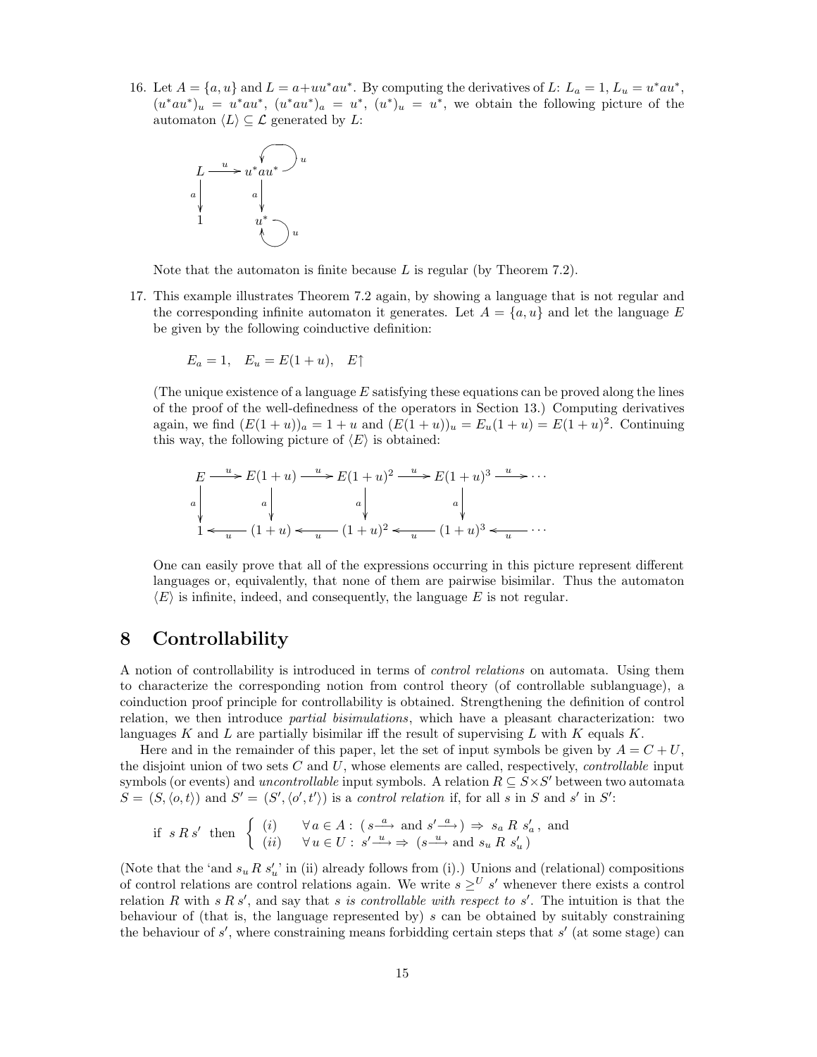16. Let $A = \{a, u\}$ and $L = a + uu^*au^*$. By computing the derivatives of $L$: $L_a = 1$, $L_u = u^*au^*$, $(u^*au^*)_u = u^*au^*$, $(u^*au^*)_a = u^*$, $(u^*)_u = u^*$, we obtain the following picture of the automaton $\langle L \rangle \subseteq \mathcal{L}$ generated by $L$:

$$
\begin{array}{ccc}
L & \xrightarrow{u} & u^*au^* \circlearrowleft u \\
\downarrow a & & \downarrow a \\
1 & & u^* \circlearrowleft u
\end{array}
$$

Note that the automaton is finite because $L$ is regular (by Theorem 7.2).

17. This example illustrates Theorem 7.2 again, by showing a language that is not regular and the corresponding infinite automaton it generates. Let $A = \{a, u\}$ and let the language $E$ be given by the following coinductive definition:

$$E_a = 1, \quad E_u = E(1+u), \quad E\uparrow$$

(The unique existence of a language $E$ satisfying these equations can be proved along the lines of the proof of the well-definedness of the operators in Section 13.) Computing derivatives again, we find $(E(1+u))_a = 1+u$ and $(E(1+u))_u = E_u(1+u) = E(1+u)^2$. Continuing this way, the following picture of $\langle E \rangle$ is obtained:

$$
\begin{array}{ccccccccc}
E & \xrightarrow{u} & E(1+u) & \xrightarrow{u} & E(1+u)^2 & \xrightarrow{u} & E(1+u)^3 & \xrightarrow{u} & \cdots \\
\downarrow a & & \downarrow a & & \downarrow a & & \downarrow a & & \\
1 & \xleftarrow{u} & (1+u) & \xleftarrow{u} & (1+u)^2 & \xleftarrow{u} & (1+u)^3 & \xleftarrow{u} & \cdots
\end{array}
$$

One can easily prove that all of the expressions occurring in this picture represent different languages or, equivalently, that none of them are pairwise bisimilar. Thus the automaton $\langle E \rangle$ is infinite, indeed, and consequently, the language $E$ is not regular.

# 8 Controllability

A notion of controllability is introduced in terms of *control relations* on automata. Using them to characterize the corresponding notion from control theory (of controllable sublanguage), a coinduction proof principle for controllability is obtained. Strengthening the definition of control relation, we then introduce *partial bisimulations*, which have a pleasant characterization: two languages $K$ and $L$ are partially bisimilar iff the result of supervising $L$ with $K$ equals $K$.

Here and in the remainder of this paper, let the set of input symbols be given by $A = C + U$, the disjoint union of two sets $C$ and $U$, whose elements are called, respectively, *controllable* input symbols (or events) and *uncontrollable* input symbols. A relation $R \subseteq S \times S'$ between two automata $S = (S, \langle o, t \rangle)$ and $S' = (S', \langle o', t' \rangle)$ is a *control relation* if, for all $s$ in $S$ and $s'$ in $S'$:

$$\text{if } \; s\,R\,s' \; \text{ then } \; \begin{cases} (i) & \forall\, a \in A : \; (s \xrightarrow{a} \text{ and } s' \xrightarrow{a}) \;\Rightarrow\; s_a \; R \; s'_a\,, \text{ and} \\ (ii) & \forall\, u \in U : \; s' \xrightarrow{u} \Rightarrow \; (s \xrightarrow{u} \text{ and } s_u \; R \; s'_u\,) \end{cases}$$

(Note that the 'and $s_u\, R\, s'_u$' in (ii) already follows from (i).) Unions and (relational) compositions of control relations are control relations again. We write $s \geq^U s'$ whenever there exists a control relation $R$ with $s\,R\,s'$, and say that *$s$ is controllable with respect to $s'$*. The intuition is that the behaviour of (that is, the language represented by) $s$ can be obtained by suitably constraining the behaviour of $s'$, where constraining means forbidding certain steps that $s'$ (at some stage) can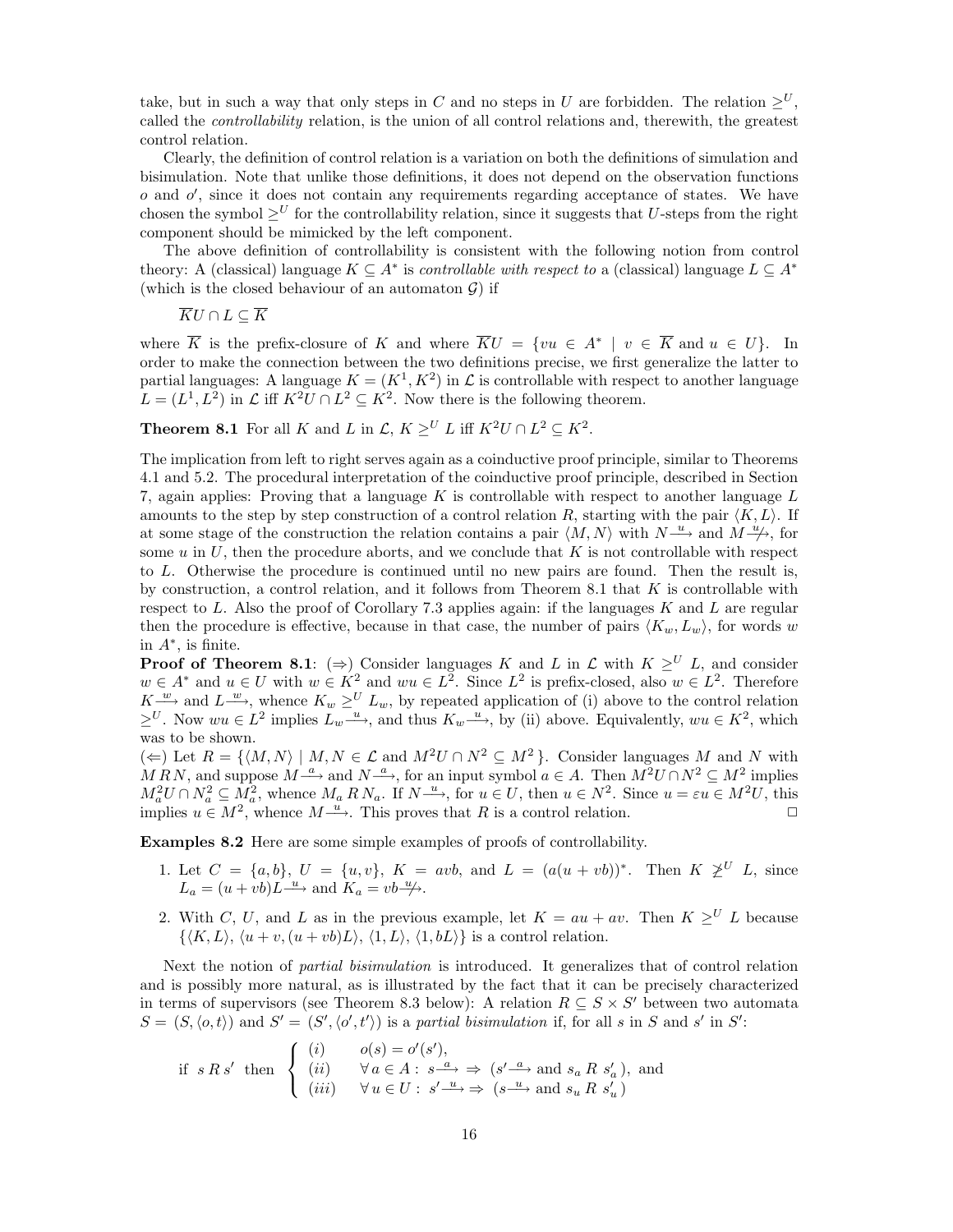take, but in such a way that only steps in $C$ and no steps in $U$ are forbidden. The relation $\geq^U$, called the *controllability* relation, is the union of all control relations and, therewith, the greatest control relation.

Clearly, the definition of control relation is a variation on both the definitions of simulation and bisimulation. Note that unlike those definitions, it does not depend on the observation functions $o$ and $o'$, since it does not contain any requirements regarding acceptance of states. We have chosen the symbol $\geq^U$ for the controllability relation, since it suggests that $U$-steps from the right component should be mimicked by the left component.

The above definition of controllability is consistent with the following notion from control theory: A (classical) language $K \subseteq A^*$ is *controllable with respect to* a (classical) language $L \subseteq A^*$ (which is the closed behaviour of an automaton $\mathcal{G}$) if

$$\overline{K}U \cap L \subseteq \overline{K}$$

where $\overline{K}$ is the prefix-closure of $K$ and where $\overline{K}U = \{vu \in A^* \mid v \in \overline{K} \text{ and } u \in U\}$. In order to make the connection between the two definitions precise, we first generalize the latter to partial languages: A language $K = (K^1, K^2)$ in $\mathcal{L}$ is controllable with respect to another language $L = (L^1, L^2)$ in $\mathcal{L}$ iff $K^2U \cap L^2 \subseteq K^2$. Now there is the following theorem.

**Theorem 8.1** For all $K$ and $L$ in $\mathcal{L}$, $K \geq^U L$ iff $K^2U \cap L^2 \subseteq K^2$.

The implication from left to right serves again as a coinductive proof principle, similar to Theorems 4.1 and 5.2. The procedural interpretation of the coinductive proof principle, described in Section 7, again applies: Proving that a language $K$ is controllable with respect to another language $L$ amounts to the step by step construction of a control relation $R$, starting with the pair $\langle K, L\rangle$. If at some stage of the construction the relation contains a pair $\langle M, N\rangle$ with $N \xrightarrow{u}$ and $M \not\xrightarrow{u}$, for some $u$ in $U$, then the procedure aborts, and we conclude that $K$ is not controllable with respect to $L$. Otherwise the procedure is continued until no new pairs are found. Then the result is, by construction, a control relation, and it follows from Theorem 8.1 that $K$ is controllable with respect to $L$. Also the proof of Corollary 7.3 applies again: if the languages $K$ and $L$ are regular then the procedure is effective, because in that case, the number of pairs $\langle K_w, L_w\rangle$, for words $w$ in $A^*$, is finite.

**Proof of Theorem 8.1**: ($\Rightarrow$) Consider languages $K$ and $L$ in $\mathcal{L}$ with $K \geq^U L$, and consider $w \in A^*$ and $u \in U$ with $w \in K^2$ and $wu \in L^2$. Since $L^2$ is prefix-closed, also $w \in L^2$. Therefore $K \xrightarrow{w}$ and $L \xrightarrow{w}$, whence $K_w \geq^U L_w$, by repeated application of (i) above to the control relation $\geq^U$. Now $wu \in L^2$ implies $L_w \xrightarrow{u}$, and thus $K_w \xrightarrow{u}$, by (ii) above. Equivalently, $wu \in K^2$, which was to be shown.
($\Leftarrow$) Let $R = \{\langle M, N\rangle \mid M, N \in \mathcal{L} \text{ and } M^2U \cap N^2 \subseteq M^2\}$. Consider languages $M$ and $N$ with $M\,R\,N$, and suppose $M \xrightarrow{a}$ and $N \xrightarrow{a}$, for an input symbol $a \in A$. Then $M^2U \cap N^2 \subseteq M^2$ implies $M_a^2U \cap N_a^2 \subseteq M_a^2$, whence $M_a\,R\,N_a$. If $N \xrightarrow{u}$, for $u \in U$, then $u \in N^2$. Since $u = \varepsilon u \in M^2U$, this implies $u \in M^2$, whence $M \xrightarrow{u}$. This proves that $R$ is a control relation. □

**Examples 8.2** Here are some simple examples of proofs of controllability.

1. Let $C = \{a, b\}$, $U = \{u, v\}$, $K = avb$, and $L = (a(u + vb))^*$. Then $K \not\geq^U L$, since $L_a = (u + vb)L \xrightarrow{u}$ and $K_a = vb \not\xrightarrow{u}$.
2. With $C$, $U$, and $L$ as in the previous example, let $K = au + av$. Then $K \geq^U L$ because $\{\langle K, L\rangle, \langle u + v, (u + vb)L\rangle, \langle 1, L\rangle, \langle 1, bL\rangle\}$ is a control relation.

Next the notion of *partial bisimulation* is introduced. It generalizes that of control relation and is possibly more natural, as is illustrated by the fact that it can be precisely characterized in terms of supervisors (see Theorem 8.3 below): A relation $R \subseteq S \times S'$ between two automata $S = (S, \langle o, t\rangle)$ and $S' = (S', \langle o', t'\rangle)$ is a *partial bisimulation* if, for all $s$ in $S$ and $s'$ in $S'$:

$$\text{if } s\,R\,s' \text{ then } \begin{cases} (i) & o(s) = o'(s'), \\ (ii) & \forall\, a \in A:\ s \xrightarrow{a} \Rightarrow\ (s' \xrightarrow{a} \text{ and } s_a\ R\ s'_a\,), \text{ and} \\ (iii) & \forall\, u \in U:\ s' \xrightarrow{u} \Rightarrow\ (s \xrightarrow{u} \text{ and } s_u\ R\ s'_u\,) \end{cases}$$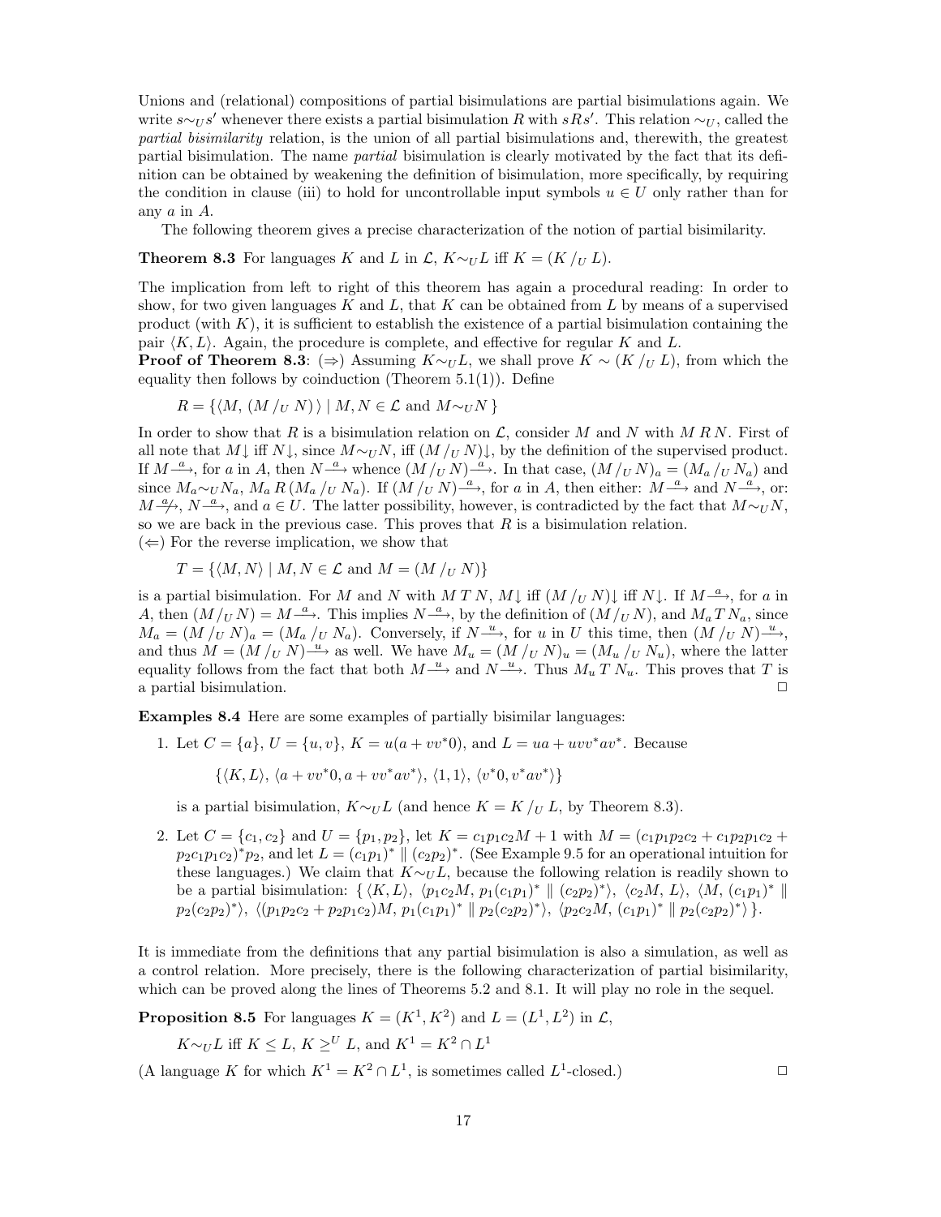Unions and (relational) compositions of partial bisimulations are partial bisimulations again. We write $s \sim_U s'$ whenever there exists a partial bisimulation $R$ with $sRs'$. This relation $\sim_U$, called the *partial bisimilarity* relation, is the union of all partial bisimulations and, therewith, the greatest partial bisimulation. The name *partial* bisimulation is clearly motivated by the fact that its definition can be obtained by weakening the definition of bisimulation, more specifically, by requiring the condition in clause (iii) to hold for uncontrollable input symbols $u \in U$ only rather than for any $a$ in $A$.

The following theorem gives a precise characterization of the notion of partial bisimilarity.

**Theorem 8.3** For languages $K$ and $L$ in $\mathcal{L}$, $K \sim_U L$ iff $K = (K /_U L)$.

The implication from left to right of this theorem has again a procedural reading: In order to show, for two given languages $K$ and $L$, that $K$ can be obtained from $L$ by means of a supervised product (with $K$), it is sufficient to establish the existence of a partial bisimulation containing the pair $\langle K, L \rangle$. Again, the procedure is complete, and effective for regular $K$ and $L$.

**Proof of Theorem 8.3**: ($\Rightarrow$) Assuming $K \sim_U L$, we shall prove $K \sim (K /_U L)$, from which the equality then follows by coinduction (Theorem 5.1(1)). Define

$$R = \{ \langle M, (M /_U N) \rangle \mid M, N \in \mathcal{L} \text{ and } M \sim_U N \}$$

In order to show that $R$ is a bisimulation relation on $\mathcal{L}$, consider $M$ and $N$ with $M \, R \, N$. First of all note that $M\!\downarrow$ iff $N\!\downarrow$, since $M \sim_U N$, iff $(M /_U N)\!\downarrow$, by the definition of the supervised product. If $M \xrightarrow{a}$, for $a$ in $A$, then $N \xrightarrow{a}$ whence $(M /_U N) \xrightarrow{a}$. In that case, $(M /_U N)_a = (M_a /_U N_a)$ and since $M_a \sim_U N_a$, $M_a \, R \, (M_a /_U N_a)$. If $(M /_U N) \xrightarrow{a}$, for $a$ in $A$, then either: $M \xrightarrow{a}$ and $N \xrightarrow{a}$, or: $M \not\xrightarrow{a}$, $N \xrightarrow{a}$, and $a \in U$. The latter possibility, however, is contradicted by the fact that $M \sim_U N$, so we are back in the previous case. This proves that $R$ is a bisimulation relation.

($\Leftarrow$) For the reverse implication, we show that

$$T = \{ \langle M, N \rangle \mid M, N \in \mathcal{L} \text{ and } M = (M /_U N) \}$$

is a partial bisimulation. For $M$ and $N$ with $M \, T \, N$, $M\!\downarrow$ iff $(M /_U N)\!\downarrow$ iff $N\!\downarrow$. If $M \xrightarrow{a}$, for $a$ in $A$, then $(M /_U N) = M \xrightarrow{a}$. This implies $N \xrightarrow{a}$, by the definition of $(M /_U N)$, and $M_a \, T \, N_a$, since $M_a = (M /_U N)_a = (M_a /_U N_a)$. Conversely, if $N \xrightarrow{u}$, for $u$ in $U$ this time, then $(M /_U N) \xrightarrow{u}$, and thus $M = (M /_U N) \xrightarrow{u}$ as well. We have $M_u = (M /_U N)_u = (M_u /_U N_u)$, where the latter equality follows from the fact that both $M \xrightarrow{u}$ and $N \xrightarrow{u}$. Thus $M_u \, T \, N_u$. This proves that $T$ is a partial bisimulation. $\Box$

**Examples 8.4** Here are some examples of partially bisimilar languages:

1. Let $C = \{a\}$, $U = \{u, v\}$, $K = u(a + vv^*0)$, and $L = ua + uvv^*av^*$. Because

   $$\{ \langle K, L \rangle, \langle a + vv^*0, a + vv^*av^* \rangle, \langle 1, 1 \rangle, \langle v^*0, v^*av^* \rangle \}$$

   is a partial bisimulation, $K \sim_U L$ (and hence $K = K /_U L$, by Theorem 8.3).

2. Let $C = \{c_1, c_2\}$ and $U = \{p_1, p_2\}$, let $K = c_1p_1c_2M + 1$ with $M = (c_1p_1p_2c_2 + c_1p_2p_1c_2 + p_2c_1p_1c_2)^*p_2$, and let $L = (c_1p_1)^* \parallel (c_2p_2)^*$. (See Example 9.5 for an operational intuition for these languages.) We claim that $K \sim_U L$, because the following relation is readily shown to be a partial bisimulation: $\{ \langle K, L \rangle,\ \langle p_1c_2M,\ p_1(c_1p_1)^* \parallel (c_2p_2)^* \rangle,\ \langle c_2M,\ L \rangle,\ \langle M,\ (c_1p_1)^* \parallel p_2(c_2p_2)^* \rangle,\ \langle (p_1p_2c_2 + p_2p_1c_2)M,\ p_1(c_1p_1)^* \parallel p_2(c_2p_2)^* \rangle,\ \langle p_2c_2M,\ (c_1p_1)^* \parallel p_2(c_2p_2)^* \rangle \}$.

It is immediate from the definitions that any partial bisimulation is also a simulation, as well as a control relation. More precisely, there is the following characterization of partial bisimilarity, which can be proved along the lines of Theorems 5.2 and 8.1. It will play no role in the sequel.

**Proposition 8.5** For languages $K = (K^1, K^2)$ and $L = (L^1, L^2)$ in $\mathcal{L}$,

$$K \sim_U L \text{ iff } K \leq L,\ K \geq^U L, \text{ and } K^1 = K^2 \cap L^1$$

(A language $K$ for which $K^1 = K^2 \cap L^1$, is sometimes called $L^1$-closed.) $\Box$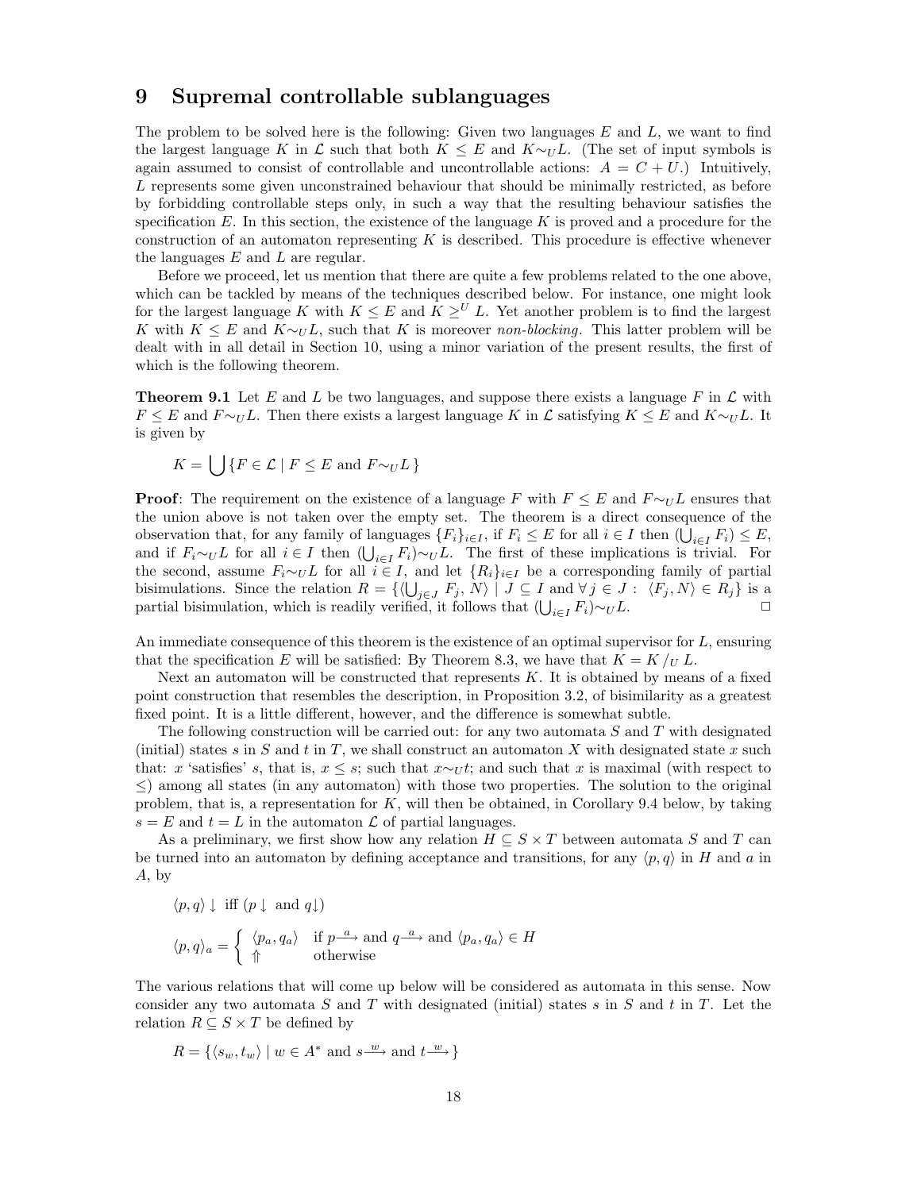## 9 Supremal controllable sublanguages

The problem to be solved here is the following: Given two languages $E$ and $L$, we want to find the largest language $K$ in $\mathcal{L}$ such that both $K \leq E$ and $K \sim_U L$. (The set of input symbols is again assumed to consist of controllable and uncontrollable actions: $A = C + U$.) Intuitively, $L$ represents some given unconstrained behaviour that should be minimally restricted, as before by forbidding controllable steps only, in such a way that the resulting behaviour satisfies the specification $E$. In this section, the existence of the language $K$ is proved and a procedure for the construction of an automaton representing $K$ is described. This procedure is effective whenever the languages $E$ and $L$ are regular.

Before we proceed, let us mention that there are quite a few problems related to the one above, which can be tackled by means of the techniques described below. For instance, one might look for the largest language $K$ with $K \leq E$ and $K \geq^U L$. Yet another problem is to find the largest $K$ with $K \leq E$ and $K \sim_U L$, such that $K$ is moreover *non-blocking*. This latter problem will be dealt with in all detail in Section 10, using a minor variation of the present results, the first of which is the following theorem.

**Theorem 9.1** Let $E$ and $L$ be two languages, and suppose there exists a language $F$ in $\mathcal{L}$ with $F \leq E$ and $F \sim_U L$. Then there exists a largest language $K$ in $\mathcal{L}$ satisfying $K \leq E$ and $K \sim_U L$. It is given by

$$K = \bigcup \{ F \in \mathcal{L} \mid F \leq E \text{ and } F \sim_U L \}$$

**Proof**: The requirement on the existence of a language $F$ with $F \leq E$ and $F \sim_U L$ ensures that the union above is not taken over the empty set. The theorem is a direct consequence of the observation that, for any family of languages $\{F_i\}_{i \in I}$, if $F_i \leq E$ for all $i \in I$ then $(\bigcup_{i \in I} F_i) \leq E$, and if $F_i \sim_U L$ for all $i \in I$ then $(\bigcup_{i \in I} F_i) \sim_U L$. The first of these implications is trivial. For the second, assume $F_i \sim_U L$ for all $i \in I$, and let $\{R_i\}_{i \in I}$ be a corresponding family of partial bisimulations. Since the relation $R = \{ \langle \bigcup_{j \in J} F_j, N \rangle \mid J \subseteq I \text{ and } \forall\, j \in J : \langle F_j, N \rangle \in R_j \}$ is a partial bisimulation, which is readily verified, it follows that $(\bigcup_{i \in I} F_i) \sim_U L$. $\Box$

An immediate consequence of this theorem is the existence of an optimal supervisor for $L$, ensuring that the specification $E$ will be satisfied: By Theorem 8.3, we have that $K = K /_U L$.

Next an automaton will be constructed that represents $K$. It is obtained by means of a fixed point construction that resembles the description, in Proposition 3.2, of bisimilarity as a greatest fixed point. It is a little different, however, and the difference is somewhat subtle.

The following construction will be carried out: for any two automata $S$ and $T$ with designated (initial) states $s$ in $S$ and $t$ in $T$, we shall construct an automaton $X$ with designated state $x$ such that: $x$ 'satisfies' $s$, that is, $x \leq s$; such that $x \sim_U t$; and such that $x$ is maximal (with respect to $\leq$) among all states (in any automaton) with those two properties. The solution to the original problem, that is, a representation for $K$, will then be obtained, in Corollary 9.4 below, by taking $s = E$ and $t = L$ in the automaton $\mathcal{L}$ of partial languages.

As a preliminary, we first show how any relation $H \subseteq S \times T$ between automata $S$ and $T$ can be turned into an automaton by defining acceptance and transitions, for any $\langle p, q \rangle$ in $H$ and $a$ in $A$, by

$$\langle p, q \rangle \downarrow \;\text{ iff }\; (p \downarrow \text{ and } q \downarrow)$$

$$\langle p, q \rangle_a = \begin{cases} \langle p_a, q_a \rangle & \text{if } p \xrightarrow{a} \text{ and } q \xrightarrow{a} \text{ and } \langle p_a, q_a \rangle \in H \\ \Uparrow & \text{otherwise} \end{cases}$$

The various relations that will come up below will be considered as automata in this sense. Now consider any two automata $S$ and $T$ with designated (initial) states $s$ in $S$ and $t$ in $T$. Let the relation $R \subseteq S \times T$ be defined by

$$R = \{ \langle s_w, t_w \rangle \mid w \in A^* \text{ and } s \xrightarrow{w} \text{ and } t \xrightarrow{w} \}$$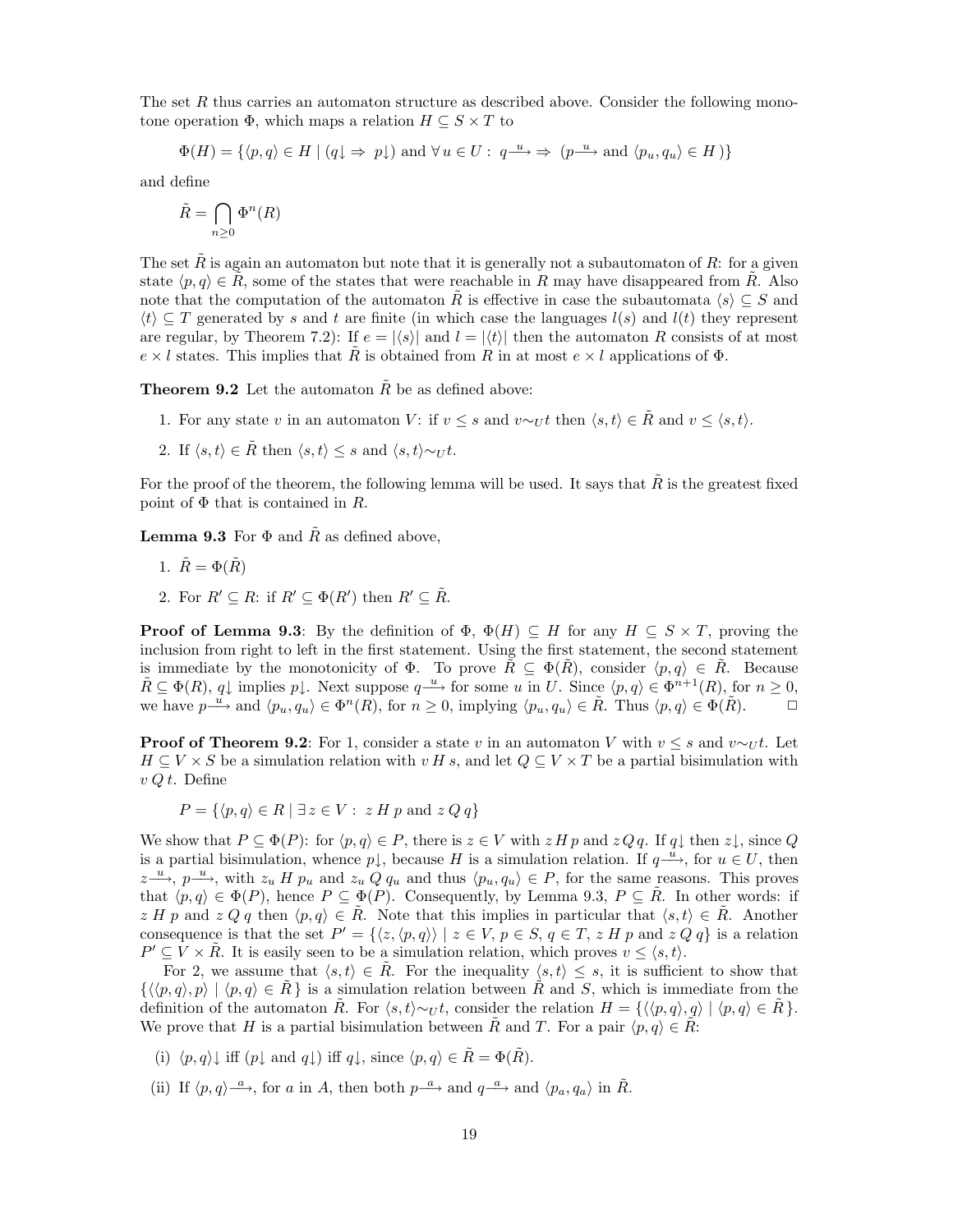The set $R$ thus carries an automaton structure as described above. Consider the following monotone operation $\Phi$, which maps a relation $H \subseteq S \times T$ to

$$\Phi(H) = \{\langle p, q\rangle \in H \mid (q{\downarrow} \Rightarrow p{\downarrow}) \text{ and } \forall\, u \in U:\ q \xrightarrow{u} \Rightarrow (p \xrightarrow{u} \text{ and } \langle p_u, q_u\rangle \in H\,)\}$$

and define

$$\tilde{R} = \bigcap_{n \geq 0} \Phi^n(R)$$

The set $\tilde{R}$ is again an automaton but note that it is generally not a subautomaton of $R$: for a given state $\langle p, q\rangle \in \tilde{R}$, some of the states that were reachable in $R$ may have disappeared from $\tilde{R}$. Also note that the computation of the automaton $\tilde{R}$ is effective in case the subautomata $\langle s\rangle \subseteq S$ and $\langle t\rangle \subseteq T$ generated by $s$ and $t$ are finite (in which case the languages $l(s)$ and $l(t)$ they represent are regular, by Theorem 7.2): If $e = |\langle s\rangle|$ and $l = |\langle t\rangle|$ then the automaton $R$ consists of at most $e \times l$ states. This implies that $\tilde{R}$ is obtained from $R$ in at most $e \times l$ applications of $\Phi$.

**Theorem 9.2** Let the automaton $\tilde{R}$ be as defined above:

1. For any state $v$ in an automaton $V$: if $v \leq s$ and $v {\sim_U} t$ then $\langle s, t\rangle \in \tilde{R}$ and $v \leq \langle s, t\rangle$.
2. If $\langle s, t\rangle \in \tilde{R}$ then $\langle s, t\rangle \leq s$ and $\langle s, t\rangle {\sim_U} t$.

For the proof of the theorem, the following lemma will be used. It says that $\tilde{R}$ is the greatest fixed point of $\Phi$ that is contained in $R$.

**Lemma 9.3** For $\Phi$ and $\tilde{R}$ as defined above,

1. $\tilde{R} = \Phi(\tilde{R})$
2. For $R' \subseteq R$: if $R' \subseteq \Phi(R')$ then $R' \subseteq \tilde{R}$.

**Proof of Lemma 9.3**: By the definition of $\Phi$, $\Phi(H) \subseteq H$ for any $H \subseteq S \times T$, proving the inclusion from right to left in the first statement. Using the first statement, the second statement is immediate by the monotonicity of $\Phi$. To prove $\tilde{R} \subseteq \Phi(\tilde{R})$, consider $\langle p, q\rangle \in \tilde{R}$. Because $\tilde{R} \subseteq \Phi(R)$, $q{\downarrow}$ implies $p{\downarrow}$. Next suppose $q \xrightarrow{u}$ for some $u$ in $U$. Since $\langle p, q\rangle \in \Phi^{n+1}(R)$, for $n \geq 0$, we have $p \xrightarrow{u}$ and $\langle p_u, q_u\rangle \in \Phi^n(R)$, for $n \geq 0$, implying $\langle p_u, q_u\rangle \in \tilde{R}$. Thus $\langle p, q\rangle \in \Phi(\tilde{R})$. □

**Proof of Theorem 9.2**: For 1, consider a state $v$ in an automaton $V$ with $v \leq s$ and $v {\sim} t$. Let $H \subseteq V \times S$ be a simulation relation with $v\, H\, s$, and let $Q \subseteq V \times T$ be a partial bisimulation with $v\, Q\, t$. Define

$$P = \{\langle p, q\rangle \in R \mid \exists\, z \in V:\ z\, H\, p \text{ and } z\, Q\, q\}$$

We show that $P \subseteq \Phi(P)$: for $\langle p, q\rangle \in P$, there is $z \in V$ with $z\, H\, p$ and $z\, Q\, q$. If $q{\downarrow}$ then $z{\downarrow}$, since $Q$ is a partial bisimulation, whence $p{\downarrow}$, because $H$ is a simulation relation. If $q \xrightarrow{u}$, for $u \in U$, then $z \xrightarrow{u}$, $p \xrightarrow{u}$, with $z_u\, H\, p_u$ and $z_u\, Q\, q_u$ and thus $\langle p_u, q_u\rangle \in P$, for the same reasons. This proves that $\langle p, q\rangle \in \Phi(P)$, hence $P \subseteq \Phi(P)$. Consequently, by Lemma 9.3, $P \subseteq \tilde{R}$. In other words: if $z\, H\, p$ and $z\, Q\, q$ then $\langle p, q\rangle \in \tilde{R}$. Note that this implies in particular that $\langle s, t\rangle \in \tilde{R}$. Another consequence is that the set $P' = \{\langle z, \langle p, q\rangle\rangle \mid z \in V,\, p \in S,\, q \in T,\, z\, H\, p \text{ and } z\, Q\, q\}$ is a relation $P' \subseteq V \times \tilde{R}$. It is easily seen to be a simulation relation, which proves $v \leq \langle s, t\rangle$.

For 2, we assume that $\langle s, t\rangle \in \tilde{R}$. For the inequality $\langle s, t\rangle \leq s$, it is sufficient to show that $\{\langle\langle p, q\rangle, p\rangle \mid \langle p, q\rangle \in \tilde{R}\}$ is a simulation relation between $\tilde{R}$ and $S$, which is immediate from the definition of the automaton $\tilde{R}$. For $\langle s, t\rangle {\sim_U} t$, consider the relation $H = \{\langle\langle p, q\rangle, q\rangle \mid \langle p, q\rangle \in \tilde{R}\}$. We prove that $H$ is a partial bisimulation between $\tilde{R}$ and $T$. For a pair $\langle p, q\rangle \in \tilde{R}$:

(i) $\langle p, q\rangle{\downarrow}$ iff ($p{\downarrow}$ and $q{\downarrow}$) iff $q{\downarrow}$, since $\langle p, q\rangle \in \tilde{R} = \Phi(\tilde{R})$.

(ii) If $\langle p, q\rangle \xrightarrow{a}$, for $a$ in $A$, then both $p \xrightarrow{a}$ and $q \xrightarrow{a}$ and $\langle p_a, q_a\rangle$ in $\tilde{R}$.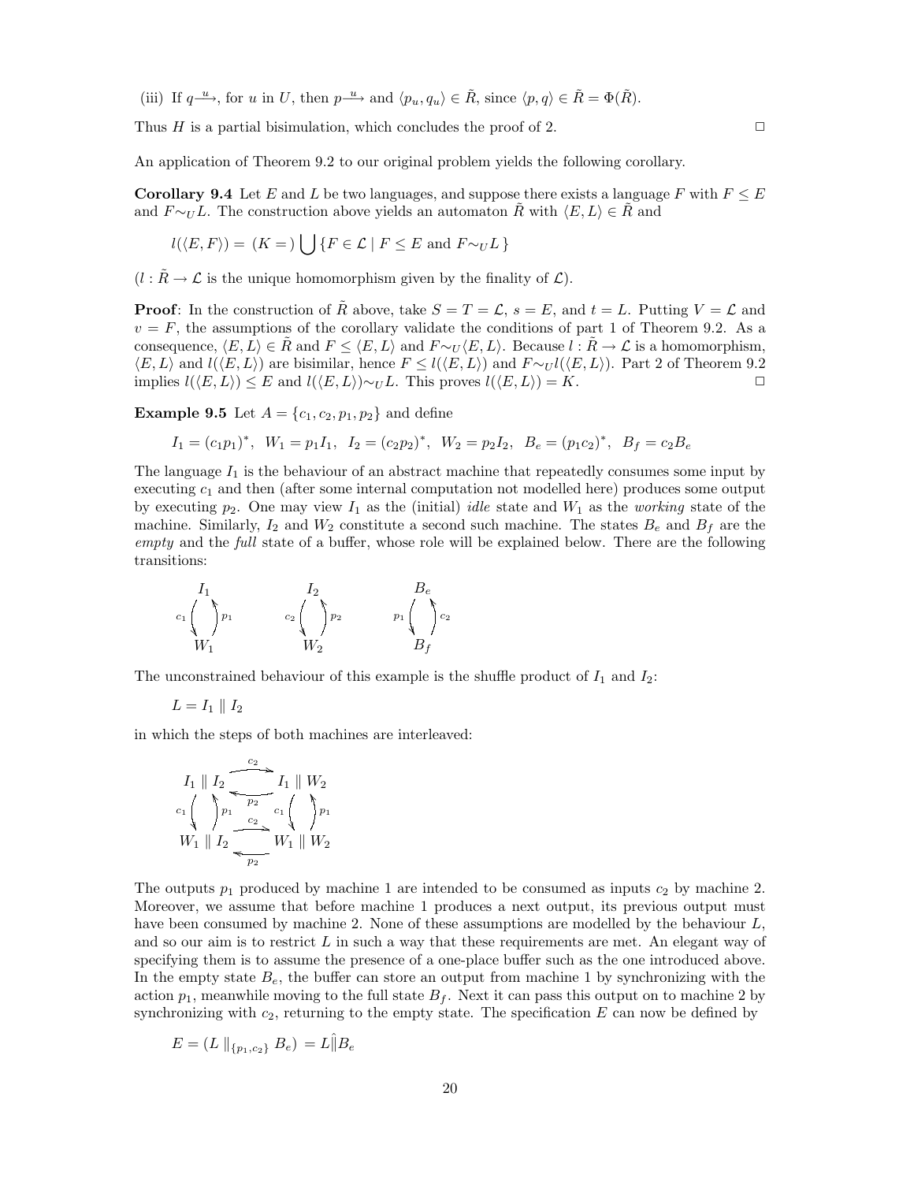(iii) If $q \xrightarrow{u}$, for $u$ in $U$, then $p \xrightarrow{u}$ and $\langle p_u, q_u \rangle \in \tilde{R}$, since $\langle p, q \rangle \in \tilde{R} = \Phi(\tilde{R})$.

Thus $H$ is a partial bisimulation, which concludes the proof of 2. □

An application of Theorem 9.2 to our original problem yields the following corollary.

**Corollary 9.4** Let $E$ and $L$ be two languages, and suppose there exists a language $F$ with $F \leq E$ and $F \sim_U L$. The construction above yields an automaton $\tilde{R}$ with $\langle E, L \rangle \in \tilde{R}$ and

$$l(\langle E, F \rangle) = \; (K =) \bigcup \{ F \in \mathcal{L} \mid F \leq E \text{ and } F \sim_U L \}$$

($l : \tilde{R} \to \mathcal{L}$ is the unique homomorphism given by the finality of $\mathcal{L}$).

**Proof**: In the construction of $\tilde{R}$ above, take $S = T = \mathcal{L}$, $s = E$, and $t = L$. Putting $V = \mathcal{L}$ and $v = F$, the assumptions of the corollary validate the conditions of part 1 of Theorem 9.2. As a consequence, $\langle E, L \rangle \in \tilde{R}$ and $F \leq \langle E, L \rangle$ and $F \sim_U \langle E, L \rangle$. Because $l : \tilde{R} \to \mathcal{L}$ is a homomorphism, $\langle E, L \rangle$ and $l(\langle E, L \rangle)$ are bisimilar, hence $F \leq l(\langle E, L \rangle)$ and $F \sim_U l(\langle E, L \rangle)$. Part 2 of Theorem 9.2 implies $l(\langle E, L \rangle) \leq E$ and $l(\langle E, L \rangle) \sim_U L$. This proves $l(\langle E, L \rangle) = K$. □

**Example 9.5** Let $A = \{c_1, c_2, p_1, p_2\}$ and define

$$I_1 = (c_1 p_1)^*, \;\; W_1 = p_1 I_1, \;\; I_2 = (c_2 p_2)^*, \;\; W_2 = p_2 I_2, \;\; B_e = (p_1 c_2)^*, \;\; B_f = c_2 B_e$$

The language $I_1$ is the behaviour of an abstract machine that repeatedly consumes some input by executing $c_1$ and then (after some internal computation not modelled here) produces some output by executing $p_2$. One may view $I_1$ as the (initial) *idle* state and $W_1$ as the *working* state of the machine. Similarly, $I_2$ and $W_2$ constitute a second such machine. The states $B_e$ and $B_f$ are the *empty* and the *full* state of a buffer, whose role will be explained below. There are the following transitions:

$$I_1 \underset{p_1}{\overset{c_1}{\rightleftarrows}} W_1 \qquad I_2 \underset{p_2}{\overset{c_2}{\rightleftarrows}} W_2 \qquad B_e \underset{c_2}{\overset{p_1}{\rightleftarrows}} B_f$$

The unconstrained behaviour of this example is the shuffle product of $I_1$ and $I_2$:

$$L = I_1 \parallel I_2$$

in which the steps of both machines are interleaved:

$$\begin{array}{ccc} I_1 \parallel I_2 & \underset{p_2}{\overset{c_2}{\rightleftarrows}} & I_1 \parallel W_2 \\ c_1 \downarrow \uparrow p_1 & & c_1 \downarrow \uparrow p_1 \\ W_1 \parallel I_2 & \underset{p_2}{\overset{c_2}{\rightleftarrows}} & W_1 \parallel W_2 \end{array}$$

The outputs $p_1$ produced by machine 1 are intended to be consumed as inputs $c_2$ by machine 2. Moreover, we assume that before machine 1 produces a next output, its previous output must have been consumed by machine 2. None of these assumptions are modelled by the behaviour $L$, and so our aim is to restrict $L$ in such a way that these requirements are met. An elegant way of specifying them is to assume the presence of a one-place buffer such as the one introduced above. In the empty state $B_e$, the buffer can store an output from machine 1 by synchronizing with the action $p_1$, meanwhile moving to the full state $B_f$. Next it can pass this output on to machine 2 by synchronizing with $c_2$, returning to the empty state. The specification $E$ can now be defined by

$$E = (L \parallel_{\{p_1, c_2\}} B_e) = L \hat{\parallel} B_e$$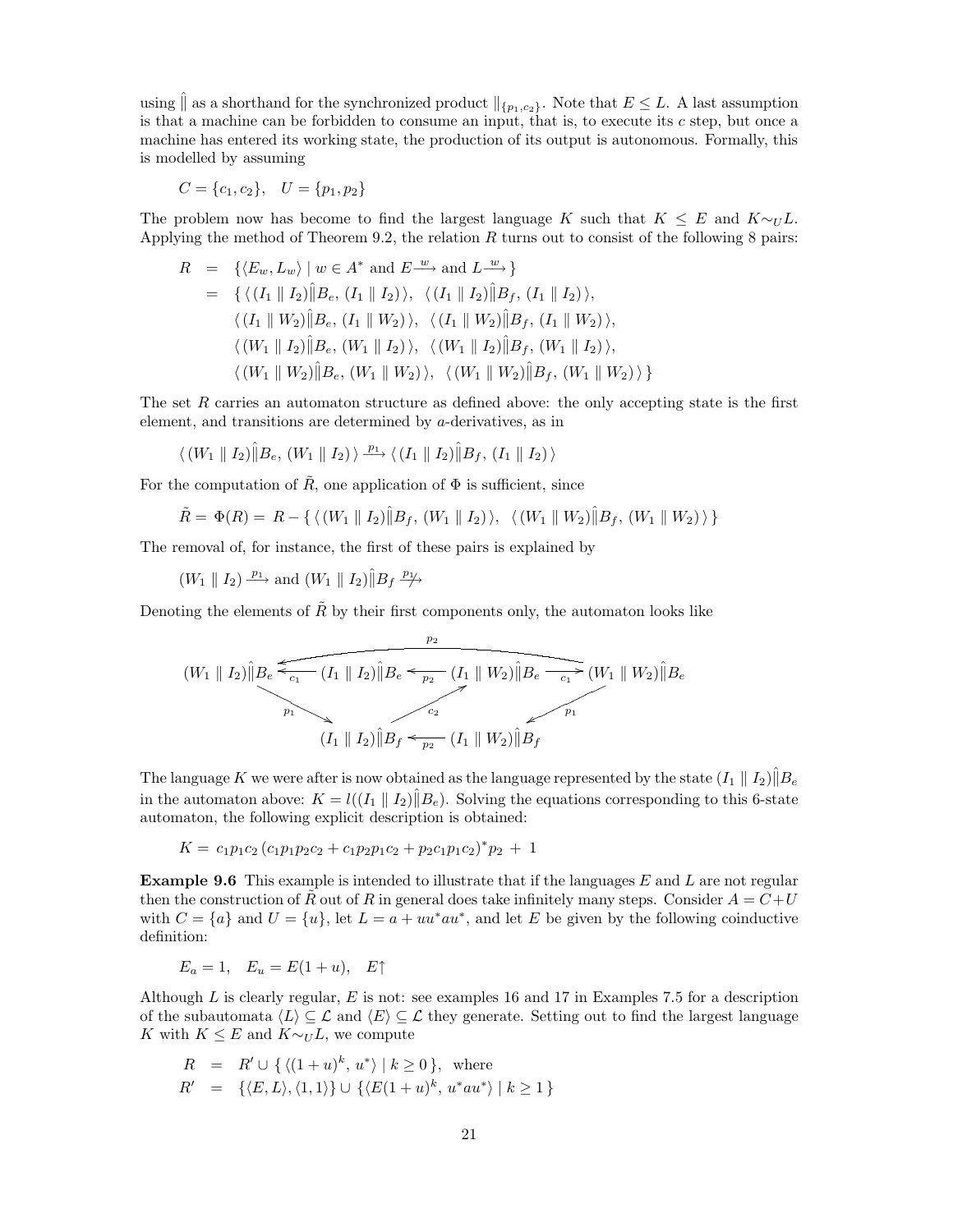using $\hat{\|}$ as a shorthand for the synchronized product $\|_{\{p_1,c_2\}}$. Note that $E \leq L$. A last assumption is that a machine can be forbidden to consume an input, that is, to execute its $c$ step, but once a machine has entered its working state, the production of its output is autonomous. Formally, this is modelled by assuming

$$C = \{c_1, c_2\}, \quad U = \{p_1, p_2\}$$

The problem now has become to find the largest language $K$ such that $K \leq E$ and $K \sim_U L$. Applying the method of Theorem 9.2, the relation $R$ turns out to consist of the following 8 pairs:

$$
\begin{aligned}
R \;&=\; \{\langle E_w, L_w\rangle \mid w \in A^* \text{ and } E \xrightarrow{w} \text{ and } L \xrightarrow{w}\} \\
&=\; \{\, \langle\, (I_1 \parallel I_2)\hat{\|}B_e,\, (I_1 \parallel I_2)\,\rangle,\ \langle\, (I_1 \parallel I_2)\hat{\|}B_f,\, (I_1 \parallel I_2)\,\rangle, \\
&\quad\ \langle\, (I_1 \parallel W_2)\hat{\|}B_e,\, (I_1 \parallel W_2)\,\rangle,\ \langle\, (I_1 \parallel W_2)\hat{\|}B_f,\, (I_1 \parallel W_2)\,\rangle, \\
&\quad\ \langle\, (W_1 \parallel I_2)\hat{\|}B_e,\, (W_1 \parallel I_2)\,\rangle,\ \langle\, (W_1 \parallel I_2)\hat{\|}B_f,\, (W_1 \parallel I_2)\,\rangle, \\
&\quad\ \langle\, (W_1 \parallel W_2)\hat{\|}B_e,\, (W_1 \parallel W_2)\,\rangle,\ \langle\, (W_1 \parallel W_2)\hat{\|}B_f,\, (W_1 \parallel W_2)\,\rangle\,\}
\end{aligned}
$$

The set $R$ carries an automaton structure as defined above: the only accepting state is the first element, and transitions are determined by $a$-derivatives, as in

$$\langle\, (W_1 \parallel I_2)\hat{\|}B_e,\, (W_1 \parallel I_2)\,\rangle \xrightarrow{p_1} \langle\, (I_1 \parallel I_2)\hat{\|}B_f,\, (I_1 \parallel I_2)\,\rangle$$

For the computation of $\tilde{R}$, one application of $\Phi$ is sufficient, since

$$\tilde{R} = \Phi(R) = R - \{\, \langle\, (W_1 \parallel I_2)\hat{\|}B_f,\, (W_1 \parallel I_2)\,\rangle,\ \langle\, (W_1 \parallel W_2)\hat{\|}B_f,\, (W_1 \parallel W_2)\,\rangle\,\}$$

The removal of, for instance, the first of these pairs is explained by

$$(W_1 \parallel I_2) \xrightarrow{p_1} \text{ and } (W_1 \parallel I_2)\hat{\|}B_f \stackrel{p_1}{\not\longrightarrow}$$

Denoting the elements of $\tilde{R}$ by their first components only, the automaton looks like

$$
\begin{aligned}
&(I_1 \parallel I_2)\hat{\|}B_e \xrightarrow{c_1} (W_1 \parallel I_2)\hat{\|}B_e, \qquad (I_1 \parallel W_2)\hat{\|}B_e \xrightarrow{p_2} (I_1 \parallel I_2)\hat{\|}B_e, \qquad (I_1 \parallel W_2)\hat{\|}B_e \xrightarrow{c_1} (W_1 \parallel W_2)\hat{\|}B_e, \\
&(W_1 \parallel W_2)\hat{\|}B_e \xrightarrow{p_2} (W_1 \parallel I_2)\hat{\|}B_e, \qquad (W_1 \parallel I_2)\hat{\|}B_e \xrightarrow{p_1} (I_1 \parallel I_2)\hat{\|}B_f, \qquad (I_1 \parallel I_2)\hat{\|}B_f \xrightarrow{c_2} (I_1 \parallel W_2)\hat{\|}B_e, \\
&(W_1 \parallel W_2)\hat{\|}B_e \xrightarrow{p_1} (I_1 \parallel W_2)\hat{\|}B_f, \qquad (I_1 \parallel W_2)\hat{\|}B_f \xrightarrow{p_2} (I_1 \parallel I_2)\hat{\|}B_f
\end{aligned}
$$

The language $K$ we were after is now obtained as the language represented by the state $(I_1 \parallel I_2)\hat{\|}B_e$ in the automaton above: $K = l((I_1 \parallel I_2)\hat{\|}B_e)$. Solving the equations corresponding to this 6-state automaton, the following explicit description is obtained:

$$K = c_1 p_1 c_2\,(c_1 p_1 p_2 c_2 + c_1 p_2 p_1 c_2 + p_2 c_1 p_1 c_2)^* p_2 \;+\; 1$$

**Example 9.6** This example is intended to illustrate that if the languages $E$ and $L$ are not regular then the construction of $\tilde{R}$ out of $R$ in general does take infinitely many steps. Consider $A = C + U$ with $C = \{a\}$ and $U = \{u\}$, let $L = a + uu^*au^*$, and let $E$ be given by the following coinductive definition:

$$E_a = 1, \quad E_u = E(1+u), \quad E\!\uparrow$$

Although $L$ is clearly regular, $E$ is not: see examples 16 and 17 in Examples 7.5 for a description of the subautomata $\langle L\rangle \subseteq \mathcal{L}$ and $\langle E\rangle \subseteq \mathcal{L}$ they generate. Setting out to find the largest language $K$ with $K \leq E$ and $K \sim_U L$, we compute

$$
\begin{aligned}
R \;&=\; R' \cup \{\, \langle (1+u)^k,\, u^* \rangle \mid k \geq 0 \,\}, \ \text{ where} \\
R' \;&=\; \{\langle E, L\rangle, \langle 1, 1\rangle\} \cup \{\langle E(1+u)^k,\, u^*au^*\rangle \mid k \geq 1 \,\}
\end{aligned}
$$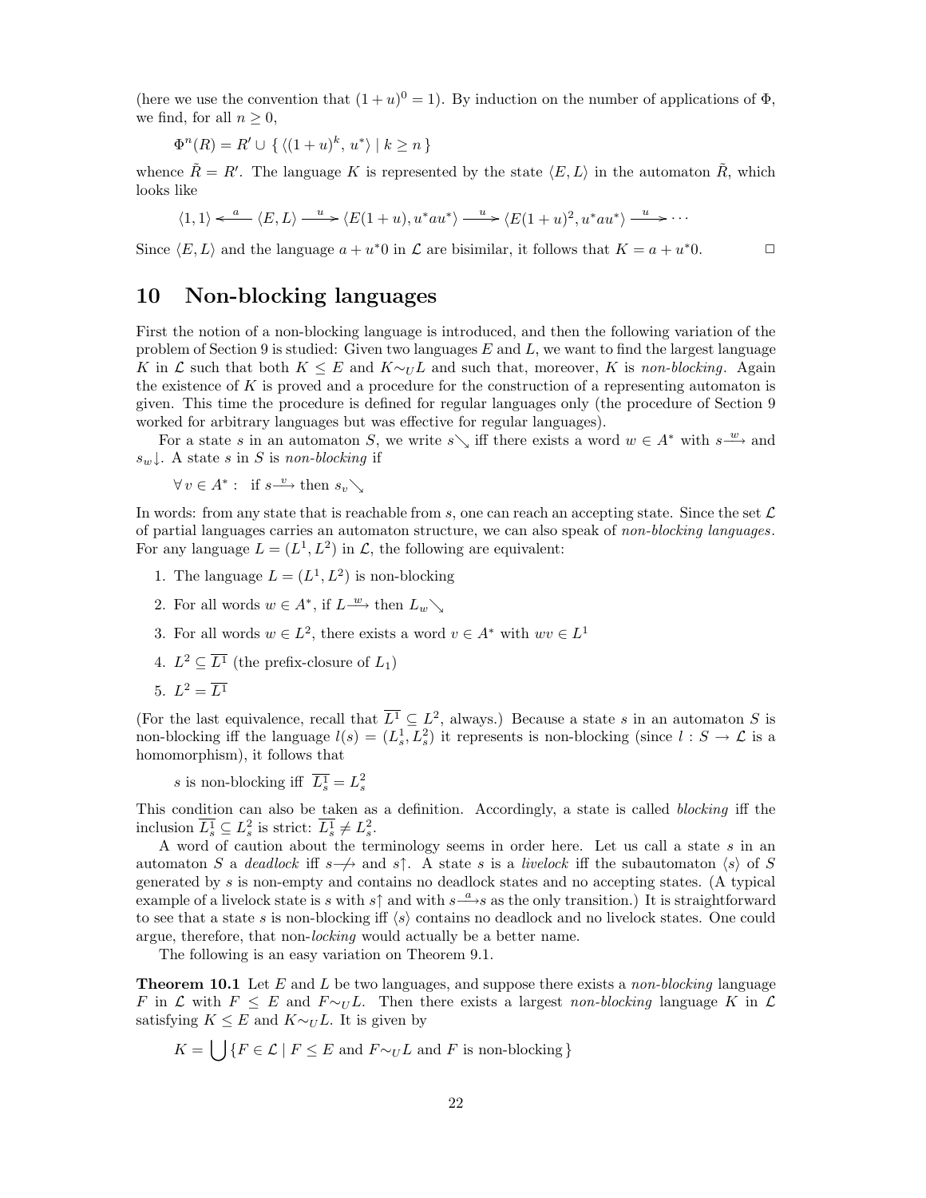(here we use the convention that $(1+u)^0 = 1$). By induction on the number of applications of $\Phi$, we find, for all $n \geq 0$,

$$\Phi^n(R) = R' \cup \{ \langle (1+u)^k, u^* \rangle \mid k \geq n \}$$

whence $\tilde{R} = R'$. The language $K$ is represented by the state $\langle E, L \rangle$ in the automaton $\tilde{R}$, which looks like

$$\langle 1, 1 \rangle \xleftarrow{a} \langle E, L \rangle \xrightarrow{u} \langle E(1+u), u^*au^* \rangle \xrightarrow{u} \langle E(1+u)^2, u^*au^* \rangle \xrightarrow{u} \cdots$$

Since $\langle E, L \rangle$ and the language $a + u^*0$ in $\mathcal{L}$ are bisimilar, it follows that $K = a + u^*0$. $\square$

## 10 Non-blocking languages

First the notion of a non-blocking language is introduced, and then the following variation of the problem of Section 9 is studied: Given two languages $E$ and $L$, we want to find the largest language $K$ in $\mathcal{L}$ such that both $K \leq E$ and $K \sim_U L$ and such that, moreover, $K$ is *non-blocking*. Again the existence of $K$ is proved and a procedure for the construction of a representing automaton is given. This time the procedure is defined for regular languages only (the procedure of Section 9 worked for arbitrary languages but was effective for regular languages).

For a state $s$ in an automaton $S$, we write $s\searrow$ iff there exists a word $w \in A^*$ with $s \xrightarrow{w}$ and $s_w\downarrow$. A state $s$ in $S$ is *non-blocking* if

$$\forall\, v \in A^* : \;\; \text{if } s \xrightarrow{v} \text{ then } s_v\searrow$$

In words: from any state that is reachable from $s$, one can reach an accepting state. Since the set $\mathcal{L}$ of partial languages carries an automaton structure, we can also speak of *non-blocking languages*. For any language $L = (L^1, L^2)$ in $\mathcal{L}$, the following are equivalent:

1. The language $L = (L^1, L^2)$ is non-blocking
2. For all words $w \in A^*$, if $L \xrightarrow{w}$ then $L_w\searrow$
3. For all words $w \in L^2$, there exists a word $v \in A^*$ with $wv \in L^1$
4. $L^2 \subseteq \overline{L^1}$ (the prefix-closure of $L_1$)
5. $L^2 = \overline{L^1}$

(For the last equivalence, recall that $\overline{L^1} \subseteq L^2$, always.) Because a state $s$ in an automaton $S$ is non-blocking iff the language $l(s) = (L^1_s, L^2_s)$ it represents is non-blocking (since $l : S \to \mathcal{L}$ is a homomorphism), it follows that

$$s \text{ is non-blocking iff } \overline{L^1_s} = L^2_s$$

This condition can also be taken as a definition. Accordingly, a state is called *blocking* iff the inclusion $\overline{L^1_s} \subseteq L^2_s$ is strict: $\overline{L^1_s} \neq L^2_s$.

A word of caution about the terminology seems in order here. Let us call a state $s$ in an automaton $S$ a *deadlock* iff $s \not\longrightarrow$ and $s\uparrow$. A state $s$ is a *livelock* iff the subautomaton $\langle s \rangle$ of $S$ generated by $s$ is non-empty and contains no deadlock states and no accepting states. (A typical example of a livelock state is $s$ with $s\uparrow$ and with $s \xrightarrow{a} s$ as the only transition.) It is straightforward to see that a state $s$ is non-blocking iff $\langle s \rangle$ contains no deadlock and no livelock states. One could argue, therefore, that non-*locking* would actually be a better name.

The following is an easy variation on Theorem 9.1.

**Theorem 10.1** Let $E$ and $L$ be two languages, and suppose there exists a *non-blocking* language $F$ in $\mathcal{L}$ with $F \leq E$ and $F \sim_U L$. Then there exists a largest *non-blocking* language $K$ in $\mathcal{L}$ satisfying $K \leq E$ and $K \sim_U L$. It is given by

$$K = \bigcup \{ F \in \mathcal{L} \mid F \leq E \text{ and } F \sim_U L \text{ and } F \text{ is non-blocking} \}$$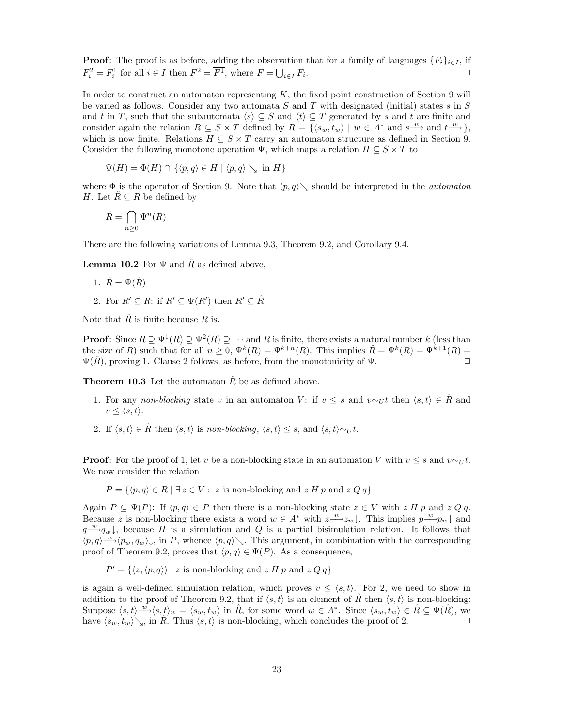**Proof**: The proof is as before, adding the observation that for a family of languages $\{F_i\}_{i\in I}$, if $F_i^2 = \overline{F_i^1}$ for all $i \in I$ then $F^2 = \overline{F^1}$, where $F = \bigcup_{i\in I} F_i$. $\Box$

In order to construct an automaton representing $K$, the fixed point construction of Section 9 will be varied as follows. Consider any two automata $S$ and $T$ with designated (initial) states $s$ in $S$ and $t$ in $T$, such that the subautomata $\langle s\rangle \subseteq S$ and $\langle t\rangle \subseteq T$ generated by $s$ and $t$ are finite and consider again the relation $R \subseteq S \times T$ defined by $R = \{\langle s_w, t_w\rangle \mid w \in A^* \text{ and } s\xrightarrow{w} \text{ and } t\xrightarrow{w}\}$, which is now finite. Relations $H \subseteq S \times T$ carry an automaton structure as defined in Section 9. Consider the following monotone operation $\Psi$, which maps a relation $H \subseteq S \times T$ to

$$\Psi(H) = \Phi(H) \cap \{\langle p, q\rangle \in H \mid \langle p, q\rangle \searrow \text{ in } H\}$$

where $\Phi$ is the operator of Section 9. Note that $\langle p, q\rangle\searrow$ should be interpreted in the *automaton* $H$. Let $\tilde{R} \subseteq R$ be defined by

$$\hat{R} = \bigcap_{n\geq 0} \Psi^n(R)$$

There are the following variations of Lemma 9.3, Theorem 9.2, and Corollary 9.4.

**Lemma 10.2** For $\Psi$ and $\hat{R}$ as defined above,

1. $\hat{R} = \Psi(\hat{R})$
2. For $R' \subseteq R$: if $R' \subseteq \Psi(R')$ then $R' \subseteq \hat{R}$.

Note that $\hat{R}$ is finite because $R$ is.

**Proof**: Since $R \supseteq \Psi^1(R) \supseteq \Psi^2(R) \supseteq \cdots$ and $R$ is finite, there exists a natural number $k$ (less than the size of $R$) such that for all $n \geq 0$, $\Psi^k(R) = \Psi^{k+n}(R)$. This implies $\hat{R} = \Psi^k(R) = \Psi^{k+1}(R) = \Psi(\hat{R})$, proving 1. Clause 2 follows, as before, from the monotonicity of $\Psi$. $\Box$

**Theorem 10.3** Let the automaton $\hat{R}$ be as defined above.

1. For any *non-blocking* state $v$ in an automaton $V$: if $v \leq s$ and $v{\sim_U}t$ then $\langle s, t\rangle \in \tilde{R}$ and $v \leq \langle s, t\rangle$.
2. If $\langle s, t\rangle \in \tilde{R}$ then $\langle s, t\rangle$ is *non-blocking*, $\langle s, t\rangle \leq s$, and $\langle s, t\rangle{\sim_U}t$.

**Proof**: For the proof of 1, let $v$ be a non-blocking state in an automaton $V$ with $v \leq s$ and $v{\sim_U}t$. We now consider the relation

$$P = \{\langle p, q\rangle \in R \mid \exists z \in V : \ z \text{ is non-blocking and } z \, H \, p \text{ and } z \, Q \, q\}$$

Again $P \subseteq \Psi(P)$: If $\langle p, q\rangle \in P$ then there is a non-blocking state $z \in V$ with $z \, H \, p$ and $z \, Q \, q$. Because $z$ is non-blocking there exists a word $w \in A^*$ with $z\xrightarrow{w}z_w\downarrow$. This implies $p\xrightarrow{w}p_w\downarrow$ and $q\xrightarrow{w}q_w\downarrow$, because $H$ is a simulation and $Q$ is a partial bisimulation relation. It follows that $\langle p, q\rangle\xrightarrow{w}\langle p_w, q_w\rangle\downarrow$, in $P$, whence $\langle p, q\rangle\searrow$. This argument, in combination with the corresponding proof of Theorem 9.2, proves that $\langle p, q\rangle \in \Psi(P)$. As a consequence,

$$P' = \{\langle z, \langle p, q\rangle\rangle \mid z \text{ is non-blocking and } z \, H \, p \text{ and } z \, Q \, q\}$$

is again a well-defined simulation relation, which proves $v \leq \langle s, t\rangle$. For 2, we need to show in addition to the proof of Theorem 9.2, that if $\langle s, t\rangle$ is an element of $\hat{R}$ then $\langle s, t\rangle$ is non-blocking: Suppose $\langle s, t\rangle\xrightarrow{w}\langle s, t\rangle_w = \langle s_w, t_w\rangle$ in $\hat{R}$, for some word $w \in A^*$. Since $\langle s_w, t_w\rangle \in \hat{R} \subseteq \Psi(\hat{R})$, we have $\langle s_w, t_w\rangle\searrow$, in $\hat{R}$. Thus $\langle s, t\rangle$ is non-blocking, which concludes the proof of 2. $\Box$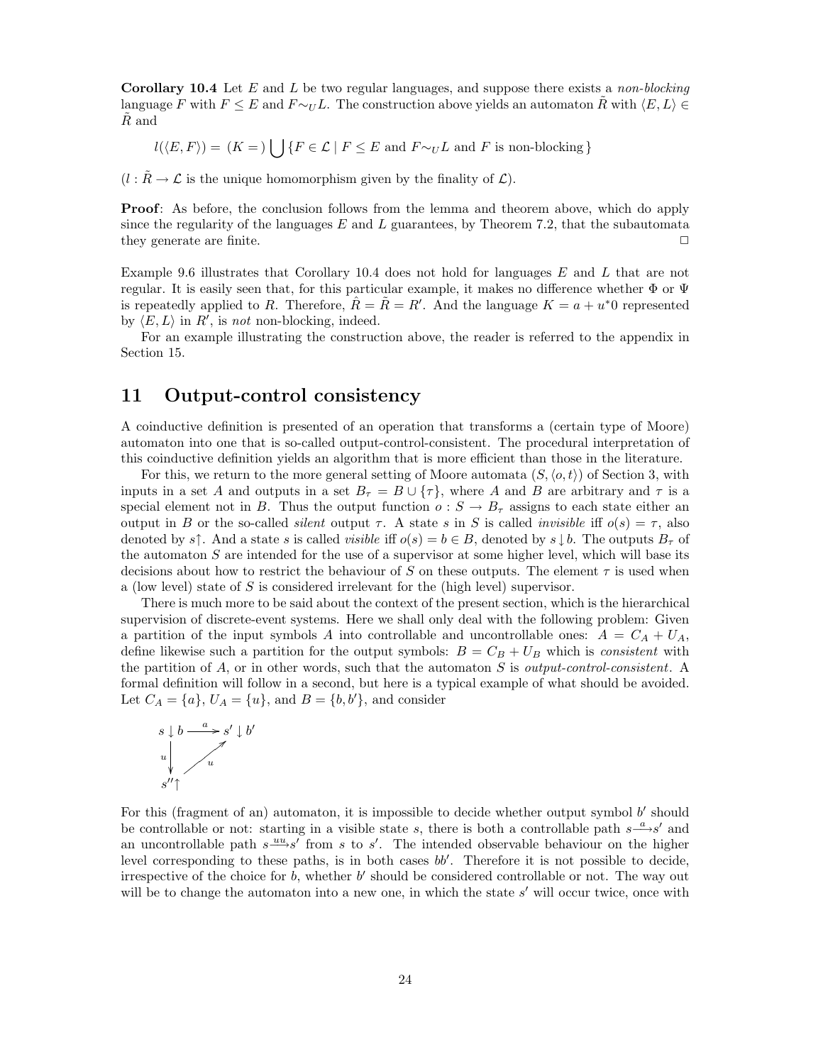**Corollary 10.4** Let $E$ and $L$ be two regular languages, and suppose there exists a *non-blocking* language $F$ with $F \leq E$ and $F \sim_U L$. The construction above yields an automaton $\tilde{R}$ with $\langle E, L \rangle \in \tilde{R}$ and

$$l(\langle E, F \rangle) = \; (K =) \bigcup \{ F \in \mathcal{L} \mid F \leq E \text{ and } F \sim_U L \text{ and } F \text{ is non-blocking} \}$$

($l : \tilde{R} \to \mathcal{L}$ is the unique homomorphism given by the finality of $\mathcal{L}$).

**Proof**: As before, the conclusion follows from the lemma and theorem above, which do apply since the regularity of the languages $E$ and $L$ guarantees, by Theorem 7.2, that the subautomata they generate are finite. □

Example 9.6 illustrates that Corollary 10.4 does not hold for languages $E$ and $L$ that are not regular. It is easily seen that, for this particular example, it makes no difference whether $\Phi$ or $\Psi$ is repeatedly applied to $R$. Therefore, $\hat{R} = \tilde{R} = R'$. And the language $K = a + u^*0$ represented by $\langle E, L \rangle$ in $R'$, is *not* non-blocking, indeed.

For an example illustrating the construction above, the reader is referred to the appendix in Section 15.

# 11 Output-control consistency

A coinductive definition is presented of an operation that transforms a (certain type of Moore) automaton into one that is so-called output-control-consistent. The procedural interpretation of this coinductive definition yields an algorithm that is more efficient than those in the literature.

For this, we return to the more general setting of Moore automata $(S, \langle o, t \rangle)$ of Section 3, with inputs in a set $A$ and outputs in a set $B_\tau = B \cup \{\tau\}$, where $A$ and $B$ are arbitrary and $\tau$ is a special element not in $B$. Thus the output function $o : S \to B_\tau$ assigns to each state either an output in $B$ or the so-called *silent* output $\tau$. A state $s$ in $S$ is called *invisible* iff $o(s) = \tau$, also denoted by $s\!\uparrow$. And a state $s$ is called *visible* iff $o(s) = b \in B$, denoted by $s \downarrow b$. The outputs $B_\tau$ of the automaton $S$ are intended for the use of a supervisor at some higher level, which will base its decisions about how to restrict the behaviour of $S$ on these outputs. The element $\tau$ is used when a (low level) state of $S$ is considered irrelevant for the (high level) supervisor.

There is much more to be said about the context of the present section, which is the hierarchical supervision of discrete-event systems. Here we shall only deal with the following problem: Given a partition of the input symbols $A$ into controllable and uncontrollable ones: $A = C_A + U_A$, define likewise such a partition for the output symbols: $B = C_B + U_B$ which is *consistent* with the partition of $A$, or in other words, such that the automaton $S$ is *output-control-consistent*. A formal definition will follow in a second, but here is a typical example of what should be avoided. Let $C_A = \{a\}$, $U_A = \{u\}$, and $B = \{b, b'\}$, and consider

$$\begin{array}{ccc} s \downarrow b & \xrightarrow{\;a\;} & s' \downarrow b' \\ {\scriptstyle u}\big\downarrow & \nearrow_{u} & \\ s''\!\uparrow & & \end{array}$$

For this (fragment of an) automaton, it is impossible to decide whether output symbol $b'$ should be controllable or not: starting in a visible state $s$, there is both a controllable path $s \xrightarrow{a} s'$ and an uncontrollable path $s \xrightarrow{uu} s'$ from $s$ to $s'$. The intended observable behaviour on the higher level corresponding to these paths, is in both cases $bb'$. Therefore it is not possible to decide, irrespective of the choice for $b$, whether $b'$ should be considered controllable or not. The way out will be to change the automaton into a new one, in which the state $s'$ will occur twice, once with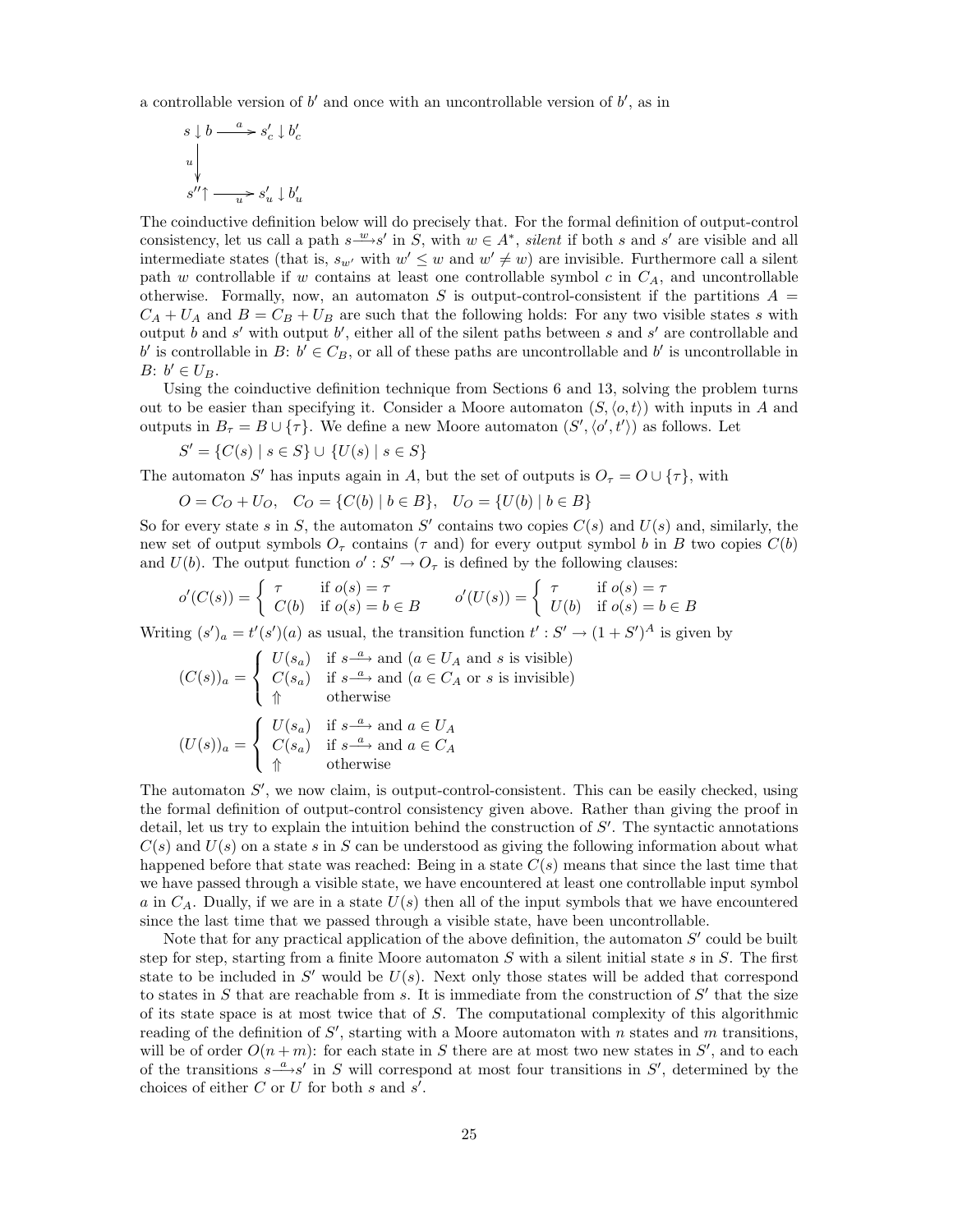a controllable version of $b'$ and once with an uncontrollable version of $b'$, as in

$$\begin{array}{ccc} s \downarrow b & \xrightarrow{\ a\ } & s'_c \downarrow b'_c \\ {\scriptstyle u}\big\downarrow & & \\ s''\!\uparrow & \xrightarrow[\ u\ ]{} & s'_u \downarrow b'_u \end{array}$$

The coinductive definition below will do precisely that. For the formal definition of output-control consistency, let us call a path $s \xrightarrow{w} s'$ in $S$, with $w \in A^*$, *silent* if both $s$ and $s'$ are visible and all intermediate states (that is, $s_{w'}$ with $w' \leq w$ and $w' \neq w$) are invisible. Furthermore call a silent path $w$ controllable if $w$ contains at least one controllable symbol $c$ in $C_A$, and uncontrollable otherwise. Formally, now, an automaton $S$ is output-control-consistent if the partitions $A = C_A + U_A$ and $B = C_B + U_B$ are such that the following holds: For any two visible states $s$ with output $b$ and $s'$ with output $b'$, either all of the silent paths between $s$ and $s'$ are controllable and $b'$ is controllable in $B$: $b' \in C_B$, or all of these paths are uncontrollable and $b'$ is uncontrollable in $B$: $b' \in U_B$.

Using the coinductive definition technique from Sections 6 and 13, solving the problem turns out to be easier than specifying it. Consider a Moore automaton $(S, \langle o, t \rangle)$ with inputs in $A$ and outputs in $B_\tau = B \cup \{\tau\}$. We define a new Moore automaton $(S', \langle o', t' \rangle)$ as follows. Let

$$S' = \{C(s) \mid s \in S\} \cup \{U(s) \mid s \in S\}$$

The automaton $S'$ has inputs again in $A$, but the set of outputs is $O_\tau = O \cup \{\tau\}$, with

$$O = C_O + U_O, \quad C_O = \{C(b) \mid b \in B\}, \quad U_O = \{U(b) \mid b \in B\}$$

So for every state $s$ in $S$, the automaton $S'$ contains two copies $C(s)$ and $U(s)$ and, similarly, the new set of output symbols $O_\tau$ contains ($\tau$ and) for every output symbol $b$ in $B$ two copies $C(b)$ and $U(b)$. The output function $o' : S' \to O_\tau$ is defined by the following clauses:

$$o'(C(s)) = \begin{cases} \tau & \text{if } o(s) = \tau \\ C(b) & \text{if } o(s) = b \in B \end{cases} \qquad o'(U(s)) = \begin{cases} \tau & \text{if } o(s) = \tau \\ U(b) & \text{if } o(s) = b \in B \end{cases}$$

Writing $(s')_a = t'(s')(a)$ as usual, the transition function $t' : S' \to (1 + S')^A$ is given by

$$(C(s))_a = \begin{cases} U(s_a) & \text{if } s \xrightarrow{a} \text{ and } (a \in U_A \text{ and } s \text{ is visible}) \\ C(s_a) & \text{if } s \xrightarrow{a} \text{ and } (a \in C_A \text{ or } s \text{ is invisible}) \\ \Uparrow & \text{otherwise} \end{cases}$$

$$(U(s))_a = \begin{cases} U(s_a) & \text{if } s \xrightarrow{a} \text{ and } a \in U_A \\ C(s_a) & \text{if } s \xrightarrow{a} \text{ and } a \in C_A \\ \Uparrow & \text{otherwise} \end{cases}$$

The automaton $S'$, we now claim, is output-control-consistent. This can be easily checked, using the formal definition of output-control consistency given above. Rather than giving the proof in detail, let us try to explain the intuition behind the construction of $S'$. The syntactic annotations $C(s)$ and $U(s)$ on a state $s$ in $S$ can be understood as giving the following information about what happened before that state was reached: Being in a state $C(s)$ means that since the last time that we have passed through a visible state, we have encountered at least one controllable input symbol $a$ in $C_A$. Dually, if we are in a state $U(s)$ then all of the input symbols that we have encountered since the last time that we passed through a visible state, have been uncontrollable.

Note that for any practical application of the above definition, the automaton $S'$ could be built step for step, starting from a finite Moore automaton $S$ with a silent initial state $s$ in $S$. The first state to be included in $S'$ would be $U(s)$. Next only those states will be added that correspond to states in $S$ that are reachable from $s$. It is immediate from the construction of $S'$ that the size of its state space is at most twice that of $S$. The computational complexity of this algorithmic reading of the definition of $S'$, starting with a Moore automaton with $n$ states and $m$ transitions, will be of order $O(n + m)$: for each state in $S$ there are at most two new states in $S'$, and to each of the transitions $s \xrightarrow{a} s'$ in $S$ will correspond at most four transitions in $S'$, determined by the choices of either $C$ or $U$ for both $s$ and $s'$.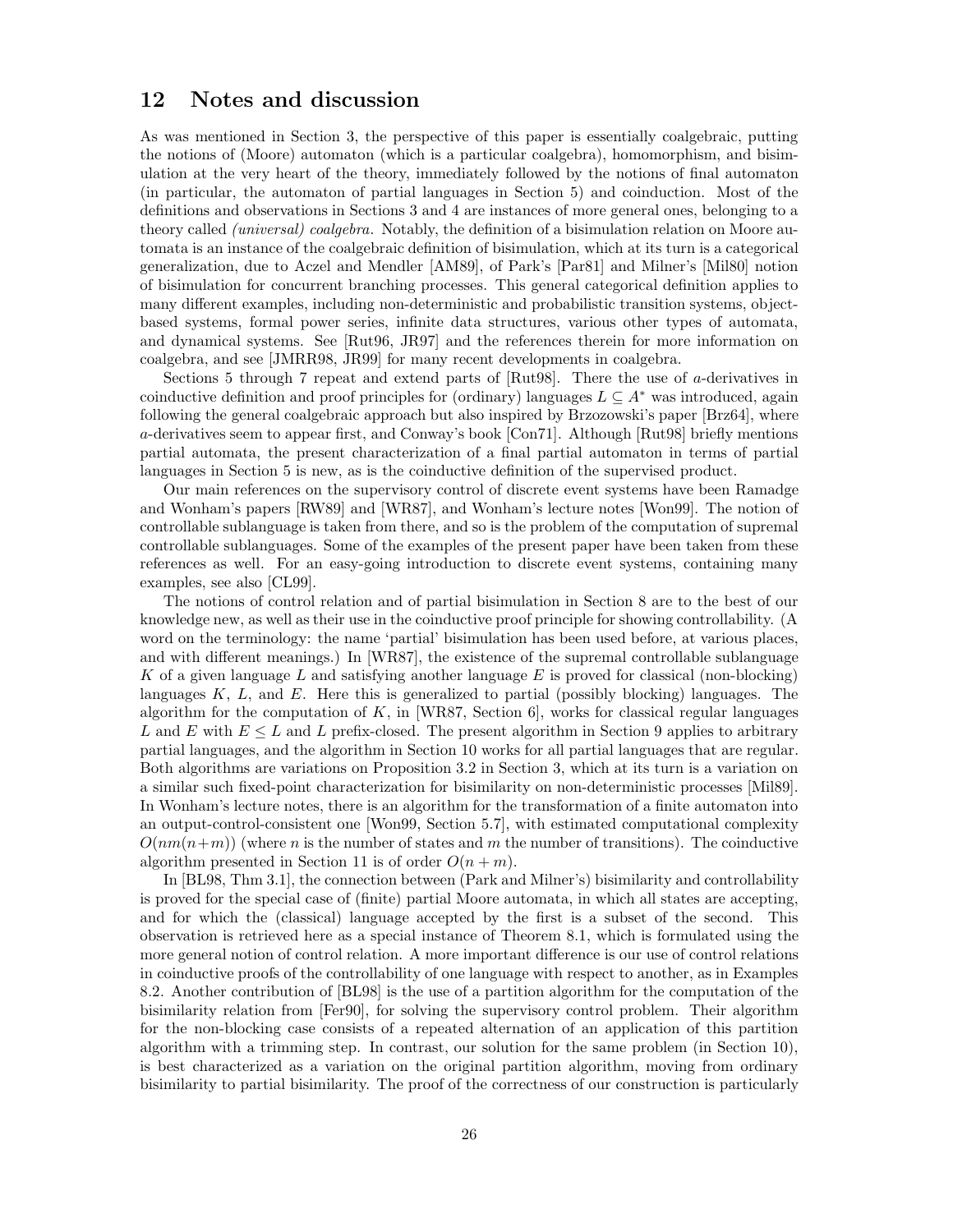## 12 Notes and discussion

As was mentioned in Section 3, the perspective of this paper is essentially coalgebraic, putting the notions of (Moore) automaton (which is a particular coalgebra), homomorphism, and bisimulation at the very heart of the theory, immediately followed by the notions of final automaton (in particular, the automaton of partial languages in Section 5) and coinduction. Most of the definitions and observations in Sections 3 and 4 are instances of more general ones, belonging to a theory called *(universal) coalgebra*. Notably, the definition of a bisimulation relation on Moore automata is an instance of the coalgebraic definition of bisimulation, which at its turn is a categorical generalization, due to Aczel and Mendler [AM89], of Park's [Par81] and Milner's [Mil80] notion of bisimulation for concurrent branching processes. This general categorical definition applies to many different examples, including non-deterministic and probabilistic transition systems, object-based systems, formal power series, infinite data structures, various other types of automata, and dynamical systems. See [Rut96, JR97] and the references therein for more information on coalgebra, and see [JMRR98, JR99] for many recent developments in coalgebra.

Sections 5 through 7 repeat and extend parts of [Rut98]. There the use of $a$-derivatives in coinductive definition and proof principles for (ordinary) languages $L \subseteq A^*$ was introduced, again following the general coalgebraic approach but also inspired by Brzozowski's paper [Brz64], where $a$-derivatives seem to appear first, and Conway's book [Con71]. Although [Rut98] briefly mentions partial automata, the present characterization of a final partial automaton in terms of partial languages in Section 5 is new, as is the coinductive definition of the supervised product.

Our main references on the supervisory control of discrete event systems have been Ramadge and Wonham's papers [RW89] and [WR87], and Wonham's lecture notes [Won99]. The notion of controllable sublanguage is taken from there, and so is the problem of the computation of supremal controllable sublanguages. Some of the examples of the present paper have been taken from these references as well. For an easy-going introduction to discrete event systems, containing many examples, see also [CL99].

The notions of control relation and of partial bisimulation in Section 8 are to the best of our knowledge new, as well as their use in the coinductive proof principle for showing controllability. (A word on the terminology: the name 'partial' bisimulation has been used before, at various places, and with different meanings.) In [WR87], the existence of the supremal controllable sublanguage $K$ of a given language $L$ and satisfying another language $E$ is proved for classical (non-blocking) languages $K$, $L$, and $E$. Here this is generalized to partial (possibly blocking) languages. The algorithm for the computation of $K$, in [WR87, Section 6], works for classical regular languages $L$ and $E$ with $E \leq L$ and $L$ prefix-closed. The present algorithm in Section 9 applies to arbitrary partial languages, and the algorithm in Section 10 works for all partial languages that are regular. Both algorithms are variations on Proposition 3.2 in Section 3, which at its turn is a variation on a similar such fixed-point characterization for bisimilarity on non-deterministic processes [Mil89]. In Wonham's lecture notes, there is an algorithm for the transformation of a finite automaton into an output-control-consistent one [Won99, Section 5.7], with estimated computational complexity $O(nm(n+m))$ (where $n$ is the number of states and $m$ the number of transitions). The coinductive algorithm presented in Section 11 is of order $O(n + m)$.

In [BL98, Thm 3.1], the connection between (Park and Milner's) bisimilarity and controllability is proved for the special case of (finite) partial Moore automata, in which all states are accepting, and for which the (classical) language accepted by the first is a subset of the second. This observation is retrieved here as a special instance of Theorem 8.1, which is formulated using the more general notion of control relation. A more important difference is our use of control relations in coinductive proofs of the controllability of one language with respect to another, as in Examples 8.2. Another contribution of [BL98] is the use of a partition algorithm for the computation of the bisimilarity relation from [Fer90], for solving the supervisory control problem. Their algorithm for the non-blocking case consists of a repeated alternation of an application of this partition algorithm with a trimming step. In contrast, our solution for the same problem (in Section 10), is best characterized as a variation on the original partition algorithm, moving from ordinary bisimilarity to partial bisimilarity. The proof of the correctness of our construction is particularly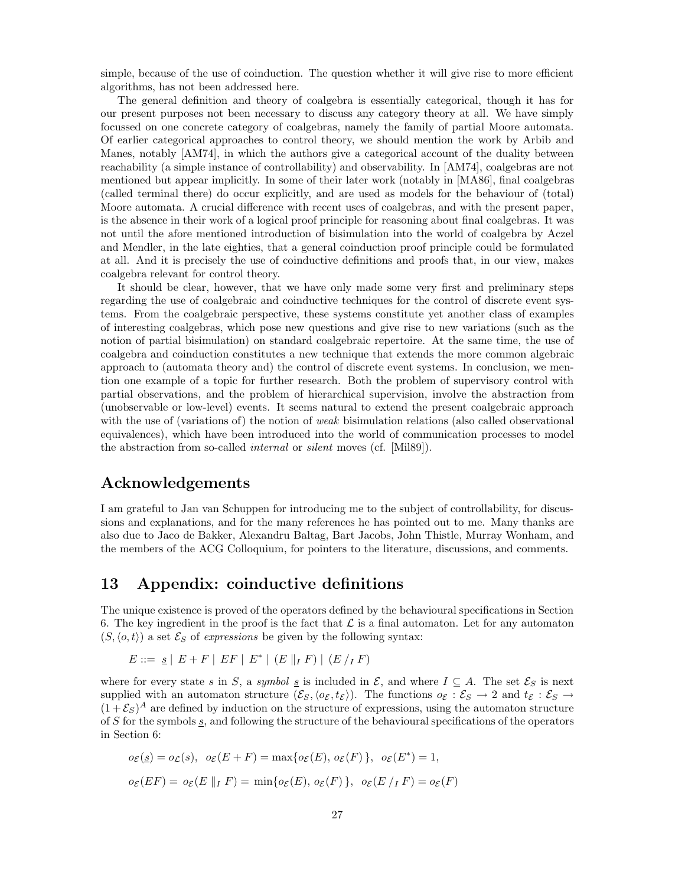simple, because of the use of coinduction. The question whether it will give rise to more efficient algorithms, has not been addressed here.

The general definition and theory of coalgebra is essentially categorical, though it has for our present purposes not been necessary to discuss any category theory at all. We have simply focussed on one concrete category of coalgebras, namely the family of partial Moore automata. Of earlier categorical approaches to control theory, we should mention the work by Arbib and Manes, notably [AM74], in which the authors give a categorical account of the duality between reachability (a simple instance of controllability) and observability. In [AM74], coalgebras are not mentioned but appear implicitly. In some of their later work (notably in [MA86], final coalgebras (called terminal there) do occur explicitly, and are used as models for the behaviour of (total) Moore automata. A crucial difference with recent uses of coalgebras, and with the present paper, is the absence in their work of a logical proof principle for reasoning about final coalgebras. It was not until the afore mentioned introduction of bisimulation into the world of coalgebra by Aczel and Mendler, in the late eighties, that a general coinduction proof principle could be formulated at all. And it is precisely the use of coinductive definitions and proofs that, in our view, makes coalgebra relevant for control theory.

It should be clear, however, that we have only made some very first and preliminary steps regarding the use of coalgebraic and coinductive techniques for the control of discrete event systems. From the coalgebraic perspective, these systems constitute yet another class of examples of interesting coalgebras, which pose new questions and give rise to new variations (such as the notion of partial bisimulation) on standard coalgebraic repertoire. At the same time, the use of coalgebra and coinduction constitutes a new technique that extends the more common algebraic approach to (automata theory and) the control of discrete event systems. In conclusion, we mention one example of a topic for further research. Both the problem of supervisory control with partial observations, and the problem of hierarchical supervision, involve the abstraction from (unobservable or low-level) events. It seems natural to extend the present coalgebraic approach with the use of (variations of) the notion of *weak* bisimulation relations (also called observational equivalences), which have been introduced into the world of communication processes to model the abstraction from so-called *internal* or *silent* moves (cf. [Mil89]).

## Acknowledgements

I am grateful to Jan van Schuppen for introducing me to the subject of controllability, for discussions and explanations, and for the many references he has pointed out to me. Many thanks are also due to Jaco de Bakker, Alexandru Baltag, Bart Jacobs, John Thistle, Murray Wonham, and the members of the ACG Colloquium, for pointers to the literature, discussions, and comments.

## 13 Appendix: coinductive definitions

The unique existence is proved of the operators defined by the behavioural specifications in Section 6. The key ingredient in the proof is the fact that $\mathcal{L}$ is a final automaton. Let for any automaton $(S, \langle o, t \rangle)$ a set $\mathcal{E}_S$ of *expressions* be given by the following syntax:

$$E ::= \underline{s} \mid E + F \mid EF \mid E^* \mid (E \parallel_I F) \mid (E /_I F)$$

where for every state $s$ in $S$, a *symbol* $\underline{s}$ is included in $\mathcal{E}$, and where $I \subseteq A$. The set $\mathcal{E}_S$ is next supplied with an automaton structure $(\mathcal{E}_S, \langle o_\mathcal{E}, t_\mathcal{E} \rangle)$. The functions $o_\mathcal{E} : \mathcal{E}_S \to 2$ and $t_\mathcal{E} : \mathcal{E}_S \to (1 + \mathcal{E}_S)^A$ are defined by induction on the structure of expressions, using the automaton structure of $S$ for the symbols $\underline{s}$, and following the structure of the behavioural specifications of the operators in Section 6:

$$o_\mathcal{E}(\underline{s}) = o_\mathcal{L}(s), \;\; o_\mathcal{E}(E + F) = \max\{o_\mathcal{E}(E),\, o_\mathcal{E}(F)\}, \;\; o_\mathcal{E}(E^*) = 1,$$

$$o_\mathcal{E}(EF) = \, o_\mathcal{E}(E \parallel_I F) = \, \min\{o_\mathcal{E}(E),\, o_\mathcal{E}(F)\}, \;\; o_\mathcal{E}(E /_I F) = o_\mathcal{E}(F)$$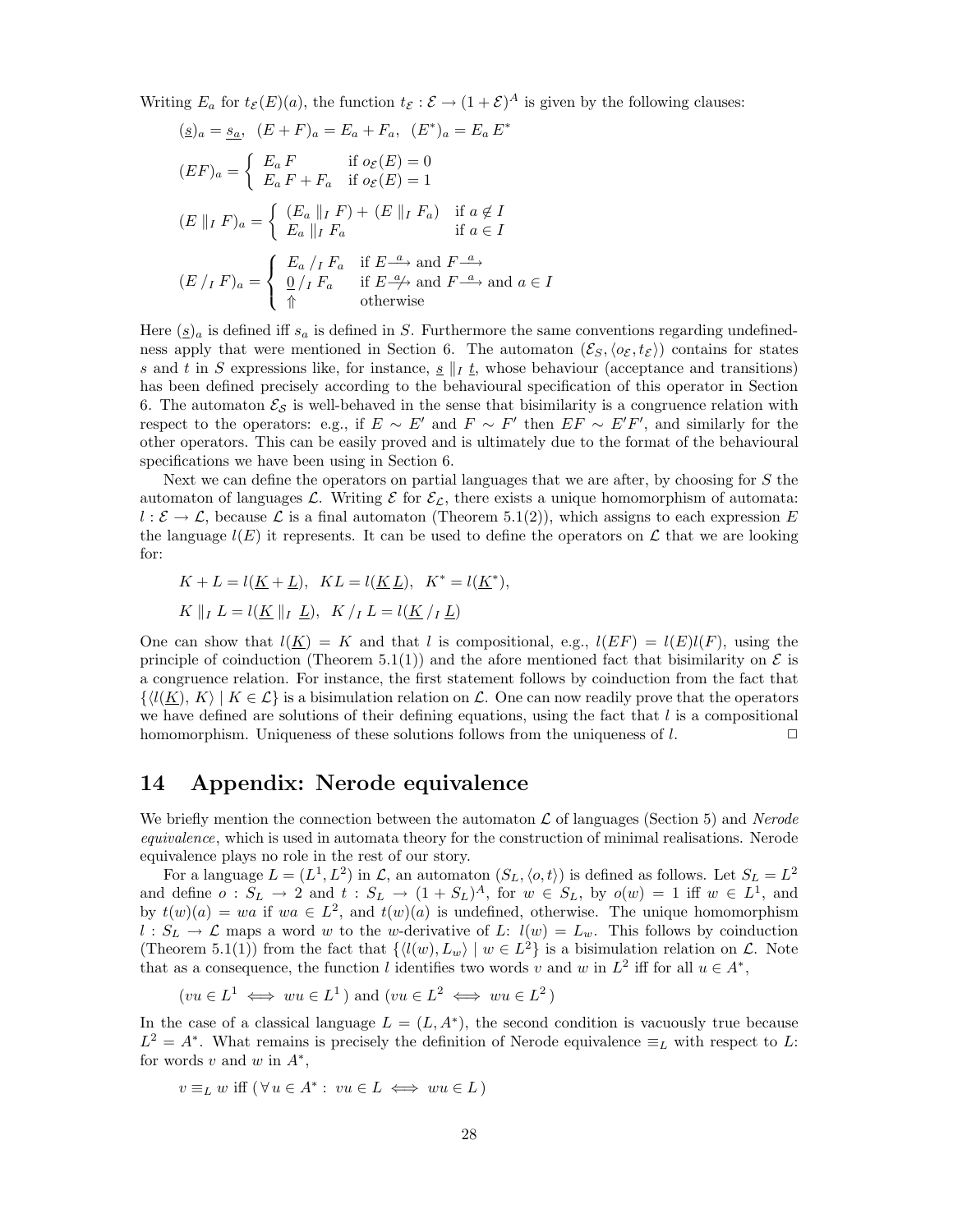Writing $E_a$ for $t_{\mathcal{E}}(E)(a)$, the function $t_{\mathcal{E}} : \mathcal{E} \to (1 + \mathcal{E})^A$ is given by the following clauses:

$$(\underline{s})_a = \underline{s_a}, \;\; (E + F)_a = E_a + F_a, \;\; (E^*)_a = E_a\, E^*$$

$$(EF)_a = \begin{cases} E_a\, F & \text{if } o_{\mathcal{E}}(E) = 0 \\ E_a\, F + F_a & \text{if } o_{\mathcal{E}}(E) = 1 \end{cases}$$

$$(E \parallel_I F)_a = \begin{cases} (E_a \parallel_I F) + (E \parallel_I F_a) & \text{if } a \notin I \\ E_a \parallel_I F_a & \text{if } a \in I \end{cases}$$

$$(E \,/_I\, F)_a = \begin{cases} E_a \,/_I\, F_a & \text{if } E \xrightarrow{a} \text{ and } F \xrightarrow{a} \\ \underline{0} \,/_I\, F_a & \text{if } E \not\xrightarrow{a} \text{ and } F \xrightarrow{a} \text{ and } a \in I \\ \Uparrow & \text{otherwise} \end{cases}$$

Here $(\underline{s})_a$ is defined iff $s_a$ is defined in $S$. Furthermore the same conventions regarding undefinedness apply that were mentioned in Section 6. The automaton $(\mathcal{E}_S, \langle o_{\mathcal{E}}, t_{\mathcal{E}} \rangle)$ contains for states $s$ and $t$ in $S$ expressions like, for instance, $\underline{s} \parallel_I \underline{t}$, whose behaviour (acceptance and transitions) has been defined precisely according to the behavioural specification of this operator in Section 6. The automaton $\mathcal{E}_S$ is well-behaved in the sense that bisimilarity is a congruence relation with respect to the operators: e.g., if $E \sim E'$ and $F \sim F'$ then $EF \sim E'F'$, and similarly for the other operators. This can be easily proved and is ultimately due to the format of the behavioural specifications we have been using in Section 6.

Next we can define the operators on partial languages that we are after, by choosing for $S$ the automaton of languages $\mathcal{L}$. Writing $\mathcal{E}$ for $\mathcal{E}_{\mathcal{L}}$, there exists a unique homomorphism of automata: $l : \mathcal{E} \to \mathcal{L}$, because $\mathcal{L}$ is a final automaton (Theorem 5.1(2)), which assigns to each expression $E$ the language $l(E)$ it represents. It can be used to define the operators on $\mathcal{L}$ that we are looking for:

$$K + L = l(\underline{K} + \underline{L}), \;\; KL = l(\underline{K}\,\underline{L}), \;\; K^* = l(\underline{K}^*),$$

$$K \parallel_I L = l(\underline{K} \parallel_I \underline{L}), \;\; K \,/_I\, L = l(\underline{K} \,/_I\, \underline{L})$$

One can show that $l(\underline{K}) = K$ and that $l$ is compositional, e.g., $l(EF) = l(E)l(F)$, using the principle of coinduction (Theorem 5.1(1)) and the afore mentioned fact that bisimilarity on $\mathcal{E}$ is a congruence relation. For instance, the first statement follows by coinduction from the fact that $\{\langle l(\underline{K}),\, K \rangle \mid K \in \mathcal{L}\}$ is a bisimulation relation on $\mathcal{L}$. One can now readily prove that the operators we have defined are solutions of their defining equations, using the fact that $l$ is a compositional homomorphism. Uniqueness of these solutions follows from the uniqueness of $l$. $\Box$

# 14 Appendix: Nerode equivalence

We briefly mention the connection between the automaton $\mathcal{L}$ of languages (Section 5) and *Nerode equivalence*, which is used in automata theory for the construction of minimal realisations. Nerode equivalence plays no role in the rest of our story.

For a language $L = (L^1, L^2)$ in $\mathcal{L}$, an automaton $(S_L, \langle o, t \rangle)$ is defined as follows. Let $S_L = L^2$ and define $o : S_L \to 2$ and $t : S_L \to (1 + S_L)^A$, for $w \in S_L$, by $o(w) = 1$ iff $w \in L^1$, and by $t(w)(a) = wa$ if $wa \in L^2$, and $t(w)(a)$ is undefined, otherwise. The unique homomorphism $l : S_L \to \mathcal{L}$ maps a word $w$ to the $w$-derivative of $L$: $l(w) = L_w$. This follows by coinduction (Theorem 5.1(1)) from the fact that $\{\langle l(w), L_w \rangle \mid w \in L^2\}$ is a bisimulation relation on $\mathcal{L}$. Note that as a consequence, the function $l$ identifies two words $v$ and $w$ in $L^2$ iff for all $u \in A^*$,

$$(vu \in L^1 \iff wu \in L^1) \text{ and } (vu \in L^2 \iff wu \in L^2)$$

In the case of a classical language $L = (L, A^*)$, the second condition is vacuously true because $L^2 = A^*$. What remains is precisely the definition of Nerode equivalence $\equiv_L$ with respect to $L$: for words $v$ and $w$ in $A^*$,

$$v \equiv_L w \text{ iff } (\, \forall\, u \in A^* : \; vu \in L \iff wu \in L \,)$$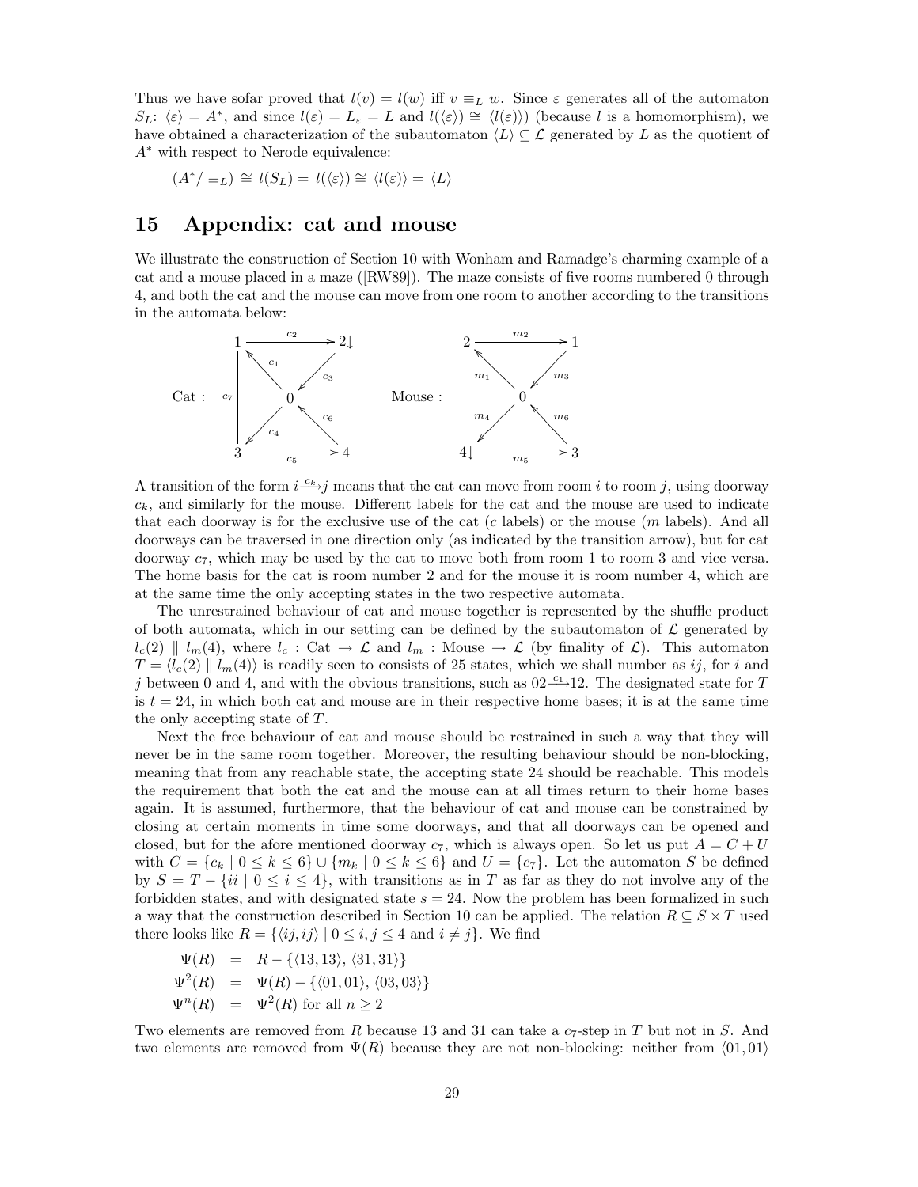Thus we have sofar proved that $l(v) = l(w)$ iff $v \equiv_L w$. Since $\varepsilon$ generates all of the automaton $S_L$: $\langle\varepsilon\rangle = A^*$, and since $l(\varepsilon) = L_\varepsilon = L$ and $l(\langle\varepsilon\rangle) \cong \langle l(\varepsilon)\rangle$ (because $l$ is a homomorphism), we have obtained a characterization of the subautomaton $\langle L\rangle \subseteq \mathcal{L}$ generated by $L$ as the quotient of $A^*$ with respect to Nerode equivalence:

$$(A^*/\equiv_L) \;\cong\; l(S_L) = \; l(\langle\varepsilon\rangle) \cong \;\langle l(\varepsilon)\rangle = \;\langle L\rangle$$

# 15 Appendix: cat and mouse

We illustrate the construction of Section 10 with Wonham and Ramadge's charming example of a cat and a mouse placed in a maze ([RW89]). The maze consists of five rooms numbered 0 through 4, and both the cat and the mouse can move from one room to another according to the transitions in the automata below:

Cat: $1 \xrightarrow{c_2} 2\!\downarrow$, $0 \xrightarrow{c_1} 1$, $2 \xrightarrow{c_3} 0$, $0 \xrightarrow{c_4} 3$, $3 \xrightarrow{c_5} 4$, $4 \xrightarrow{c_6} 0$, $1 \overset{c_7}{\text{—}} 3$

Mouse: $2 \xrightarrow{m_2} 1$, $0 \xrightarrow{m_1} 2$, $1 \xrightarrow{m_3} 0$, $0 \xrightarrow{m_4} 4\!\downarrow$, $4 \xrightarrow{m_5} 3$, $3 \xrightarrow{m_6} 0$

A transition of the form $i \xrightarrow{c_k} j$ means that the cat can move from room $i$ to room $j$, using doorway $c_k$, and similarly for the mouse. Different labels for the cat and the mouse are used to indicate that each doorway is for the exclusive use of the cat ($c$ labels) or the mouse ($m$ labels). And all doorways can be traversed in one direction only (as indicated by the transition arrow), but for cat doorway $c_7$, which may be used by the cat to move both from room 1 to room 3 and vice versa. The home basis for the cat is room number 2 and for the mouse it is room number 4, which are at the same time the only accepting states in the two respective automata.

The unrestrained behaviour of cat and mouse together is represented by the shuffle product of both automata, which in our setting can be defined by the subautomaton of $\mathcal{L}$ generated by $l_c(2) \parallel l_m(4)$, where $l_c$ : Cat $\to \mathcal{L}$ and $l_m$ : Mouse $\to \mathcal{L}$ (by finality of $\mathcal{L}$). This automaton $T = \langle l_c(2) \parallel l_m(4)\rangle$ is readily seen to consists of 25 states, which we shall number as $ij$, for $i$ and $j$ between 0 and 4, and with the obvious transitions, such as $02 \xrightarrow{c_1} 12$. The designated state for $T$ is $t = 24$, in which both cat and mouse are in their respective home bases; it is at the same time the only accepting state of $T$.

Next the free behaviour of cat and mouse should be restrained in such a way that they will never be in the same room together. Moreover, the resulting behaviour should be non-blocking, meaning that from any reachable state, the accepting state 24 should be reachable. This models the requirement that both the cat and the mouse can at all times return to their home bases again. It is assumed, furthermore, that the behaviour of cat and mouse can be constrained by closing at certain moments in time some doorways, and that all doorways can be opened and closed, but for the afore mentioned doorway $c_7$, which is always open. So let us put $A = C + U$ with $C = \{c_k \mid 0 \leq k \leq 6\} \cup \{m_k \mid 0 \leq k \leq 6\}$ and $U = \{c_7\}$. Let the automaton $S$ be defined by $S = T - \{ii \mid 0 \leq i \leq 4\}$, with transitions as in $T$ as far as they do not involve any of the forbidden states, and with designated state $s = 24$. Now the problem has been formalized in such a way that the construction described in Section 10 can be applied. The relation $R \subseteq S \times T$ used there looks like $R = \{\langle ij, ij\rangle \mid 0 \leq i, j \leq 4 \text{ and } i \neq j\}$. We find

$$\begin{aligned}
\Psi(R) &= R - \{\langle 13, 13\rangle, \langle 31, 31\rangle\} \\
\Psi^2(R) &= \Psi(R) - \{\langle 01, 01\rangle, \langle 03, 03\rangle\} \\
\Psi^n(R) &= \Psi^2(R) \text{ for all } n \geq 2
\end{aligned}$$

Two elements are removed from $R$ because 13 and 31 can take a $c_7$-step in $T$ but not in $S$. And two elements are removed from $\Psi(R)$ because they are not non-blocking: neither from $\langle 01, 01\rangle$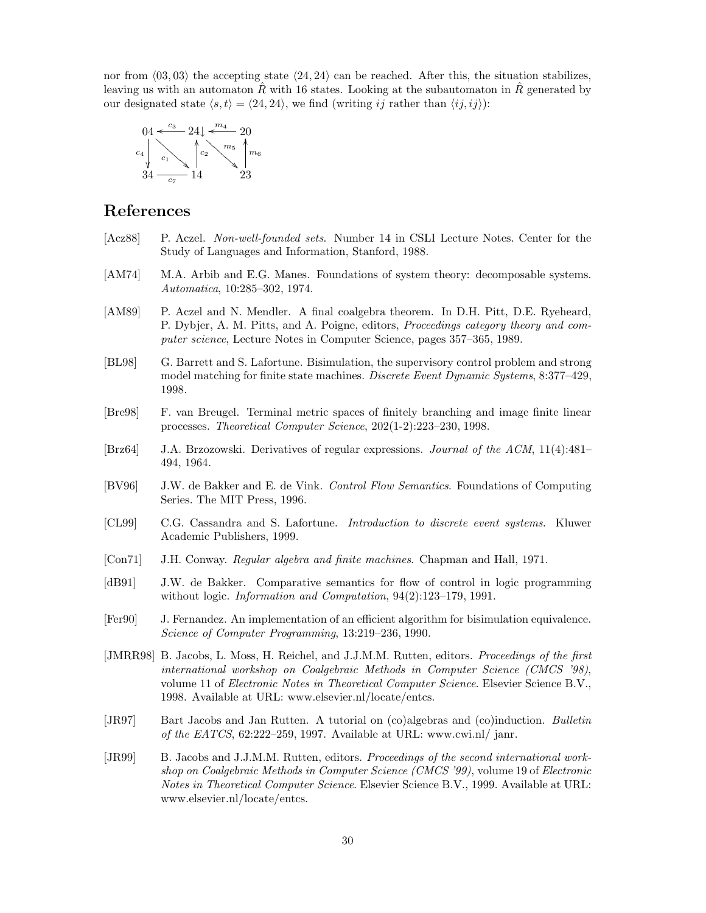nor from $\langle 03, 03 \rangle$ the accepting state $\langle 24, 24 \rangle$ can be reached. After this, the situation stabilizes, leaving us with an automaton $\hat{R}$ with 16 states. Looking at the subautomaton in $\hat{R}$ generated by our designated state $\langle s, t \rangle = \langle 24, 24 \rangle$, we find (writing $ij$ rather than $\langle ij, ij \rangle$):

$$
\begin{array}{ccccc}
04 & \xleftarrow{c_3} & 24\!\downarrow & \xleftarrow{m_4} & 20 \\
\downarrow{\scriptstyle c_4} & \searrow^{c_1} & \uparrow{\scriptstyle c_2} & \searrow^{m_5} & \uparrow{\scriptstyle m_6} \\
34 & \xrightarrow[c_7]{} & 14 & & 23
\end{array}
$$

## References

[Acz88] P. Aczel. *Non-well-founded sets*. Number 14 in CSLI Lecture Notes. Center for the Study of Languages and Information, Stanford, 1988.

[AM74] M.A. Arbib and E.G. Manes. Foundations of system theory: decomposable systems. *Automatica*, 10:285–302, 1974.

[AM89] P. Aczel and N. Mendler. A final coalgebra theorem. In D.H. Pitt, D.E. Ryeheard, P. Dybjer, A. M. Pitts, and A. Poigne, editors, *Proceedings category theory and computer science*, Lecture Notes in Computer Science, pages 357–365, 1989.

[BL98] G. Barrett and S. Lafortune. Bisimulation, the supervisory control problem and strong model matching for finite state machines. *Discrete Event Dynamic Systems*, 8:377–429, 1998.

[Bre98] F. van Breugel. Terminal metric spaces of finitely branching and image finite linear processes. *Theoretical Computer Science*, 202(1-2):223–230, 1998.

[Brz64] J.A. Brzozowski. Derivatives of regular expressions. *Journal of the ACM*, 11(4):481–494, 1964.

[BV96] J.W. de Bakker and E. de Vink. *Control Flow Semantics*. Foundations of Computing Series. The MIT Press, 1996.

[CL99] C.G. Cassandra and S. Lafortune. *Introduction to discrete event systems*. Kluwer Academic Publishers, 1999.

[Con71] J.H. Conway. *Regular algebra and finite machines*. Chapman and Hall, 1971.

[dB91] J.W. de Bakker. Comparative semantics for flow of control in logic programming without logic. *Information and Computation*, 94(2):123–179, 1991.

[Fer90] J. Fernandez. An implementation of an efficient algorithm for bisimulation equivalence. *Science of Computer Programming*, 13:219–236, 1990.

[JMRR98] B. Jacobs, L. Moss, H. Reichel, and J.J.M.M. Rutten, editors. *Proceedings of the first international workshop on Coalgebraic Methods in Computer Science (CMCS '98)*, volume 11 of *Electronic Notes in Theoretical Computer Science*. Elsevier Science B.V., 1998. Available at URL: www.elsevier.nl/locate/entcs.

[JR97] Bart Jacobs and Jan Rutten. A tutorial on (co)algebras and (co)induction. *Bulletin of the EATCS*, 62:222–259, 1997. Available at URL: www.cwi.nl/ janr.

[JR99] B. Jacobs and J.J.M.M. Rutten, editors. *Proceedings of the second international workshop on Coalgebraic Methods in Computer Science (CMCS '99)*, volume 19 of *Electronic Notes in Theoretical Computer Science*. Elsevier Science B.V., 1999. Available at URL: www.elsevier.nl/locate/entcs.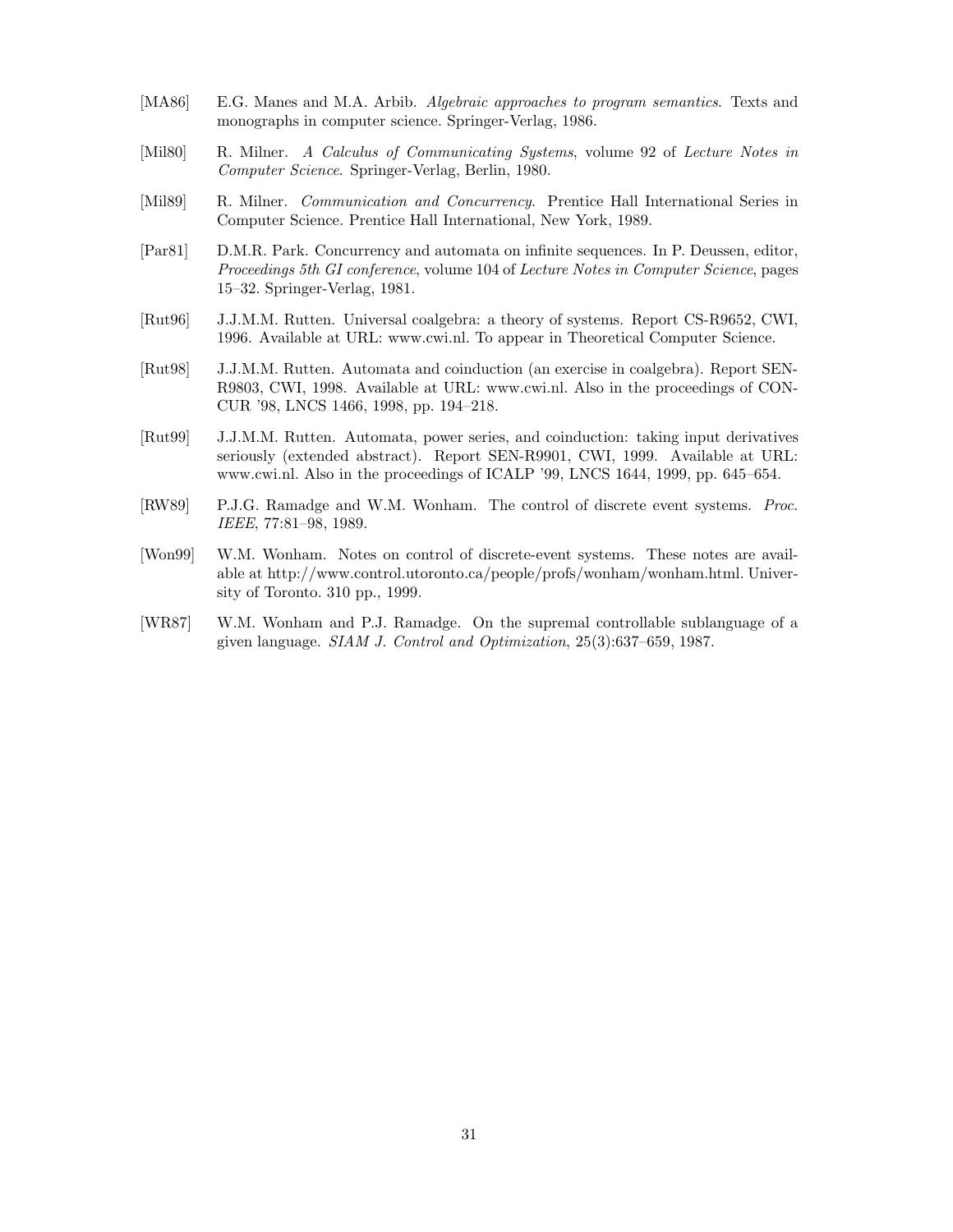[MA86] E.G. Manes and M.A. Arbib. *Algebraic approaches to program semantics*. Texts and monographs in computer science. Springer-Verlag, 1986.

[Mil80] R. Milner. *A Calculus of Communicating Systems*, volume 92 of *Lecture Notes in Computer Science*. Springer-Verlag, Berlin, 1980.

[Mil89] R. Milner. *Communication and Concurrency*. Prentice Hall International Series in Computer Science. Prentice Hall International, New York, 1989.

[Par81] D.M.R. Park. Concurrency and automata on infinite sequences. In P. Deussen, editor, *Proceedings 5th GI conference*, volume 104 of *Lecture Notes in Computer Science*, pages 15–32. Springer-Verlag, 1981.

[Rut96] J.J.M.M. Rutten. Universal coalgebra: a theory of systems. Report CS-R9652, CWI, 1996. Available at URL: www.cwi.nl. To appear in Theoretical Computer Science.

[Rut98] J.J.M.M. Rutten. Automata and coinduction (an exercise in coalgebra). Report SEN-R9803, CWI, 1998. Available at URL: www.cwi.nl. Also in the proceedings of CONCUR '98, LNCS 1466, 1998, pp. 194–218.

[Rut99] J.J.M.M. Rutten. Automata, power series, and coinduction: taking input derivatives seriously (extended abstract). Report SEN-R9901, CWI, 1999. Available at URL: www.cwi.nl. Also in the proceedings of ICALP '99, LNCS 1644, 1999, pp. 645–654.

[RW89] P.J.G. Ramadge and W.M. Wonham. The control of discrete event systems. *Proc. IEEE*, 77:81–98, 1989.

[Won99] W.M. Wonham. Notes on control of discrete-event systems. These notes are available at http://www.control.utoronto.ca/people/profs/wonham/wonham.html. University of Toronto. 310 pp., 1999.

[WR87] W.M. Wonham and P.J. Ramadge. On the supremal controllable sublanguage of a given language. *SIAM J. Control and Optimization*, 25(3):637–659, 1987.